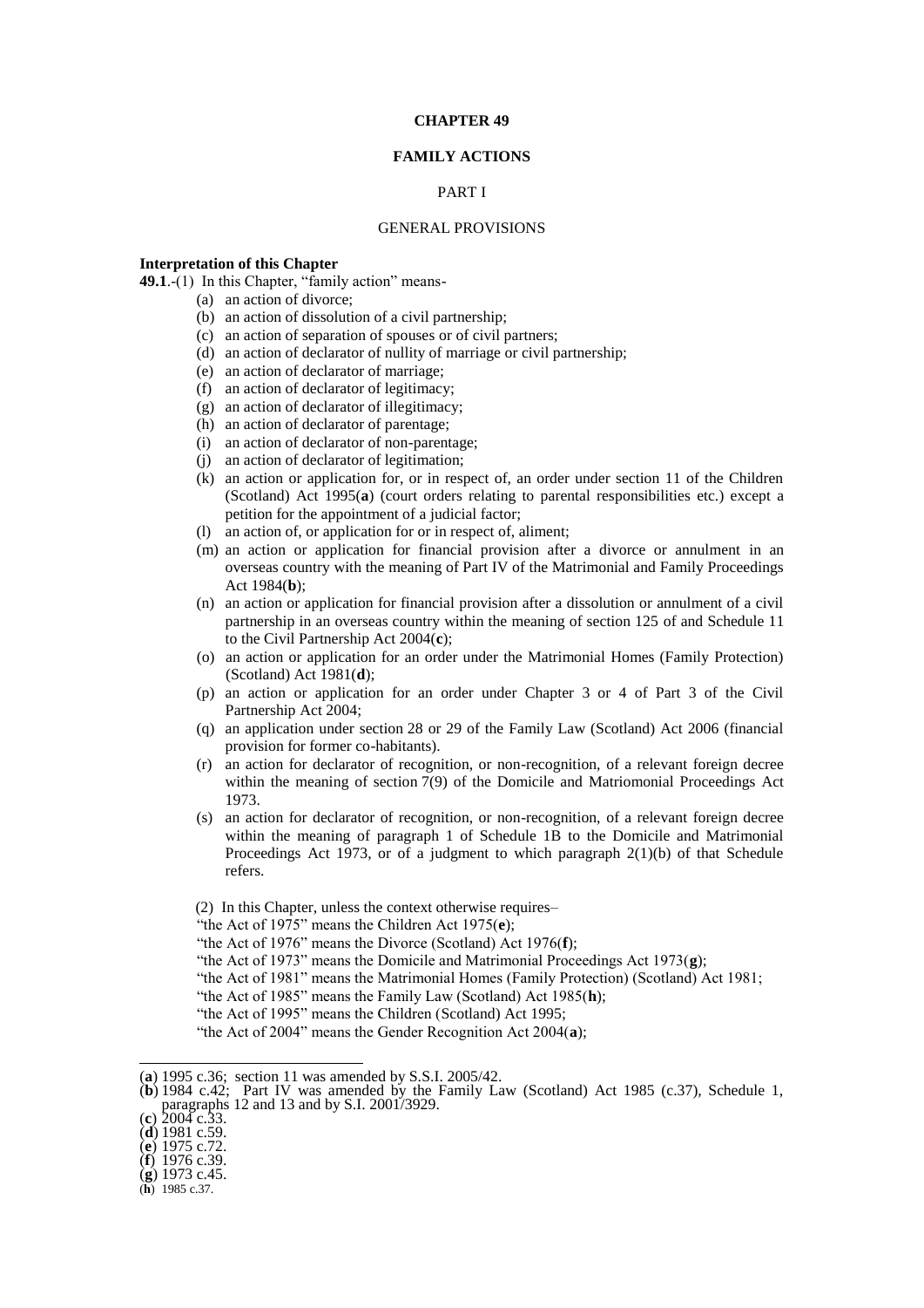# CHAPTER 49

## FAMILY ACTIONS

### PART I

### GENERAL PROVISIONS

**Interpretation of this Chapter**

**49.1**.-(1) In this Chapter, "family action" means-

- (a) an action of divorce;
- (b) an action of dissolution of a civil partnership;
- (c) an action of separation of spouses or of civil partners;
- (d) an action of declarator of nullity of marriage or civil partnership;
- (e) an action of declarator of marriage;
- (f) an action of declarator of legitimacy;
- (g) an action of declarator of illegitimacy;
- (h) an action of declarator of parentage;
- (i) an action of declarator of non-parentage;
- (j) an action of declarator of legitimation;
- (k) an action or application for, or in respect of, an order under section 11 of the Children (Scotland) Act 1995(**a**) (court orders relating to parental responsibilities etc.) except a petition for the appointment of a judicial factor;
- (l) an action of, or application for or in respect of, aliment;
- (m) an action or application for financial provision after a divorce or annulment in an overseas country with the meaning of Part IV of the Matrimonial and Family Proceedings Act 1984(**b**);
- (n) an action or application for financial provision after a dissolution or annulment of a civil partnership in an overseas country within the meaning of section 125 of and Schedule 11 to the Civil Partnership Act 2004(**c**);
- (o) an action or application for an order under the Matrimonial Homes (Family Protection) (Scotland) Act 1981(**d**);
- (p) an action or application for an order under Chapter 3 or 4 of Part 3 of the Civil Partnership Act 2004;
- (q) an application under section 28 or 29 of the Family Law (Scotland) Act 2006 (financial provision for former co-habitants).
- (r) an action for declarator of recognition, or non-recognition, of a relevant foreign decree within the meaning of section 7(9) of the Domicile and Matriomonial Proceedings Act 1973.
- (s) an action for declarator of recognition, or non-recognition, of a relevant foreign decree within the meaning of paragraph 1 of Schedule 1B to the Domicile and Matrimonial Proceedings Act 1973, or of a judgment to which paragraph 2(1)(b) of that Schedule refers.

(2) In this Chapter, unless the context otherwise requires–

"the Act of 1975" means the Children Act 1975(**e**);

"the Act of 1976" means the Divorce (Scotland) Act 1976(**f**);

"the Act of 1973" means the Domicile and Matrimonial Proceedings Act 1973(**g**);

"the Act of 1981" means the Matrimonial Homes (Family Protection) (Scotland) Act 1981;

"the Act of 1985" means the Family Law (Scotland) Act 1985(**h**);

"the Act of 1995" means the Children (Scotland) Act 1995;

"the Act of 2004" means the Gender Recognition Act 2004(**a**);

---

(**a**) 1995 c.36; section 11 was amended by S.S.I. 2005/42.

(**b**) 1984 c.42; Part IV was amended by the Family Law (Scotland) Act 1985 (c.37), Schedule 1, paragraphs 12 and 13 and by S.I. 2001/3929.

(**c**) 2004 c.33.

(**d**) 1981 c.59.

(**e**) 1975 c.72.

(**f**) 1976 c.39.

(**g**) 1973 c.45.

(**h**) 1985 c.37.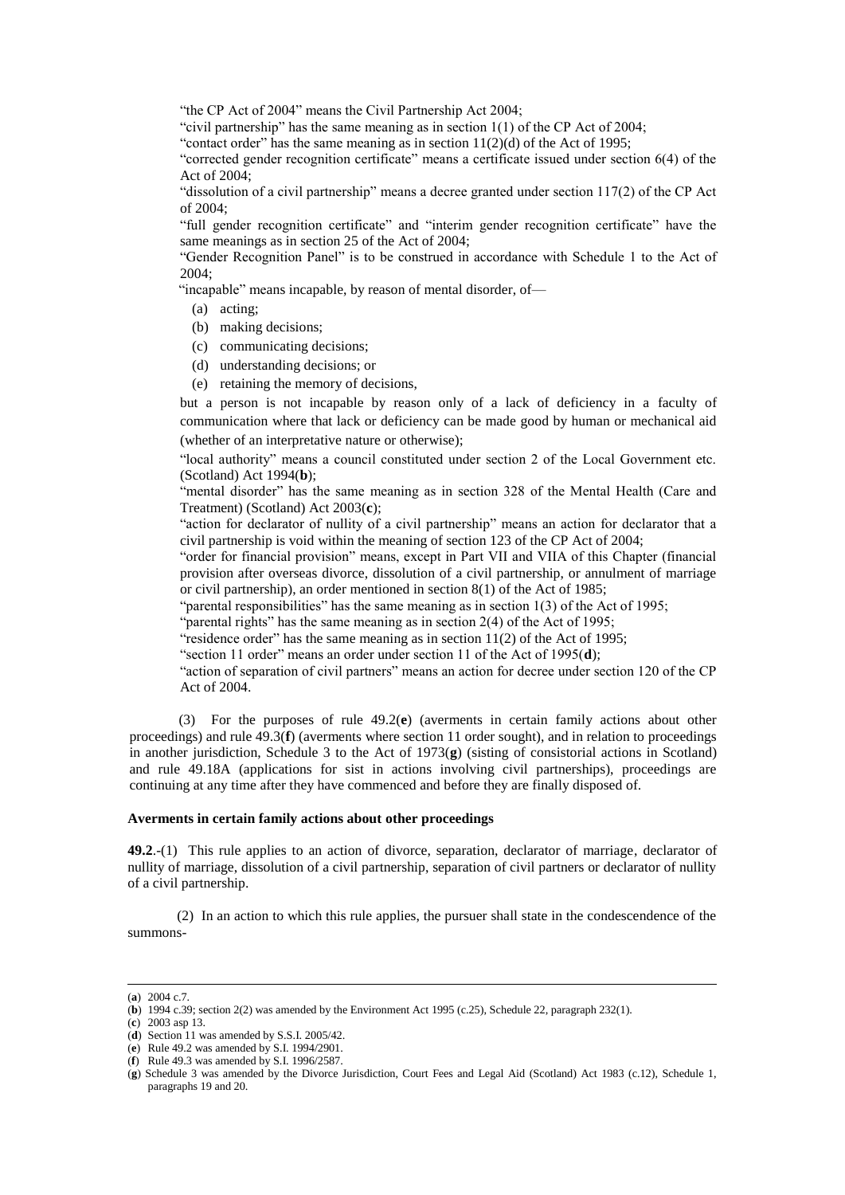"the CP Act of 2004" means the Civil Partnership Act 2004;

"civil partnership" has the same meaning as in section 1(1) of the CP Act of 2004;

"contact order" has the same meaning as in section 11(2)(d) of the Act of 1995;

"corrected gender recognition certificate" means a certificate issued under section 6(4) of the Act of 2004;

"dissolution of a civil partnership" means a decree granted under section 117(2) of the CP Act of 2004;

"full gender recognition certificate" and "interim gender recognition certificate" have the same meanings as in section 25 of the Act of 2004;

"Gender Recognition Panel" is to be construed in accordance with Schedule 1 to the Act of 2004;

"incapable" means incapable, by reason of mental disorder, of—

(a) acting;

(b) making decisions;

(c) communicating decisions;

(d) understanding decisions; or

(e) retaining the memory of decisions,

but a person is not incapable by reason only of a lack of deficiency in a faculty of communication where that lack or deficiency can be made good by human or mechanical aid (whether of an interpretative nature or otherwise);

"local authority" means a council constituted under section 2 of the Local Government etc. (Scotland) Act 1994(**b**);

"mental disorder" has the same meaning as in section 328 of the Mental Health (Care and Treatment) (Scotland) Act 2003(**c**);

"action for declarator of nullity of a civil partnership" means an action for declarator that a civil partnership is void within the meaning of section 123 of the CP Act of 2004;

"order for financial provision" means, except in Part VII and VIIA of this Chapter (financial provision after overseas divorce, dissolution of a civil partnership, or annulment of marriage or civil partnership), an order mentioned in section 8(1) of the Act of 1985;

"parental responsibilities" has the same meaning as in section 1(3) of the Act of 1995;

"parental rights" has the same meaning as in section 2(4) of the Act of 1995;

"residence order" has the same meaning as in section 11(2) of the Act of 1995;

"section 11 order" means an order under section 11 of the Act of 1995(**d**);

"action of separation of civil partners" means an action for decree under section 120 of the CP Act of 2004.

(3) For the purposes of rule 49.2(**e**) (averments in certain family actions about other proceedings) and rule 49.3(**f**) (averments where section 11 order sought), and in relation to proceedings in another jurisdiction, Schedule 3 to the Act of 1973(**g**) (sisting of consistorial actions in Scotland) and rule 49.18A (applications for sist in actions involving civil partnerships), proceedings are continuing at any time after they have commenced and before they are finally disposed of.

**Averments in certain family actions about other proceedings**

**49.2**.-(1) This rule applies to an action of divorce, separation, declarator of marriage, declarator of nullity of marriage, dissolution of a civil partnership, separation of civil partners or declarator of nullity of a civil partnership.

(2) In an action to which this rule applies, the pursuer shall state in the condescendence of the summons-

---

(**a**) 2004 c.7.

(**b**) 1994 c.39; section 2(2) was amended by the Environment Act 1995 (c.25), Schedule 22, paragraph 232(1).

(**c**) 2003 asp 13.

(**d**) Section 11 was amended by S.S.I. 2005/42.

(**e**) Rule 49.2 was amended by S.I. 1994/2901.

(**f**) Rule 49.3 was amended by S.I. 1996/2587.

(**g**) Schedule 3 was amended by the Divorce Jurisdiction, Court Fees and Legal Aid (Scotland) Act 1983 (c.12), Schedule 1, paragraphs 19 and 20.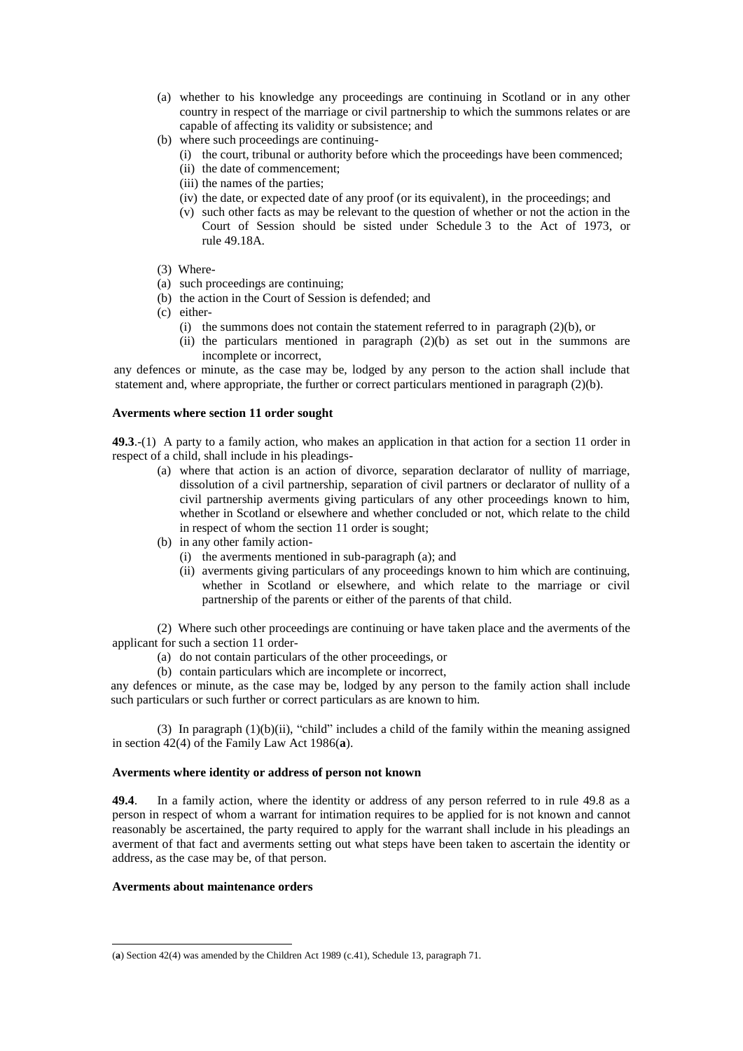(a) whether to his knowledge any proceedings are continuing in Scotland or in any other country in respect of the marriage or civil partnership to which the summons relates or are capable of affecting its validity or subsistence; and

(b) where such proceedings are continuing-

  (i) the court, tribunal or authority before which the proceedings have been commenced;

  (ii) the date of commencement;

  (iii) the names of the parties;

  (iv) the date, or expected date of any proof (or its equivalent), in the proceedings; and

  (v) such other facts as may be relevant to the question of whether or not the action in the Court of Session should be sisted under Schedule 3 to the Act of 1973, or rule 49.18A.

(3) Where-

(a) such proceedings are continuing;

(b) the action in the Court of Session is defended; and

(c) either-

  (i) the summons does not contain the statement referred to in paragraph (2)(b), or

  (ii) the particulars mentioned in paragraph (2)(b) as set out in the summons are incomplete or incorrect,

any defences or minute, as the case may be, lodged by any person to the action shall include that statement and, where appropriate, the further or correct particulars mentioned in paragraph (2)(b).

**Averments where section 11 order sought**

**49.3**.-(1) A party to a family action, who makes an application in that action for a section 11 order in respect of a child, shall include in his pleadings-

(a) where that action is an action of divorce, separation declarator of nullity of marriage, dissolution of a civil partnership, separation of civil partners or declarator of nullity of a civil partnership averments giving particulars of any other proceedings known to him, whether in Scotland or elsewhere and whether concluded or not, which relate to the child in respect of whom the section 11 order is sought;

(b) in any other family action-

  (i) the averments mentioned in sub-paragraph (a); and

  (ii) averments giving particulars of any proceedings known to him which are continuing, whether in Scotland or elsewhere, and which relate to the marriage or civil partnership of the parents or either of the parents of that child.

(2) Where such other proceedings are continuing or have taken place and the averments of the applicant for such a section 11 order-

(a) do not contain particulars of the other proceedings, or

(b) contain particulars which are incomplete or incorrect,

any defences or minute, as the case may be, lodged by any person to the family action shall include such particulars or such further or correct particulars as are known to him.

(3) In paragraph (1)(b)(ii), "child" includes a child of the family within the meaning assigned in section 42(4) of the Family Law Act 1986(**a**).

**Averments where identity or address of person not known**

**49.4**. In a family action, where the identity or address of any person referred to in rule 49.8 as a person in respect of whom a warrant for intimation requires to be applied for is not known and cannot reasonably be ascertained, the party required to apply for the warrant shall include in his pleadings an averment of that fact and averments setting out what steps have been taken to ascertain the identity or address, as the case may be, of that person.

**Averments about maintenance orders**

(**a**) Section 42(4) was amended by the Children Act 1989 (c.41), Schedule 13, paragraph 71.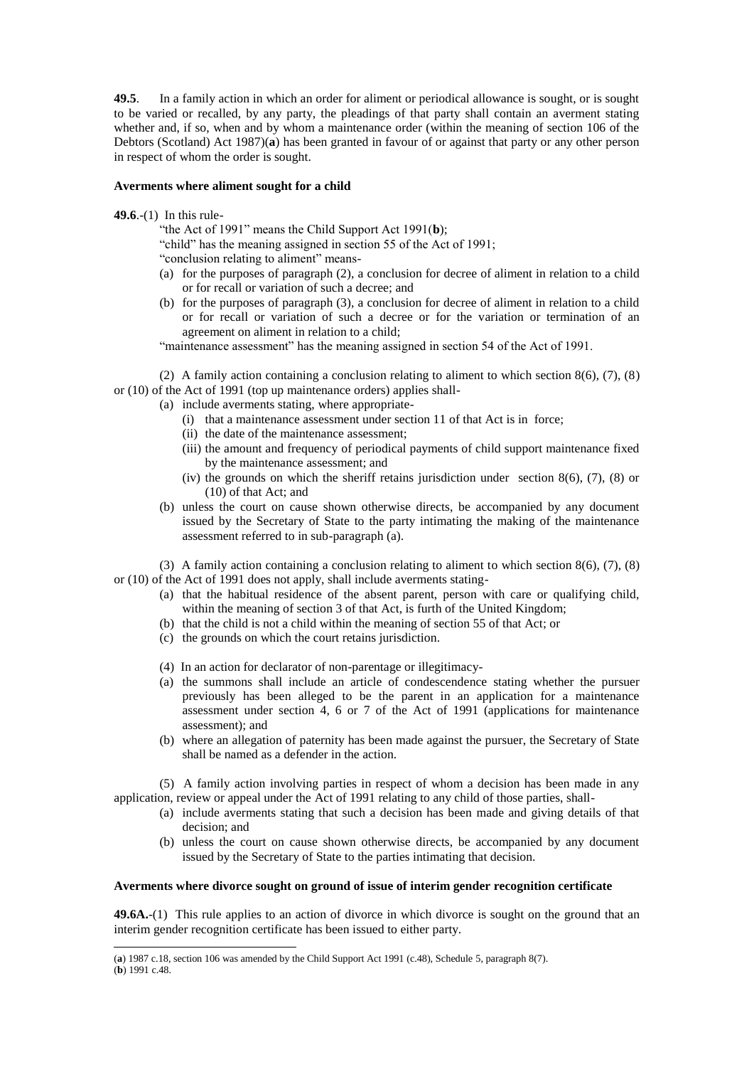**49.5**. In a family action in which an order for aliment or periodical allowance is sought, or is sought to be varied or recalled, by any party, the pleadings of that party shall contain an averment stating whether and, if so, when and by whom a maintenance order (within the meaning of section 106 of the Debtors (Scotland) Act 1987)(**a**) has been granted in favour of or against that party or any other person in respect of whom the order is sought.

**Averments where aliment sought for a child**

**49.6**.-(1) In this rule-

"the Act of 1991" means the Child Support Act 1991(**b**);

"child" has the meaning assigned in section 55 of the Act of 1991;

"conclusion relating to aliment" means-

(a) for the purposes of paragraph (2), a conclusion for decree of aliment in relation to a child or for recall or variation of such a decree; and

(b) for the purposes of paragraph (3), a conclusion for decree of aliment in relation to a child or for recall or variation of such a decree or for the variation or termination of an agreement on aliment in relation to a child;

"maintenance assessment" has the meaning assigned in section 54 of the Act of 1991.

(2) A family action containing a conclusion relating to aliment to which section 8(6), (7), (8) or (10) of the Act of 1991 (top up maintenance orders) applies shall-

(a) include averments stating, where appropriate-

(i) that a maintenance assessment under section 11 of that Act is in force;

(ii) the date of the maintenance assessment;

(iii) the amount and frequency of periodical payments of child support maintenance fixed by the maintenance assessment; and

(iv) the grounds on which the sheriff retains jurisdiction under section 8(6), (7), (8) or (10) of that Act; and

(b) unless the court on cause shown otherwise directs, be accompanied by any document issued by the Secretary of State to the party intimating the making of the maintenance assessment referred to in sub-paragraph (a).

(3) A family action containing a conclusion relating to aliment to which section 8(6), (7), (8) or (10) of the Act of 1991 does not apply, shall include averments stating-

(a) that the habitual residence of the absent parent, person with care or qualifying child, within the meaning of section 3 of that Act, is furth of the United Kingdom;

(b) that the child is not a child within the meaning of section 55 of that Act; or

(c) the grounds on which the court retains jurisdiction.

(4) In an action for declarator of non-parentage or illegitimacy-

(a) the summons shall include an article of condescendence stating whether the pursuer previously has been alleged to be the parent in an application for a maintenance assessment under section 4, 6 or 7 of the Act of 1991 (applications for maintenance assessment); and

(b) where an allegation of paternity has been made against the pursuer, the Secretary of State shall be named as a defender in the action.

(5) A family action involving parties in respect of whom a decision has been made in any application, review or appeal under the Act of 1991 relating to any child of those parties, shall-

(a) include averments stating that such a decision has been made and giving details of that decision; and

(b) unless the court on cause shown otherwise directs, be accompanied by any document issued by the Secretary of State to the parties intimating that decision.

**Averments where divorce sought on ground of issue of interim gender recognition certificate**

**49.6A.**-(1) This rule applies to an action of divorce in which divorce is sought on the ground that an interim gender recognition certificate has been issued to either party.

---

(**a**) 1987 c.18, section 106 was amended by the Child Support Act 1991 (c.48), Schedule 5, paragraph 8(7).

(**b**) 1991 c.48.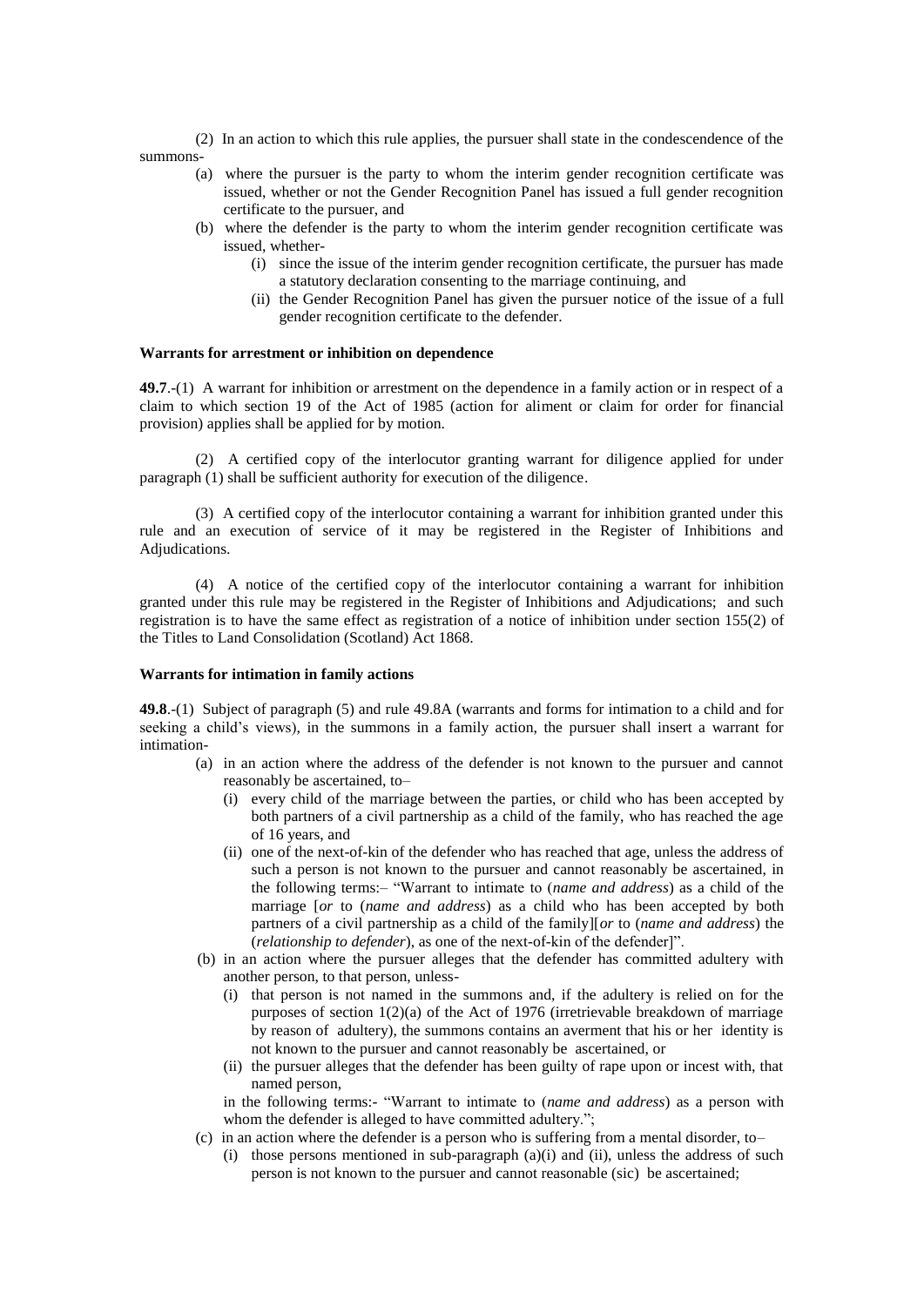(2) In an action to which this rule applies, the pursuer shall state in the condescendence of the summons-

- (a) where the pursuer is the party to whom the interim gender recognition certificate was issued, whether or not the Gender Recognition Panel has issued a full gender recognition certificate to the pursuer, and
- (b) where the defender is the party to whom the interim gender recognition certificate was issued, whether-
  - (i) since the issue of the interim gender recognition certificate, the pursuer has made a statutory declaration consenting to the marriage continuing, and
  - (ii) the Gender Recognition Panel has given the pursuer notice of the issue of a full gender recognition certificate to the defender.

**Warrants for arrestment or inhibition on dependence**

**49.7**.-(1) A warrant for inhibition or arrestment on the dependence in a family action or in respect of a claim to which section 19 of the Act of 1985 (action for aliment or claim for order for financial provision) applies shall be applied for by motion.

(2) A certified copy of the interlocutor granting warrant for diligence applied for under paragraph (1) shall be sufficient authority for execution of the diligence.

(3) A certified copy of the interlocutor containing a warrant for inhibition granted under this rule and an execution of service of it may be registered in the Register of Inhibitions and Adjudications.

(4) A notice of the certified copy of the interlocutor containing a warrant for inhibition granted under this rule may be registered in the Register of Inhibitions and Adjudications; and such registration is to have the same effect as registration of a notice of inhibition under section 155(2) of the Titles to Land Consolidation (Scotland) Act 1868.

**Warrants for intimation in family actions**

**49.8**.-(1) Subject of paragraph (5) and rule 49.8A (warrants and forms for intimation to a child and for seeking a child's views), in the summons in a family action, the pursuer shall insert a warrant for intimation-

- (a) in an action where the address of the defender is not known to the pursuer and cannot reasonably be ascertained, to–
  - (i) every child of the marriage between the parties, or child who has been accepted by both partners of a civil partnership as a child of the family, who has reached the age of 16 years, and
  - (ii) one of the next-of-kin of the defender who has reached that age, unless the address of such a person is not known to the pursuer and cannot reasonably be ascertained, in the following terms:– "Warrant to intimate to (*name and address*) as a child of the marriage [*or* to (*name and address*) as a child who has been accepted by both partners of a civil partnership as a child of the family][*or* to (*name and address*) the (*relationship to defender*), as one of the next-of-kin of the defender]".
- (b) in an action where the pursuer alleges that the defender has committed adultery with another person, to that person, unless-
  - (i) that person is not named in the summons and, if the adultery is relied on for the purposes of section 1(2)(a) of the Act of 1976 (irretrievable breakdown of marriage by reason of adultery), the summons contains an averment that his or her identity is not known to the pursuer and cannot reasonably be ascertained, or
  - (ii) the pursuer alleges that the defender has been guilty of rape upon or incest with, that named person,

  in the following terms:- "Warrant to intimate to (*name and address*) as a person with whom the defender is alleged to have committed adultery.";
- (c) in an action where the defender is a person who is suffering from a mental disorder, to–
  - (i) those persons mentioned in sub-paragraph (a)(i) and (ii), unless the address of such person is not known to the pursuer and cannot reasonable (sic) be ascertained;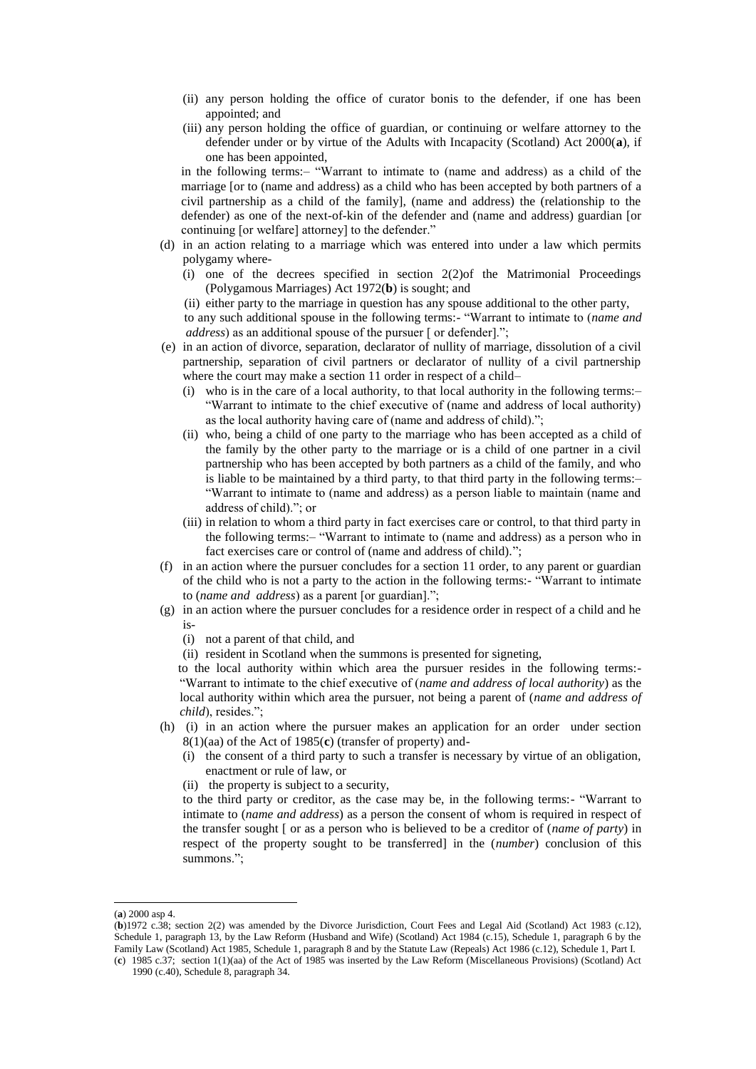(ii) any person holding the office of curator bonis to the defender, if one has been appointed; and

(iii) any person holding the office of guardian, or continuing or welfare attorney to the defender under or by virtue of the Adults with Incapacity (Scotland) Act 2000(**a**), if one has been appointed,

in the following terms:– "Warrant to intimate to (name and address) as a child of the marriage [or to (name and address) as a child who has been accepted by both partners of a civil partnership as a child of the family], (name and address) the (relationship to the defender) as one of the next-of-kin of the defender and (name and address) guardian [or continuing [or welfare] attorney] to the defender."

(d) in an action relating to a marriage which was entered into under a law which permits polygamy where-

(i) one of the decrees specified in section 2(2)of the Matrimonial Proceedings (Polygamous Marriages) Act 1972(**b**) is sought; and

(ii) either party to the marriage in question has any spouse additional to the other party,

to any such additional spouse in the following terms:- "Warrant to intimate to (*name and address*) as an additional spouse of the pursuer [ or defender].";

(e) in an action of divorce, separation, declarator of nullity of marriage, dissolution of a civil partnership, separation of civil partners or declarator of nullity of a civil partnership where the court may make a section 11 order in respect of a child–

(i) who is in the care of a local authority, to that local authority in the following terms:– "Warrant to intimate to the chief executive of (name and address of local authority) as the local authority having care of (name and address of child).";

(ii) who, being a child of one party to the marriage who has been accepted as a child of the family by the other party to the marriage or is a child of one partner in a civil partnership who has been accepted by both partners as a child of the family, and who is liable to be maintained by a third party, to that third party in the following terms:– "Warrant to intimate to (name and address) as a person liable to maintain (name and address of child)."; or

(iii) in relation to whom a third party in fact exercises care or control, to that third party in the following terms:– "Warrant to intimate to (name and address) as a person who in fact exercises care or control of (name and address of child).";

(f) in an action where the pursuer concludes for a section 11 order, to any parent or guardian of the child who is not a party to the action in the following terms:- "Warrant to intimate to (*name and address*) as a parent [or guardian].";

(g) in an action where the pursuer concludes for a residence order in respect of a child and he is-

(i) not a parent of that child, and

(ii) resident in Scotland when the summons is presented for signeting,

to the local authority within which area the pursuer resides in the following terms:- "Warrant to intimate to the chief executive of (*name and address of local authority*) as the local authority within which area the pursuer, not being a parent of (*name and address of child*), resides.";

(h) (i) in an action where the pursuer makes an application for an order under section 8(1)(aa) of the Act of 1985(**c**) (transfer of property) and-

(i) the consent of a third party to such a transfer is necessary by virtue of an obligation, enactment or rule of law, or

(ii) the property is subject to a security,

to the third party or creditor, as the case may be, in the following terms:- "Warrant to intimate to (*name and address*) as a person the consent of whom is required in respect of the transfer sought [ or as a person who is believed to be a creditor of (*name of party*) in respect of the property sought to be transferred] in the (*number*) conclusion of this summons.";

---

(**a**) 2000 asp 4.

(**b**)1972 c.38; section 2(2) was amended by the Divorce Jurisdiction, Court Fees and Legal Aid (Scotland) Act 1983 (c.12), Schedule 1, paragraph 13, by the Law Reform (Husband and Wife) (Scotland) Act 1984 (c.15), Schedule 1, paragraph 6 by the Family Law (Scotland) Act 1985, Schedule 1, paragraph 8 and by the Statute Law (Repeals) Act 1986 (c.12), Schedule 1, Part I.

(**c**) 1985 c.37; section 1(1)(aa) of the Act of 1985 was inserted by the Law Reform (Miscellaneous Provisions) (Scotland) Act 1990 (c.40), Schedule 8, paragraph 34.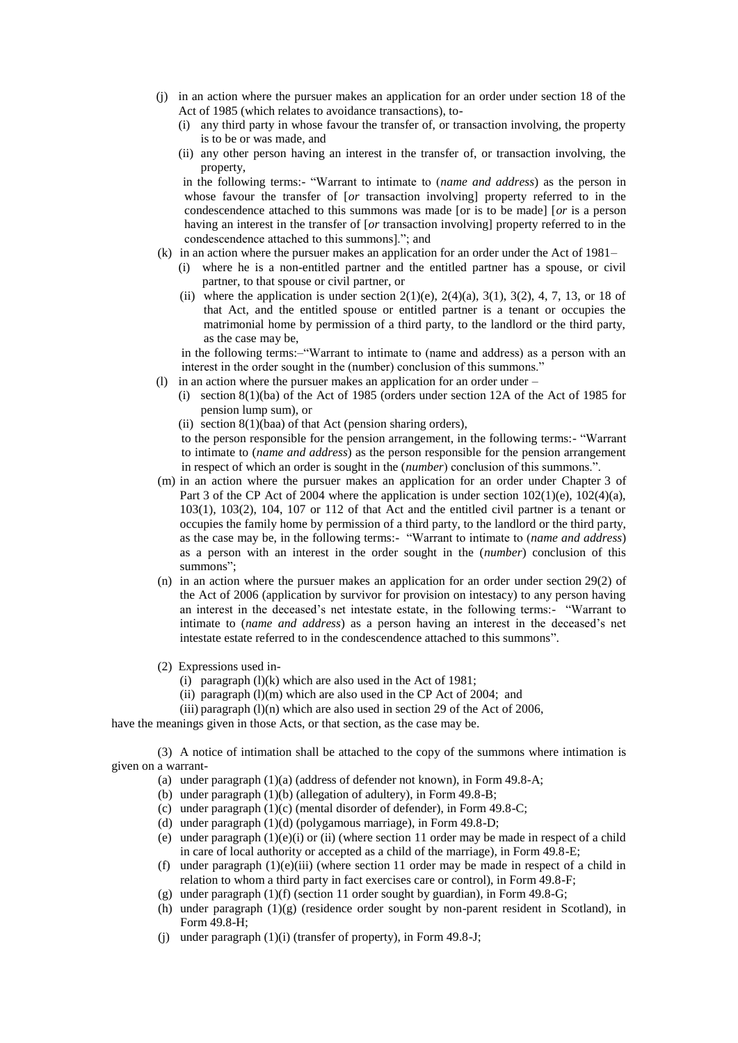(j) in an action where the pursuer makes an application for an order under section 18 of the Act of 1985 (which relates to avoidance transactions), to-

  (i) any third party in whose favour the transfer of, or transaction involving, the property is to be or was made, and

  (ii) any other person having an interest in the transfer of, or transaction involving, the property,

  in the following terms:- "Warrant to intimate to (*name and address*) as the person in whose favour the transfer of [*or* transaction involving] property referred to in the condescendence attached to this summons was made [or is to be made] [*or* is a person having an interest in the transfer of [*or* transaction involving] property referred to in the condescendence attached to this summons]."; and

(k) in an action where the pursuer makes an application for an order under the Act of 1981–

  (i) where he is a non-entitled partner and the entitled partner has a spouse, or civil partner, to that spouse or civil partner, or

  (ii) where the application is under section 2(1)(e), 2(4)(a), 3(1), 3(2), 4, 7, 13, or 18 of that Act, and the entitled spouse or entitled partner is a tenant or occupies the matrimonial home by permission of a third party, to the landlord or the third party, as the case may be,

  in the following terms:–"Warrant to intimate to (name and address) as a person with an interest in the order sought in the (number) conclusion of this summons."

(l) in an action where the pursuer makes an application for an order under –

  (i) section 8(1)(ba) of the Act of 1985 (orders under section 12A of the Act of 1985 for pension lump sum), or

  (ii) section 8(1)(baa) of that Act (pension sharing orders),

  to the person responsible for the pension arrangement, in the following terms:- "Warrant to intimate to (*name and address*) as the person responsible for the pension arrangement in respect of which an order is sought in the (*number*) conclusion of this summons.".

(m) in an action where the pursuer makes an application for an order under Chapter 3 of Part 3 of the CP Act of 2004 where the application is under section 102(1)(e), 102(4)(a), 103(1), 103(2), 104, 107 or 112 of that Act and the entitled civil partner is a tenant or occupies the family home by permission of a third party, to the landlord or the third party, as the case may be, in the following terms:- "Warrant to intimate to (*name and address*) as a person with an interest in the order sought in the (*number*) conclusion of this summons";

(n) in an action where the pursuer makes an application for an order under section 29(2) of the Act of 2006 (application by survivor for provision on intestacy) to any person having an interest in the deceased's net intestate estate, in the following terms:- "Warrant to intimate to (*name and address*) as a person having an interest in the deceased's net intestate estate referred to in the condescendence attached to this summons".

(2) Expressions used in-

  (i) paragraph (l)(k) which are also used in the Act of 1981;

  (ii) paragraph (l)(m) which are also used in the CP Act of 2004; and

  (iii) paragraph (l)(n) which are also used in section 29 of the Act of 2006,

have the meanings given in those Acts, or that section, as the case may be.

(3) A notice of intimation shall be attached to the copy of the summons where intimation is given on a warrant-

  (a) under paragraph (1)(a) (address of defender not known), in Form 49.8-A;

  (b) under paragraph (1)(b) (allegation of adultery), in Form 49.8-B;

  (c) under paragraph (1)(c) (mental disorder of defender), in Form 49.8-C;

  (d) under paragraph (1)(d) (polygamous marriage), in Form 49.8-D;

  (e) under paragraph (1)(e)(i) or (ii) (where section 11 order may be made in respect of a child in care of local authority or accepted as a child of the marriage), in Form 49.8-E;

  (f) under paragraph (1)(e)(iii) (where section 11 order may be made in respect of a child in relation to whom a third party in fact exercises care or control), in Form 49.8-F;

  (g) under paragraph (1)(f) (section 11 order sought by guardian), in Form 49.8-G;

  (h) under paragraph (1)(g) (residence order sought by non-parent resident in Scotland), in Form 49.8-H;

  (j) under paragraph (1)(i) (transfer of property), in Form 49.8-J;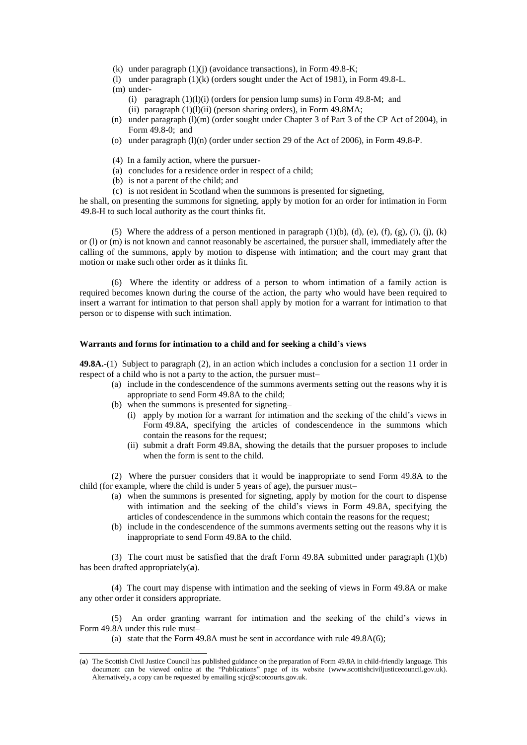(k) under paragraph (1)(j) (avoidance transactions), in Form 49.8-K;

(l) under paragraph (1)(k) (orders sought under the Act of 1981), in Form 49.8-L.

(m) under-

(i) paragraph (1)(l)(i) (orders for pension lump sums) in Form 49.8-M; and

(ii) paragraph (1)(l)(ii) (person sharing orders), in Form 49.8MA;

(n) under paragraph (l)(m) (order sought under Chapter 3 of Part 3 of the CP Act of 2004), in Form 49.8-0; and

(o) under paragraph (l)(n) (order under section 29 of the Act of 2006), in Form 49.8-P.

(4) In a family action, where the pursuer-

(a) concludes for a residence order in respect of a child;

(b) is not a parent of the child; and

(c) is not resident in Scotland when the summons is presented for signeting,

he shall, on presenting the summons for signeting, apply by motion for an order for intimation in Form 49.8-H to such local authority as the court thinks fit.

(5) Where the address of a person mentioned in paragraph (1)(b), (d), (e), (f), (g), (i), (j), (k) or (l) or (m) is not known and cannot reasonably be ascertained, the pursuer shall, immediately after the calling of the summons, apply by motion to dispense with intimation; and the court may grant that motion or make such other order as it thinks fit.

(6) Where the identity or address of a person to whom intimation of a family action is required becomes known during the course of the action, the party who would have been required to insert a warrant for intimation to that person shall apply by motion for a warrant for intimation to that person or to dispense with such intimation.

**Warrants and forms for intimation to a child and for seeking a child's views**

**49.8A.**-(1) Subject to paragraph (2), in an action which includes a conclusion for a section 11 order in respect of a child who is not a party to the action, the pursuer must–

(a) include in the condescendence of the summons averments setting out the reasons why it is appropriate to send Form 49.8A to the child;

(b) when the summons is presented for signeting–

(i) apply by motion for a warrant for intimation and the seeking of the child's views in Form 49.8A, specifying the articles of condescendence in the summons which contain the reasons for the request;

(ii) submit a draft Form 49.8A, showing the details that the pursuer proposes to include when the form is sent to the child.

(2) Where the pursuer considers that it would be inappropriate to send Form 49.8A to the child (for example, where the child is under 5 years of age), the pursuer must–

(a) when the summons is presented for signeting, apply by motion for the court to dispense with intimation and the seeking of the child's views in Form 49.8A, specifying the articles of condescendence in the summons which contain the reasons for the request;

(b) include in the condescendence of the summons averments setting out the reasons why it is inappropriate to send Form 49.8A to the child.

(3) The court must be satisfied that the draft Form 49.8A submitted under paragraph (1)(b) has been drafted appropriately(**a**).

(4) The court may dispense with intimation and the seeking of views in Form 49.8A or make any other order it considers appropriate.

(5) An order granting warrant for intimation and the seeking of the child's views in Form 49.8A under this rule must–

(a) state that the Form 49.8A must be sent in accordance with rule 49.8A(6);

---

(**a**) The Scottish Civil Justice Council has published guidance on the preparation of Form 49.8A in child-friendly language. This document can be viewed online at the "Publications" page of its website (www.scottishciviljusticecouncil.gov.uk). Alternatively, a copy can be requested by emailing scjc@scotcourts.gov.uk.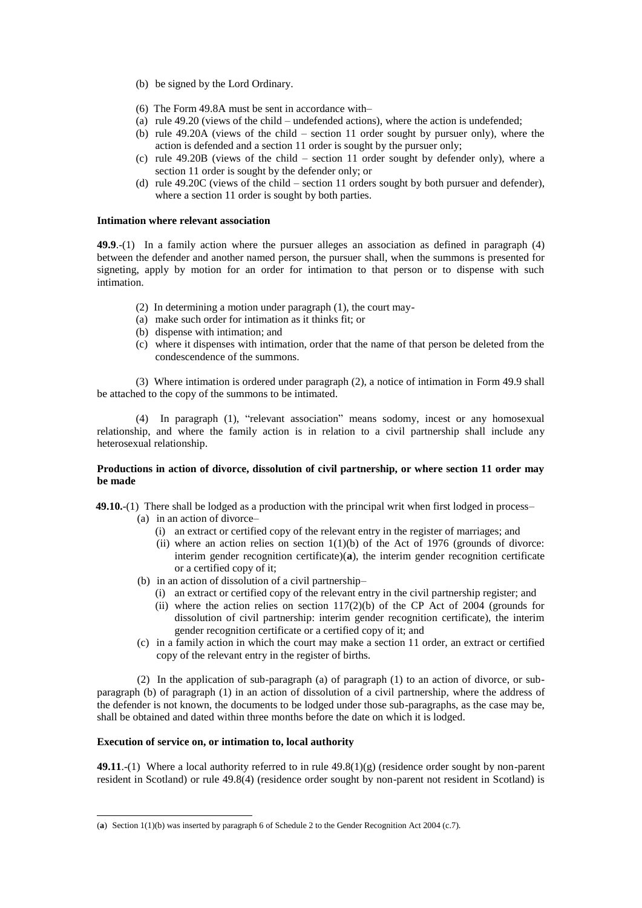(b) be signed by the Lord Ordinary.

(6) The Form 49.8A must be sent in accordance with–

(a) rule 49.20 (views of the child – undefended actions), where the action is undefended;

(b) rule 49.20A (views of the child – section 11 order sought by pursuer only), where the action is defended and a section 11 order is sought by the pursuer only;

(c) rule 49.20B (views of the child – section 11 order sought by defender only), where a section 11 order is sought by the defender only; or

(d) rule 49.20C (views of the child – section 11 orders sought by both pursuer and defender), where a section 11 order is sought by both parties.

**Intimation where relevant association**

**49.9**.-(1) In a family action where the pursuer alleges an association as defined in paragraph (4) between the defender and another named person, the pursuer shall, when the summons is presented for signeting, apply by motion for an order for intimation to that person or to dispense with such intimation.

(2) In determining a motion under paragraph (1), the court may-

(a) make such order for intimation as it thinks fit; or

(b) dispense with intimation; and

(c) where it dispenses with intimation, order that the name of that person be deleted from the condescendence of the summons.

(3) Where intimation is ordered under paragraph (2), a notice of intimation in Form 49.9 shall be attached to the copy of the summons to be intimated.

(4) In paragraph (1), "relevant association" means sodomy, incest or any homosexual relationship, and where the family action is in relation to a civil partnership shall include any heterosexual relationship.

**Productions in action of divorce, dissolution of civil partnership, or where section 11 order may be made**

**49.10.**-(1) There shall be lodged as a production with the principal writ when first lodged in process–

(a) in an action of divorce–

(i) an extract or certified copy of the relevant entry in the register of marriages; and

(ii) where an action relies on section 1(1)(b) of the Act of 1976 (grounds of divorce: interim gender recognition certificate)(**a**), the interim gender recognition certificate or a certified copy of it;

(b) in an action of dissolution of a civil partnership–

(i) an extract or certified copy of the relevant entry in the civil partnership register; and

(ii) where the action relies on section 117(2)(b) of the CP Act of 2004 (grounds for dissolution of civil partnership: interim gender recognition certificate), the interim gender recognition certificate or a certified copy of it; and

(c) in a family action in which the court may make a section 11 order, an extract or certified copy of the relevant entry in the register of births.

(2) In the application of sub-paragraph (a) of paragraph (1) to an action of divorce, or sub-paragraph (b) of paragraph (1) in an action of dissolution of a civil partnership, where the address of the defender is not known, the documents to be lodged under those sub-paragraphs, as the case may be, shall be obtained and dated within three months before the date on which it is lodged.

**Execution of service on, or intimation to, local authority**

**49.11**.-(1) Where a local authority referred to in rule 49.8(1)(g) (residence order sought by non-parent resident in Scotland) or rule 49.8(4) (residence order sought by non-parent not resident in Scotland) is

(**a**) Section 1(1)(b) was inserted by paragraph 6 of Schedule 2 to the Gender Recognition Act 2004 (c.7).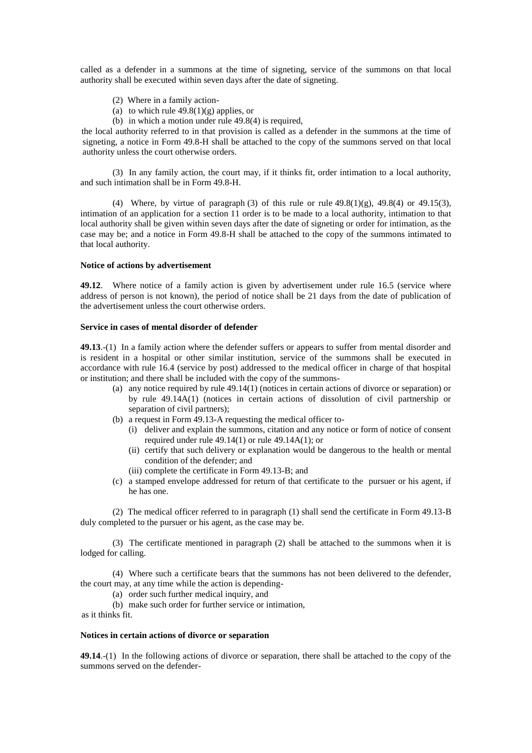called as a defender in a summons at the time of signeting, service of the summons on that local authority shall be executed within seven days after the date of signeting.

(2) Where in a family action-

(a) to which rule 49.8(1)(g) applies, or

(b) in which a motion under rule 49.8(4) is required,

the local authority referred to in that provision is called as a defender in the summons at the time of signeting, a notice in Form 49.8-H shall be attached to the copy of the summons served on that local authority unless the court otherwise orders.

(3) In any family action, the court may, if it thinks fit, order intimation to a local authority, and such intimation shall be in Form 49.8-H.

(4) Where, by virtue of paragraph (3) of this rule or rule 49.8(1)(g), 49.8(4) or 49.15(3), intimation of an application for a section 11 order is to be made to a local authority, intimation to that local authority shall be given within seven days after the date of signeting or order for intimation, as the case may be; and a notice in Form 49.8-H shall be attached to the copy of the summons intimated to that local authority.

**Notice of actions by advertisement**

**49.12**. Where notice of a family action is given by advertisement under rule 16.5 (service where address of person is not known), the period of notice shall be 21 days from the date of publication of the advertisement unless the court otherwise orders.

**Service in cases of mental disorder of defender**

**49.13**.-(1) In a family action where the defender suffers or appears to suffer from mental disorder and is resident in a hospital or other similar institution, service of the summons shall be executed in accordance with rule 16.4 (service by post) addressed to the medical officer in charge of that hospital or institution; and there shall be included with the copy of the summons-

(a) any notice required by rule 49.14(1) (notices in certain actions of divorce or separation) or by rule 49.14A(1) (notices in certain actions of dissolution of civil partnership or separation of civil partners);

(b) a request in Form 49.13-A requesting the medical officer to-

(i) deliver and explain the summons, citation and any notice or form of notice of consent required under rule 49.14(1) or rule 49.14A(1); or

(ii) certify that such delivery or explanation would be dangerous to the health or mental condition of the defender; and

(iii) complete the certificate in Form 49.13-B; and

(c) a stamped envelope addressed for return of that certificate to the pursuer or his agent, if he has one.

(2) The medical officer referred to in paragraph (1) shall send the certificate in Form 49.13-B duly completed to the pursuer or his agent, as the case may be.

(3) The certificate mentioned in paragraph (2) shall be attached to the summons when it is lodged for calling.

(4) Where such a certificate bears that the summons has not been delivered to the defender, the court may, at any time while the action is depending-

(a) order such further medical inquiry, and

(b) make such order for further service or intimation,

as it thinks fit.

**Notices in certain actions of divorce or separation**

**49.14**.-(1) In the following actions of divorce or separation, there shall be attached to the copy of the summons served on the defender-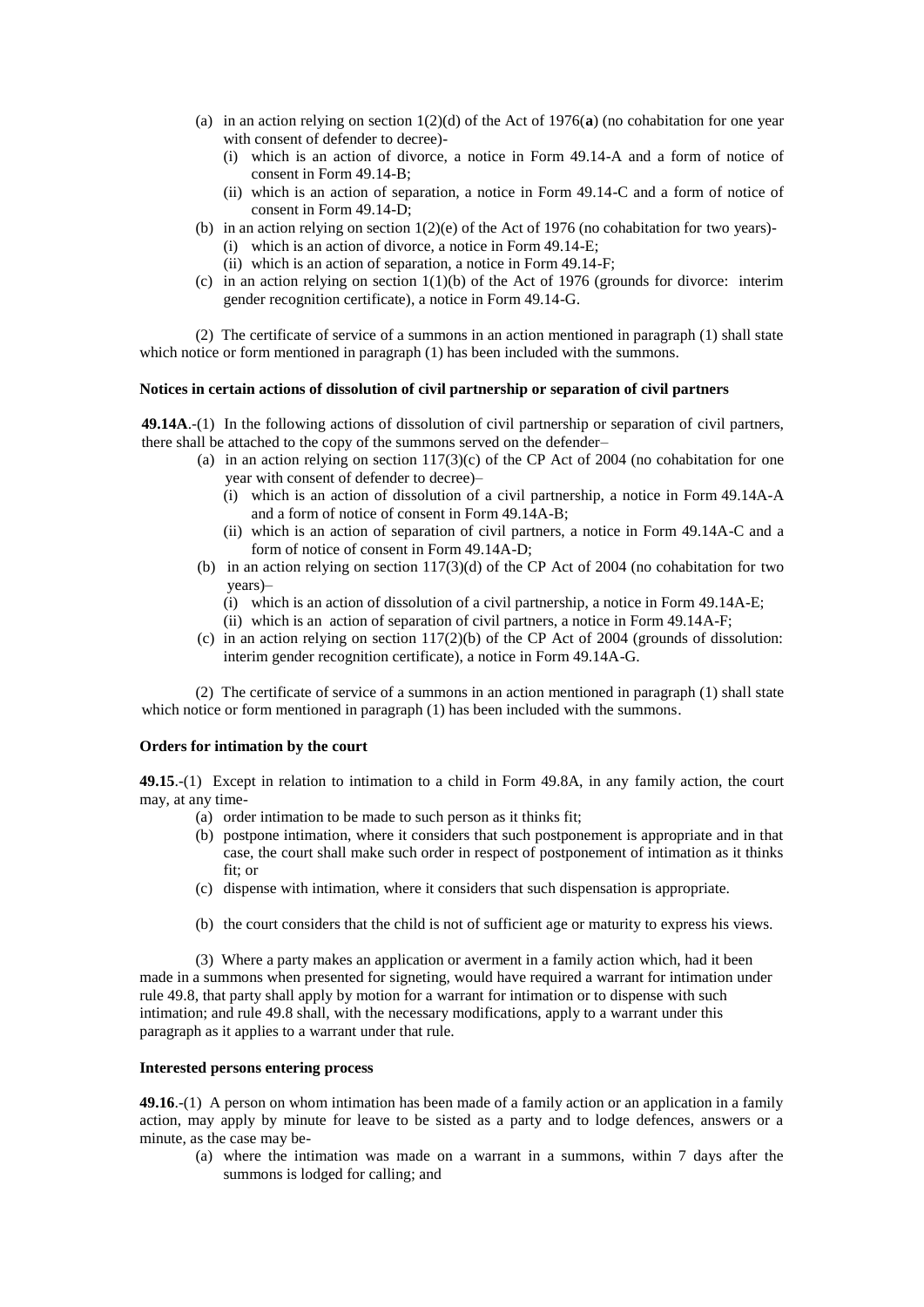(a) in an action relying on section 1(2)(d) of the Act of 1976(**a**) (no cohabitation for one year with consent of defender to decree)-
   (i) which is an action of divorce, a notice in Form 49.14-A and a form of notice of consent in Form 49.14-B;
   (ii) which is an action of separation, a notice in Form 49.14-C and a form of notice of consent in Form 49.14-D;

(b) in an action relying on section 1(2)(e) of the Act of 1976 (no cohabitation for two years)-
   (i) which is an action of divorce, a notice in Form 49.14-E;
   (ii) which is an action of separation, a notice in Form 49.14-F;

(c) in an action relying on section 1(1)(b) of the Act of 1976 (grounds for divorce: interim gender recognition certificate), a notice in Form 49.14-G.

(2) The certificate of service of a summons in an action mentioned in paragraph (1) shall state which notice or form mentioned in paragraph (1) has been included with the summons.

**Notices in certain actions of dissolution of civil partnership or separation of civil partners**

**49.14A**.-(1) In the following actions of dissolution of civil partnership or separation of civil partners, there shall be attached to the copy of the summons served on the defender–

(a) in an action relying on section 117(3)(c) of the CP Act of 2004 (no cohabitation for one year with consent of defender to decree)–
   (i) which is an action of dissolution of a civil partnership, a notice in Form 49.14A-A and a form of notice of consent in Form 49.14A-B;
   (ii) which is an action of separation of civil partners, a notice in Form 49.14A-C and a form of notice of consent in Form 49.14A-D;

(b) in an action relying on section 117(3)(d) of the CP Act of 2004 (no cohabitation for two years)–
   (i) which is an action of dissolution of a civil partnership, a notice in Form 49.14A-E;
   (ii) which is an action of separation of civil partners, a notice in Form 49.14A-F;

(c) in an action relying on section 117(2)(b) of the CP Act of 2004 (grounds of dissolution: interim gender recognition certificate), a notice in Form 49.14A-G.

(2) The certificate of service of a summons in an action mentioned in paragraph (1) shall state which notice or form mentioned in paragraph (1) has been included with the summons.

**Orders for intimation by the court**

**49.15**.-(1) Except in relation to intimation to a child in Form 49.8A, in any family action, the court may, at any time-

(a) order intimation to be made to such person as it thinks fit;
(b) postpone intimation, where it considers that such postponement is appropriate and in that case, the court shall make such order in respect of postponement of intimation as it thinks fit; or
(c) dispense with intimation, where it considers that such dispensation is appropriate.

(b) the court considers that the child is not of sufficient age or maturity to express his views.

(3) Where a party makes an application or averment in a family action which, had it been made in a summons when presented for signeting, would have required a warrant for intimation under rule 49.8, that party shall apply by motion for a warrant for intimation or to dispense with such intimation; and rule 49.8 shall, with the necessary modifications, apply to a warrant under this paragraph as it applies to a warrant under that rule.

**Interested persons entering process**

**49.16**.-(1) A person on whom intimation has been made of a family action or an application in a family action, may apply by minute for leave to be sisted as a party and to lodge defences, answers or a minute, as the case may be-

(a) where the intimation was made on a warrant in a summons, within 7 days after the summons is lodged for calling; and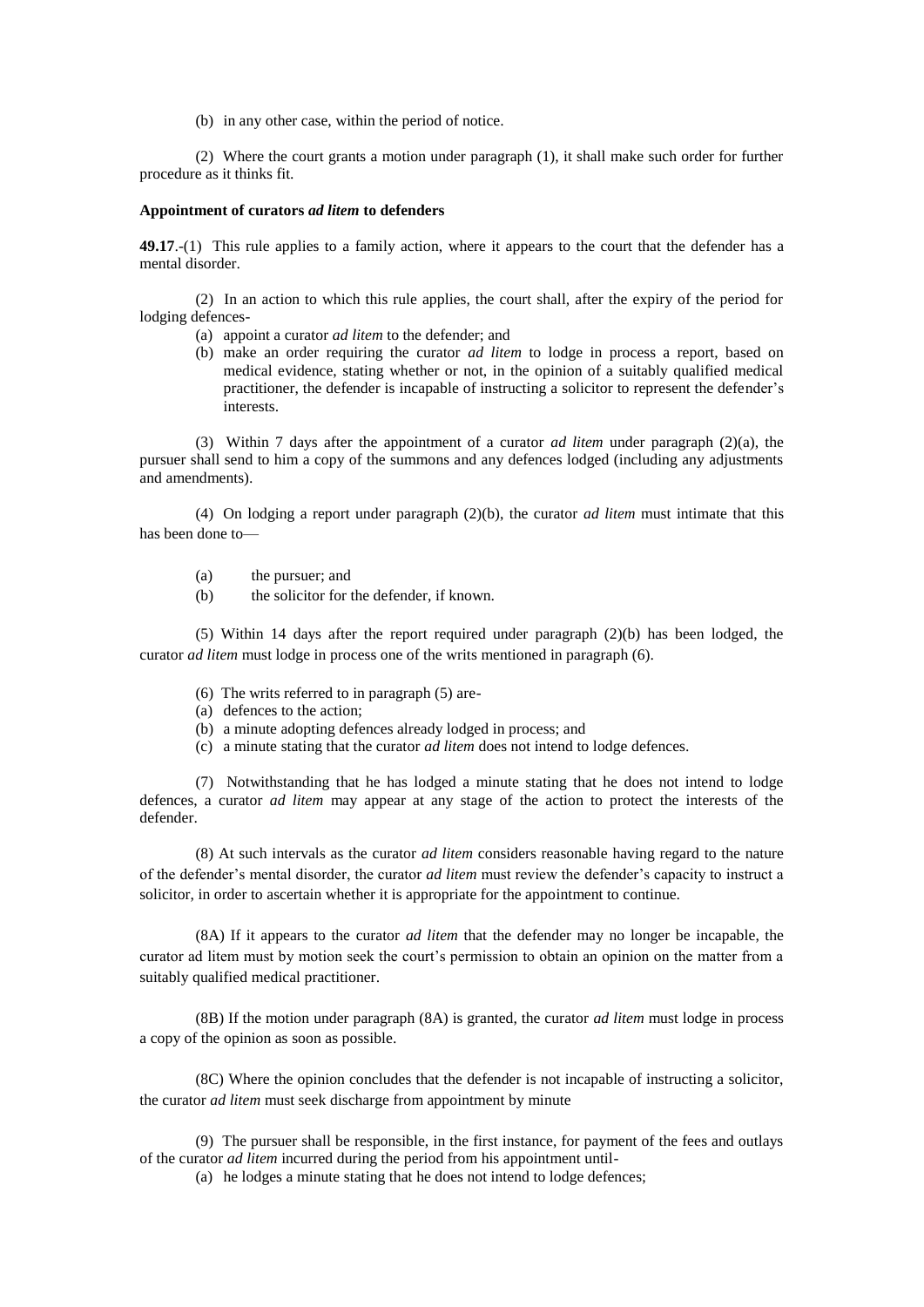(b) in any other case, within the period of notice.

(2) Where the court grants a motion under paragraph (1), it shall make such order for further procedure as it thinks fit.

**Appointment of curators *ad litem* to defenders**

**49.17**.-(1) This rule applies to a family action, where it appears to the court that the defender has a mental disorder.

(2) In an action to which this rule applies, the court shall, after the expiry of the period for lodging defences-

- (a) appoint a curator *ad litem* to the defender; and
- (b) make an order requiring the curator *ad litem* to lodge in process a report, based on medical evidence, stating whether or not, in the opinion of a suitably qualified medical practitioner, the defender is incapable of instructing a solicitor to represent the defender's interests.

(3) Within 7 days after the appointment of a curator *ad litem* under paragraph (2)(a), the pursuer shall send to him a copy of the summons and any defences lodged (including any adjustments and amendments).

(4) On lodging a report under paragraph (2)(b), the curator *ad litem* must intimate that this has been done to—

- (a) the pursuer; and
- (b) the solicitor for the defender, if known.

(5) Within 14 days after the report required under paragraph (2)(b) has been lodged, the curator *ad litem* must lodge in process one of the writs mentioned in paragraph (6).

(6) The writs referred to in paragraph (5) are-

- (a) defences to the action;
- (b) a minute adopting defences already lodged in process; and
- (c) a minute stating that the curator *ad litem* does not intend to lodge defences.

(7) Notwithstanding that he has lodged a minute stating that he does not intend to lodge defences, a curator *ad litem* may appear at any stage of the action to protect the interests of the defender.

(8) At such intervals as the curator *ad litem* considers reasonable having regard to the nature of the defender's mental disorder, the curator *ad litem* must review the defender's capacity to instruct a solicitor, in order to ascertain whether it is appropriate for the appointment to continue.

(8A) If it appears to the curator *ad litem* that the defender may no longer be incapable, the curator ad litem must by motion seek the court's permission to obtain an opinion on the matter from a suitably qualified medical practitioner.

(8B) If the motion under paragraph (8A) is granted, the curator *ad litem* must lodge in process a copy of the opinion as soon as possible.

(8C) Where the opinion concludes that the defender is not incapable of instructing a solicitor, the curator *ad litem* must seek discharge from appointment by minute

(9) The pursuer shall be responsible, in the first instance, for payment of the fees and outlays of the curator *ad litem* incurred during the period from his appointment until-

- (a) he lodges a minute stating that he does not intend to lodge defences;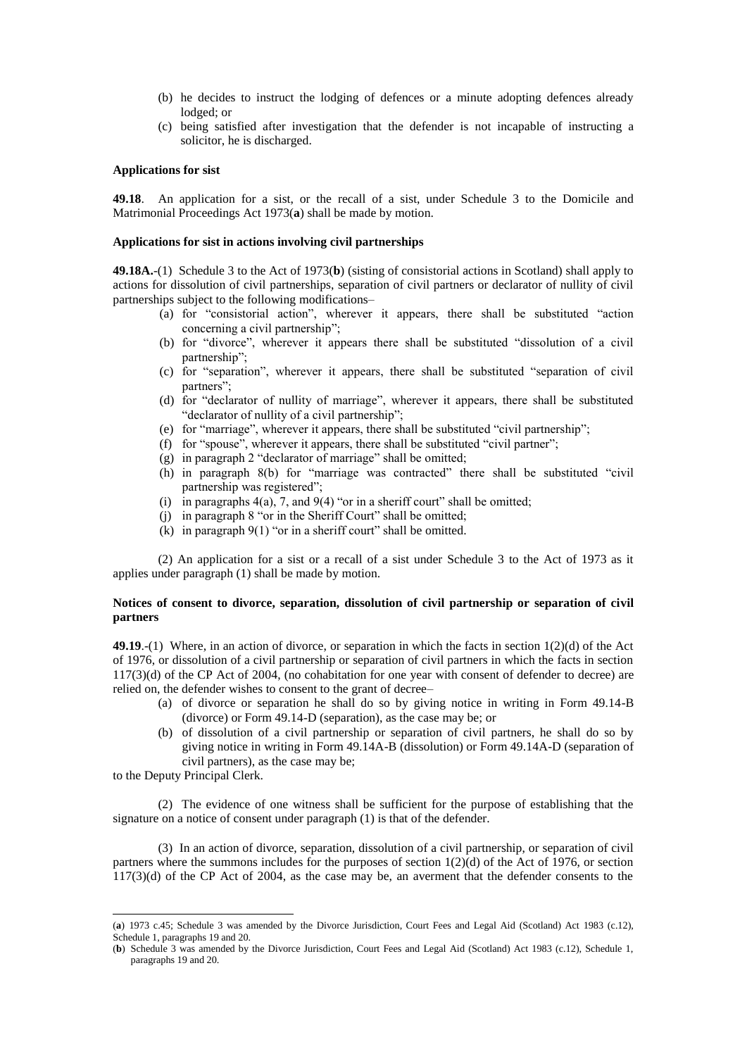(b) he decides to instruct the lodging of defences or a minute adopting defences already lodged; or

(c) being satisfied after investigation that the defender is not incapable of instructing a solicitor, he is discharged.

**Applications for sist**

**49.18**. An application for a sist, or the recall of a sist, under Schedule 3 to the Domicile and Matrimonial Proceedings Act 1973(**a**) shall be made by motion.

**Applications for sist in actions involving civil partnerships**

**49.18A.**-(1) Schedule 3 to the Act of 1973(**b**) (sisting of consistorial actions in Scotland) shall apply to actions for dissolution of civil partnerships, separation of civil partners or declarator of nullity of civil partnerships subject to the following modifications–

(a) for "consistorial action", wherever it appears, there shall be substituted "action concerning a civil partnership";

(b) for "divorce", wherever it appears there shall be substituted "dissolution of a civil partnership";

(c) for "separation", wherever it appears, there shall be substituted "separation of civil partners";

(d) for "declarator of nullity of marriage", wherever it appears, there shall be substituted "declarator of nullity of a civil partnership";

(e) for "marriage", wherever it appears, there shall be substituted "civil partnership";

(f) for "spouse", wherever it appears, there shall be substituted "civil partner";

(g) in paragraph 2 "declarator of marriage" shall be omitted;

(h) in paragraph 8(b) for "marriage was contracted" there shall be substituted "civil partnership was registered";

(i) in paragraphs 4(a), 7, and 9(4) "or in a sheriff court" shall be omitted;

(j) in paragraph 8 "or in the Sheriff Court" shall be omitted;

(k) in paragraph 9(1) "or in a sheriff court" shall be omitted.

(2) An application for a sist or a recall of a sist under Schedule 3 to the Act of 1973 as it applies under paragraph (1) shall be made by motion.

**Notices of consent to divorce, separation, dissolution of civil partnership or separation of civil partners**

**49.19**.-(1) Where, in an action of divorce, or separation in which the facts in section 1(2)(d) of the Act of 1976, or dissolution of a civil partnership or separation of civil partners in which the facts in section 117(3)(d) of the CP Act of 2004, (no cohabitation for one year with consent of defender to decree) are relied on, the defender wishes to consent to the grant of decree–

(a) of divorce or separation he shall do so by giving notice in writing in Form 49.14-B (divorce) or Form 49.14-D (separation), as the case may be; or

(b) of dissolution of a civil partnership or separation of civil partners, he shall do so by giving notice in writing in Form 49.14A-B (dissolution) or Form 49.14A-D (separation of civil partners), as the case may be;

to the Deputy Principal Clerk.

(2) The evidence of one witness shall be sufficient for the purpose of establishing that the signature on a notice of consent under paragraph (1) is that of the defender.

(3) In an action of divorce, separation, dissolution of a civil partnership, or separation of civil partners where the summons includes for the purposes of section 1(2)(d) of the Act of 1976, or section 117(3)(d) of the CP Act of 2004, as the case may be, an averment that the defender consents to the

---

(**a**) 1973 c.45; Schedule 3 was amended by the Divorce Jurisdiction, Court Fees and Legal Aid (Scotland) Act 1983 (c.12), Schedule 1, paragraphs 19 and 20.

(**b**) Schedule 3 was amended by the Divorce Jurisdiction, Court Fees and Legal Aid (Scotland) Act 1983 (c.12), Schedule 1, paragraphs 19 and 20.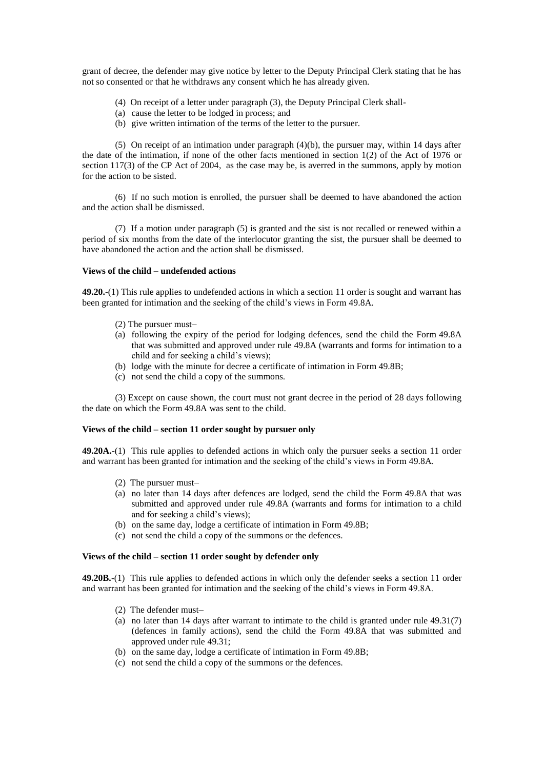grant of decree, the defender may give notice by letter to the Deputy Principal Clerk stating that he has not so consented or that he withdraws any consent which he has already given.

(4) On receipt of a letter under paragraph (3), the Deputy Principal Clerk shall-

(a) cause the letter to be lodged in process; and

(b) give written intimation of the terms of the letter to the pursuer.

(5) On receipt of an intimation under paragraph (4)(b), the pursuer may, within 14 days after the date of the intimation, if none of the other facts mentioned in section 1(2) of the Act of 1976 or section 117(3) of the CP Act of 2004, as the case may be, is averred in the summons, apply by motion for the action to be sisted.

(6) If no such motion is enrolled, the pursuer shall be deemed to have abandoned the action and the action shall be dismissed.

(7) If a motion under paragraph (5) is granted and the sist is not recalled or renewed within a period of six months from the date of the interlocutor granting the sist, the pursuer shall be deemed to have abandoned the action and the action shall be dismissed.

**Views of the child – undefended actions**

**49.20.**-(1) This rule applies to undefended actions in which a section 11 order is sought and warrant has been granted for intimation and the seeking of the child's views in Form 49.8A.

(2) The pursuer must–

(a) following the expiry of the period for lodging defences, send the child the Form 49.8A that was submitted and approved under rule 49.8A (warrants and forms for intimation to a child and for seeking a child's views);

(b) lodge with the minute for decree a certificate of intimation in Form 49.8B;

(c) not send the child a copy of the summons.

(3) Except on cause shown, the court must not grant decree in the period of 28 days following the date on which the Form 49.8A was sent to the child.

**Views of the child – section 11 order sought by pursuer only**

**49.20A.**-(1) This rule applies to defended actions in which only the pursuer seeks a section 11 order and warrant has been granted for intimation and the seeking of the child's views in Form 49.8A.

(2) The pursuer must–

(a) no later than 14 days after defences are lodged, send the child the Form 49.8A that was submitted and approved under rule 49.8A (warrants and forms for intimation to a child and for seeking a child's views);

(b) on the same day, lodge a certificate of intimation in Form 49.8B;

(c) not send the child a copy of the summons or the defences.

**Views of the child – section 11 order sought by defender only**

**49.20B.**-(1) This rule applies to defended actions in which only the defender seeks a section 11 order and warrant has been granted for intimation and the seeking of the child's views in Form 49.8A.

(2) The defender must–

(a) no later than 14 days after warrant to intimate to the child is granted under rule 49.31(7) (defences in family actions), send the child the Form 49.8A that was submitted and approved under rule 49.31;

(b) on the same day, lodge a certificate of intimation in Form 49.8B;

(c) not send the child a copy of the summons or the defences.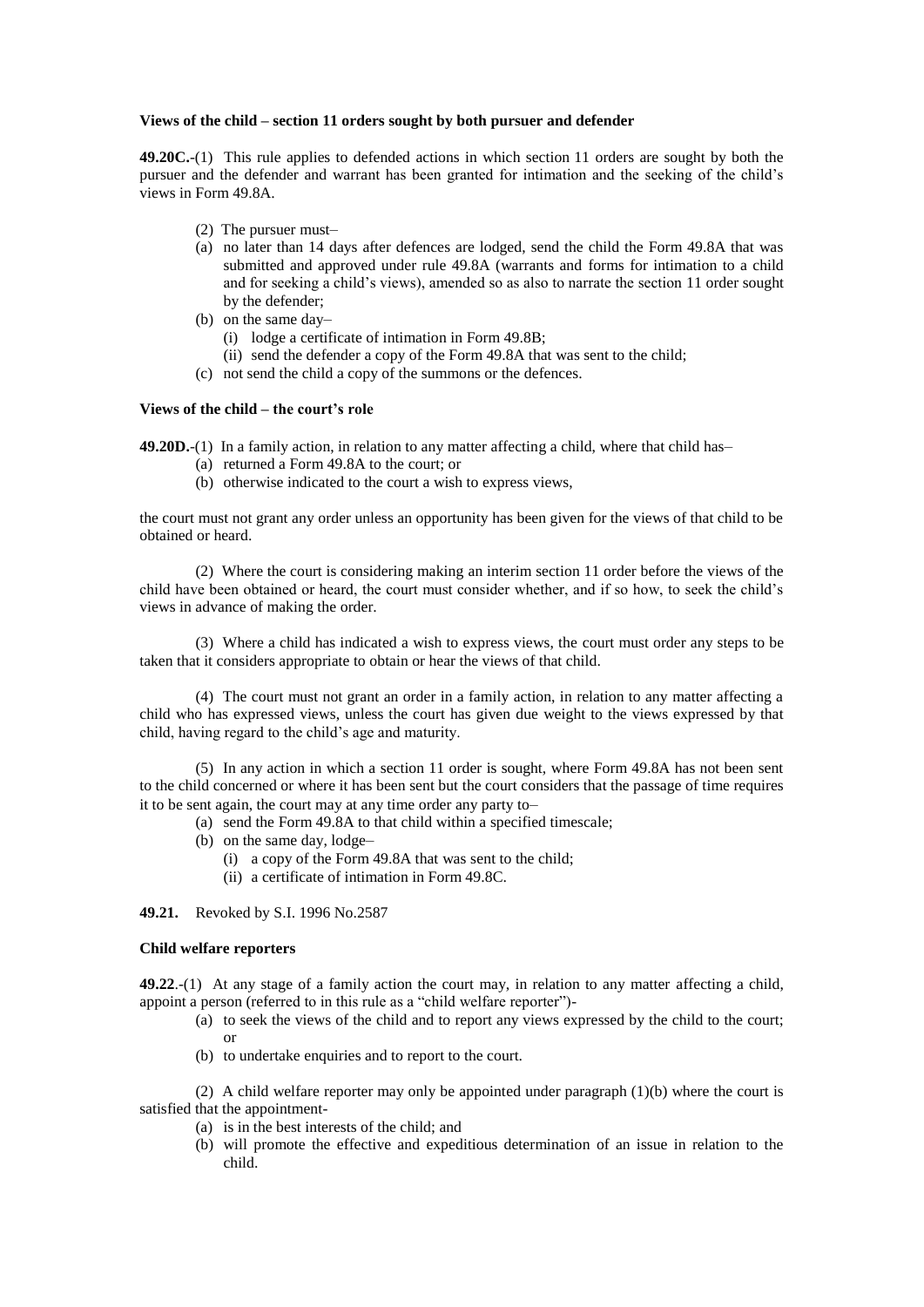**Views of the child – section 11 orders sought by both pursuer and defender**

**49.20C.**-(1) This rule applies to defended actions in which section 11 orders are sought by both the pursuer and the defender and warrant has been granted for intimation and the seeking of the child's views in Form 49.8A.

(2) The pursuer must–

(a) no later than 14 days after defences are lodged, send the child the Form 49.8A that was submitted and approved under rule 49.8A (warrants and forms for intimation to a child and for seeking a child's views), amended so as also to narrate the section 11 order sought by the defender;

(b) on the same day–

  (i) lodge a certificate of intimation in Form 49.8B;

  (ii) send the defender a copy of the Form 49.8A that was sent to the child;

(c) not send the child a copy of the summons or the defences.

**Views of the child – the court's role**

**49.20D.**-(1) In a family action, in relation to any matter affecting a child, where that child has–

(a) returned a Form 49.8A to the court; or

(b) otherwise indicated to the court a wish to express views,

the court must not grant any order unless an opportunity has been given for the views of that child to be obtained or heard.

(2) Where the court is considering making an interim section 11 order before the views of the child have been obtained or heard, the court must consider whether, and if so how, to seek the child's views in advance of making the order.

(3) Where a child has indicated a wish to express views, the court must order any steps to be taken that it considers appropriate to obtain or hear the views of that child.

(4) The court must not grant an order in a family action, in relation to any matter affecting a child who has expressed views, unless the court has given due weight to the views expressed by that child, having regard to the child's age and maturity.

(5) In any action in which a section 11 order is sought, where Form 49.8A has not been sent to the child concerned or where it has been sent but the court considers that the passage of time requires it to be sent again, the court may at any time order any party to–

(a) send the Form 49.8A to that child within a specified timescale;

(b) on the same day, lodge–

  (i) a copy of the Form 49.8A that was sent to the child;

  (ii) a certificate of intimation in Form 49.8C.

**49.21.** Revoked by S.I. 1996 No.2587

**Child welfare reporters**

**49.22**.-(1) At any stage of a family action the court may, in relation to any matter affecting a child, appoint a person (referred to in this rule as a "child welfare reporter")-

(a) to seek the views of the child and to report any views expressed by the child to the court; or

(b) to undertake enquiries and to report to the court.

(2) A child welfare reporter may only be appointed under paragraph (1)(b) where the court is satisfied that the appointment-

(a) is in the best interests of the child; and

(b) will promote the effective and expeditious determination of an issue in relation to the child.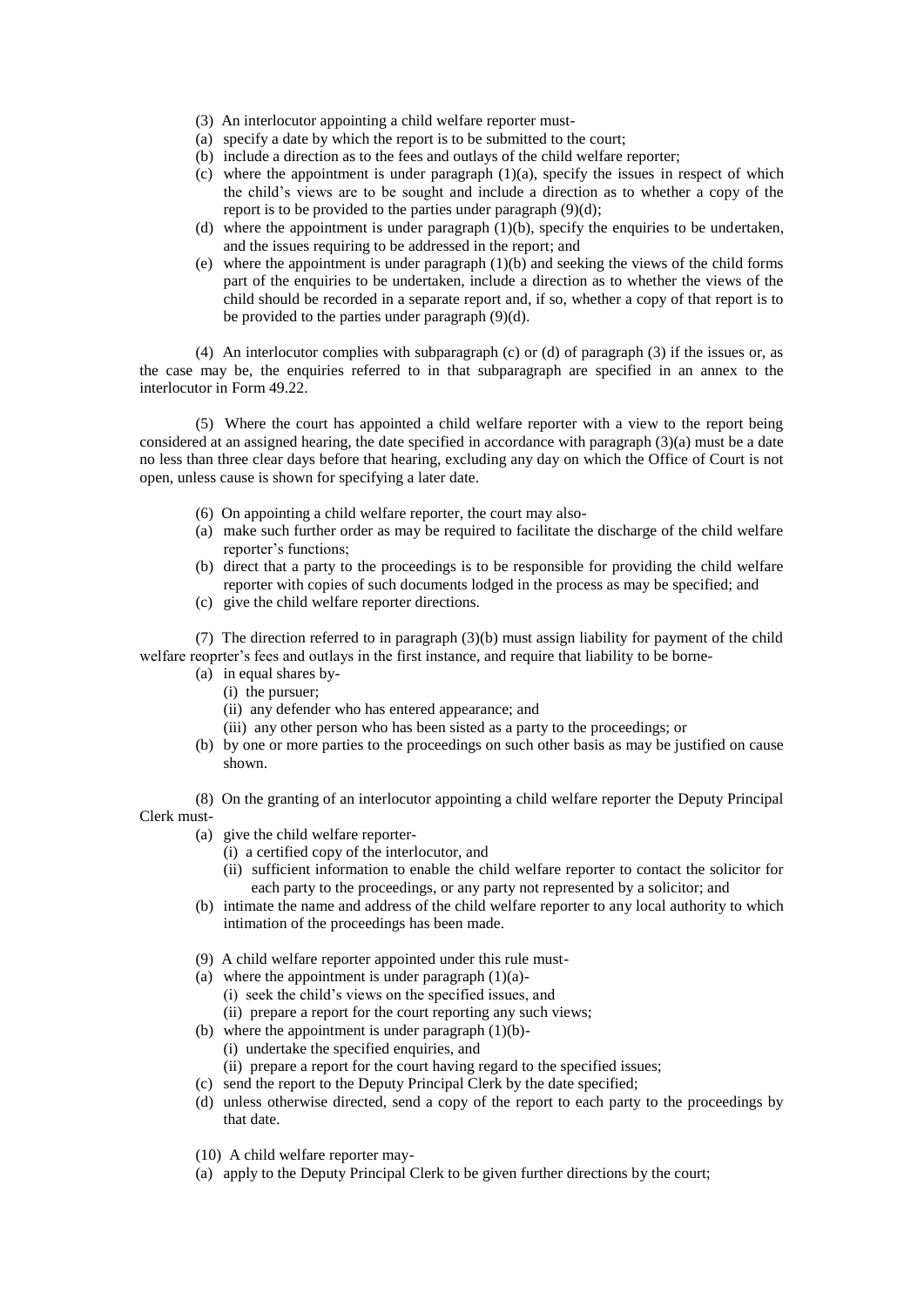(3) An interlocutor appointing a child welfare reporter must-

(a) specify a date by which the report is to be submitted to the court;

(b) include a direction as to the fees and outlays of the child welfare reporter;

(c) where the appointment is under paragraph (1)(a), specify the issues in respect of which the child's views are to be sought and include a direction as to whether a copy of the report is to be provided to the parties under paragraph (9)(d);

(d) where the appointment is under paragraph (1)(b), specify the enquiries to be undertaken, and the issues requiring to be addressed in the report; and

(e) where the appointment is under paragraph (1)(b) and seeking the views of the child forms part of the enquiries to be undertaken, include a direction as to whether the views of the child should be recorded in a separate report and, if so, whether a copy of that report is to be provided to the parties under paragraph (9)(d).

(4) An interlocutor complies with subparagraph (c) or (d) of paragraph (3) if the issues or, as the case may be, the enquiries referred to in that subparagraph are specified in an annex to the interlocutor in Form 49.22.

(5) Where the court has appointed a child welfare reporter with a view to the report being considered at an assigned hearing, the date specified in accordance with paragraph (3)(a) must be a date no less than three clear days before that hearing, excluding any day on which the Office of Court is not open, unless cause is shown for specifying a later date.

(6) On appointing a child welfare reporter, the court may also-

(a) make such further order as may be required to facilitate the discharge of the child welfare reporter's functions;

(b) direct that a party to the proceedings is to be responsible for providing the child welfare reporter with copies of such documents lodged in the process as may be specified; and

(c) give the child welfare reporter directions.

(7) The direction referred to in paragraph (3)(b) must assign liability for payment of the child welfare reoprter's fees and outlays in the first instance, and require that liability to be borne-

(a) in equal shares by-

  (i) the pursuer;

  (ii) any defender who has entered appearance; and

  (iii) any other person who has been sisted as a party to the proceedings; or

(b) by one or more parties to the proceedings on such other basis as may be justified on cause shown.

(8) On the granting of an interlocutor appointing a child welfare reporter the Deputy Principal Clerk must-

(a) give the child welfare reporter-

  (i) a certified copy of the interlocutor, and

  (ii) sufficient information to enable the child welfare reporter to contact the solicitor for each party to the proceedings, or any party not represented by a solicitor; and

(b) intimate the name and address of the child welfare reporter to any local authority to which intimation of the proceedings has been made.

(9) A child welfare reporter appointed under this rule must-

(a) where the appointment is under paragraph (1)(a)-

  (i) seek the child's views on the specified issues, and

  (ii) prepare a report for the court reporting any such views;

(b) where the appointment is under paragraph (1)(b)-

  (i) undertake the specified enquiries, and

  (ii) prepare a report for the court having regard to the specified issues;

(c) send the report to the Deputy Principal Clerk by the date specified;

(d) unless otherwise directed, send a copy of the report to each party to the proceedings by that date.

(10) A child welfare reporter may-

(a) apply to the Deputy Principal Clerk to be given further directions by the court;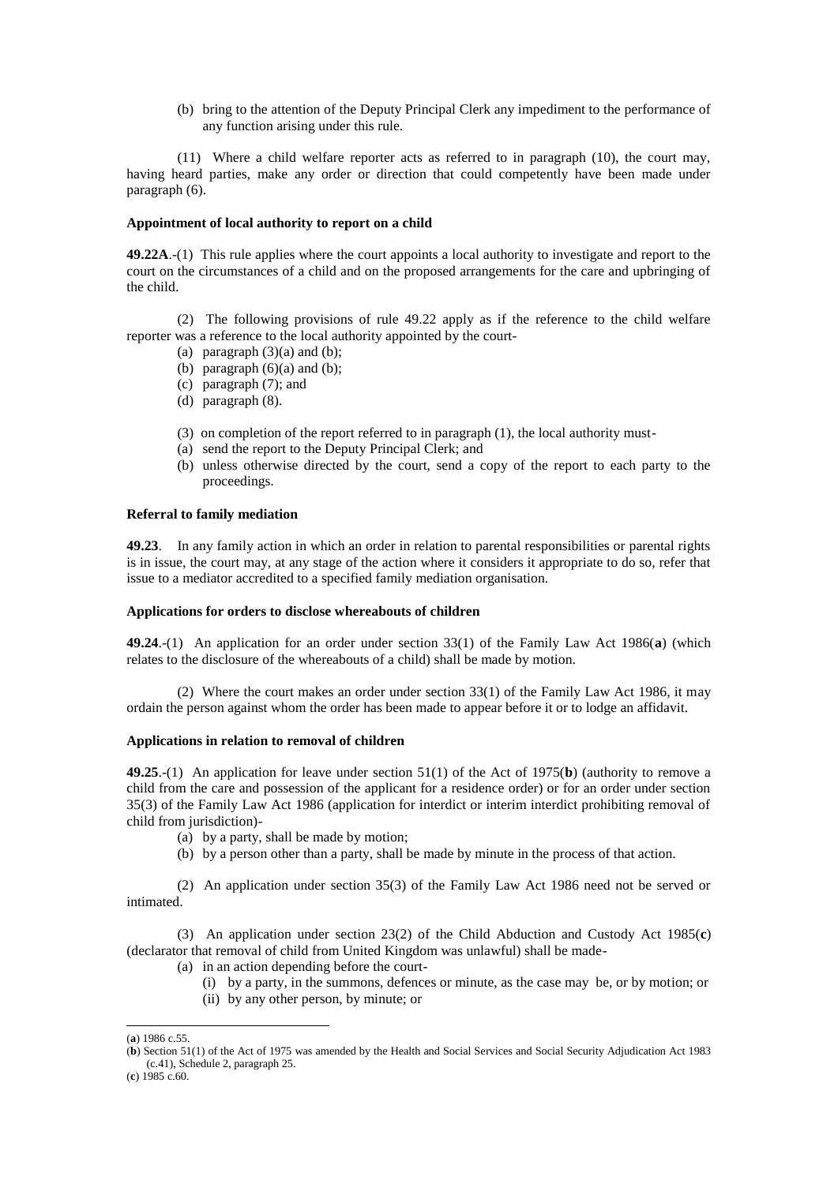(b) bring to the attention of the Deputy Principal Clerk any impediment to the performance of any function arising under this rule.

(11) Where a child welfare reporter acts as referred to in paragraph (10), the court may, having heard parties, make any order or direction that could competently have been made under paragraph (6).

**Appointment of local authority to report on a child**

**49.22A**.-(1) This rule applies where the court appoints a local authority to investigate and report to the court on the circumstances of a child and on the proposed arrangements for the care and upbringing of the child.

(2) The following provisions of rule 49.22 apply as if the reference to the child welfare reporter was a reference to the local authority appointed by the court-

(a) paragraph (3)(a) and (b);
(b) paragraph (6)(a) and (b);
(c) paragraph (7); and
(d) paragraph (8).

(3) on completion of the report referred to in paragraph (1), the local authority must-

(a) send the report to the Deputy Principal Clerk; and
(b) unless otherwise directed by the court, send a copy of the report to each party to the proceedings.

**Referral to family mediation**

**49.23**. In any family action in which an order in relation to parental responsibilities or parental rights is in issue, the court may, at any stage of the action where it considers it appropriate to do so, refer that issue to a mediator accredited to a specified family mediation organisation.

**Applications for orders to disclose whereabouts of children**

**49.24**.-(1) An application for an order under section 33(1) of the Family Law Act 1986(**a**) (which relates to the disclosure of the whereabouts of a child) shall be made by motion.

(2) Where the court makes an order under section 33(1) of the Family Law Act 1986, it may ordain the person against whom the order has been made to appear before it or to lodge an affidavit.

**Applications in relation to removal of children**

**49.25**.-(1) An application for leave under section 51(1) of the Act of 1975(**b**) (authority to remove a child from the care and possession of the applicant for a residence order) or for an order under section 35(3) of the Family Law Act 1986 (application for interdict or interim interdict prohibiting removal of child from jurisdiction)-

(a) by a party, shall be made by motion;
(b) by a person other than a party, shall be made by minute in the process of that action.

(2) An application under section 35(3) of the Family Law Act 1986 need not be served or intimated.

(3) An application under section 23(2) of the Child Abduction and Custody Act 1985(**c**) (declarator that removal of child from United Kingdom was unlawful) shall be made-

(a) in an action depending before the court-
   (i) by a party, in the summons, defences or minute, as the case may be, or by motion; or
   (ii) by any other person, by minute; or

---

(**a**) 1986 c.55.
(**b**) Section 51(1) of the Act of 1975 was amended by the Health and Social Services and Social Security Adjudication Act 1983 (c.41), Schedule 2, paragraph 25.
(**c**) 1985 c.60.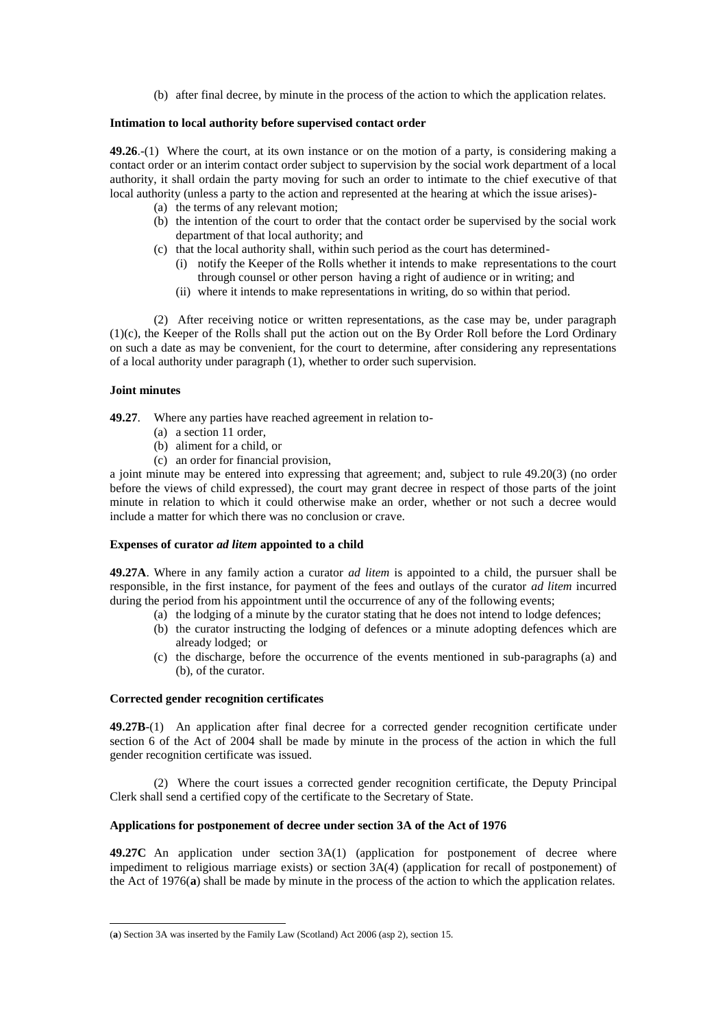(b) after final decree, by minute in the process of the action to which the application relates.

**Intimation to local authority before supervised contact order**

**49.26**.-(1) Where the court, at its own instance or on the motion of a party, is considering making a contact order or an interim contact order subject to supervision by the social work department of a local authority, it shall ordain the party moving for such an order to intimate to the chief executive of that local authority (unless a party to the action and represented at the hearing at which the issue arises)-

- (a) the terms of any relevant motion;
- (b) the intention of the court to order that the contact order be supervised by the social work department of that local authority; and
- (c) that the local authority shall, within such period as the court has determined-
  - (i) notify the Keeper of the Rolls whether it intends to make representations to the court through counsel or other person having a right of audience or in writing; and
  - (ii) where it intends to make representations in writing, do so within that period.

(2) After receiving notice or written representations, as the case may be, under paragraph (1)(c), the Keeper of the Rolls shall put the action out on the By Order Roll before the Lord Ordinary on such a date as may be convenient, for the court to determine, after considering any representations of a local authority under paragraph (1), whether to order such supervision.

**Joint minutes**

**49.27**. Where any parties have reached agreement in relation to-

- (a) a section 11 order,
- (b) aliment for a child, or
- (c) an order for financial provision,

a joint minute may be entered into expressing that agreement; and, subject to rule 49.20(3) (no order before the views of child expressed), the court may grant decree in respect of those parts of the joint minute in relation to which it could otherwise make an order, whether or not such a decree would include a matter for which there was no conclusion or crave.

**Expenses of curator *ad litem* appointed to a child**

**49.27A**. Where in any family action a curator *ad litem* is appointed to a child, the pursuer shall be responsible, in the first instance, for payment of the fees and outlays of the curator *ad litem* incurred during the period from his appointment until the occurrence of any of the following events;

- (a) the lodging of a minute by the curator stating that he does not intend to lodge defences;
- (b) the curator instructing the lodging of defences or a minute adopting defences which are already lodged; or
- (c) the discharge, before the occurrence of the events mentioned in sub-paragraphs (a) and (b), of the curator.

**Corrected gender recognition certificates**

**49.27B**-(1) An application after final decree for a corrected gender recognition certificate under section 6 of the Act of 2004 shall be made by minute in the process of the action in which the full gender recognition certificate was issued.

(2) Where the court issues a corrected gender recognition certificate, the Deputy Principal Clerk shall send a certified copy of the certificate to the Secretary of State.

**Applications for postponement of decree under section 3A of the Act of 1976**

**49.27C** An application under section 3A(1) (application for postponement of decree where impediment to religious marriage exists) or section 3A(4) (application for recall of postponement) of the Act of 1976(**a**) shall be made by minute in the process of the action to which the application relates.

(**a**) Section 3A was inserted by the Family Law (Scotland) Act 2006 (asp 2), section 15.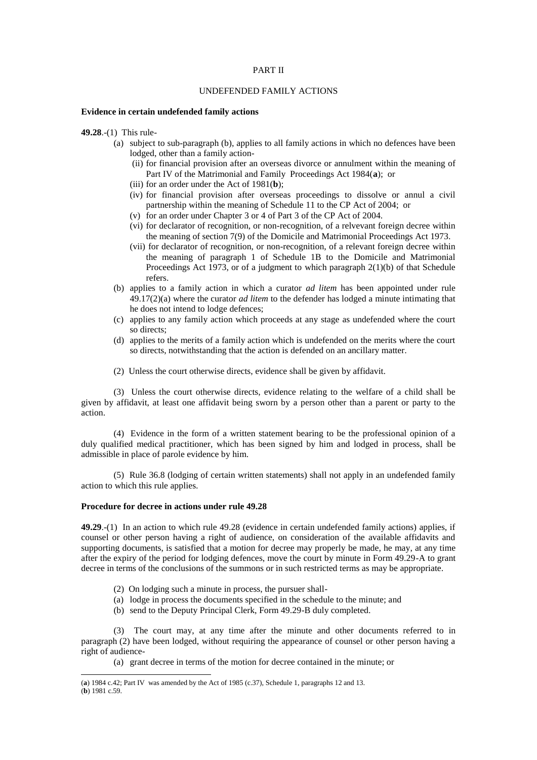PART II

UNDEFENDED FAMILY ACTIONS

**Evidence in certain undefended family actions**

**49.28**.-(1) This rule-

(a) subject to sub-paragraph (b), applies to all family actions in which no defences have been lodged, other than a family action-

(ii) for financial provision after an overseas divorce or annulment within the meaning of Part IV of the Matrimonial and Family Proceedings Act 1984(**a**); or

(iii) for an order under the Act of 1981(**b**);

(iv) for financial provision after overseas proceedings to dissolve or annul a civil partnership within the meaning of Schedule 11 to the CP Act of 2004; or

(v) for an order under Chapter 3 or 4 of Part 3 of the CP Act of 2004.

(vi) for declarator of recognition, or non-recognition, of a relvevant foreign decree within the meaning of section 7(9) of the Domicile and Matrimonial Proceedings Act 1973.

(vii) for declarator of recognition, or non-recognition, of a relevant foreign decree within the meaning of paragraph 1 of Schedule 1B to the Domicile and Matrimonial Proceedings Act 1973, or of a judgment to which paragraph 2(1)(b) of that Schedule refers.

(b) applies to a family action in which a curator *ad litem* has been appointed under rule 49.17(2)(a) where the curator *ad litem* to the defender has lodged a minute intimating that he does not intend to lodge defences;

(c) applies to any family action which proceeds at any stage as undefended where the court so directs;

(d) applies to the merits of a family action which is undefended on the merits where the court so directs, notwithstanding that the action is defended on an ancillary matter.

(2) Unless the court otherwise directs, evidence shall be given by affidavit.

(3) Unless the court otherwise directs, evidence relating to the welfare of a child shall be given by affidavit, at least one affidavit being sworn by a person other than a parent or party to the action.

(4) Evidence in the form of a written statement bearing to be the professional opinion of a duly qualified medical practitioner, which has been signed by him and lodged in process, shall be admissible in place of parole evidence by him.

(5) Rule 36.8 (lodging of certain written statements) shall not apply in an undefended family action to which this rule applies.

**Procedure for decree in actions under rule 49.28**

**49.29**.-(1) In an action to which rule 49.28 (evidence in certain undefended family actions) applies, if counsel or other person having a right of audience, on consideration of the available affidavits and supporting documents, is satisfied that a motion for decree may properly be made, he may, at any time after the expiry of the period for lodging defences, move the court by minute in Form 49.29-A to grant decree in terms of the conclusions of the summons or in such restricted terms as may be appropriate.

(2) On lodging such a minute in process, the pursuer shall-

(a) lodge in process the documents specified in the schedule to the minute; and

(b) send to the Deputy Principal Clerk, Form 49.29-B duly completed.

(3) The court may, at any time after the minute and other documents referred to in paragraph (2) have been lodged, without requiring the appearance of counsel or other person having a right of audience-

(a) grant decree in terms of the motion for decree contained in the minute; or

---

(**a**) 1984 c.42; Part IV was amended by the Act of 1985 (c.37), Schedule 1, paragraphs 12 and 13.

(**b**) 1981 c.59.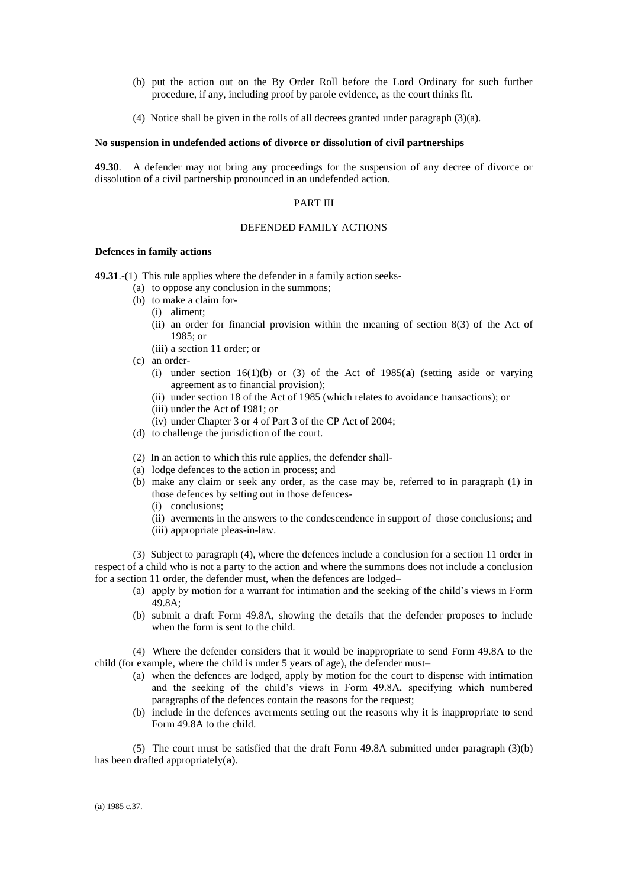(b) put the action out on the By Order Roll before the Lord Ordinary for such further procedure, if any, including proof by parole evidence, as the court thinks fit.

(4) Notice shall be given in the rolls of all decrees granted under paragraph (3)(a).

**No suspension in undefended actions of divorce or dissolution of civil partnerships**

**49.30**. A defender may not bring any proceedings for the suspension of any decree of divorce or dissolution of a civil partnership pronounced in an undefended action.

PART III

DEFENDED FAMILY ACTIONS

**Defences in family actions**

**49.31**.-(1) This rule applies where the defender in a family action seeks-

- (a) to oppose any conclusion in the summons;
- (b) to make a claim for-
  - (i) aliment;
  - (ii) an order for financial provision within the meaning of section 8(3) of the Act of 1985; or
  - (iii) a section 11 order; or
- (c) an order-
  - (i) under section 16(1)(b) or (3) of the Act of 1985(**a**) (setting aside or varying agreement as to financial provision);
  - (ii) under section 18 of the Act of 1985 (which relates to avoidance transactions); or
  - (iii) under the Act of 1981; or
  - (iv) under Chapter 3 or 4 of Part 3 of the CP Act of 2004;
- (d) to challenge the jurisdiction of the court.

(2) In an action to which this rule applies, the defender shall-

- (a) lodge defences to the action in process; and
- (b) make any claim or seek any order, as the case may be, referred to in paragraph (1) in those defences by setting out in those defences-
  - (i) conclusions;
  - (ii) averments in the answers to the condescendence in support of those conclusions; and
  - (iii) appropriate pleas-in-law.

(3) Subject to paragraph (4), where the defences include a conclusion for a section 11 order in respect of a child who is not a party to the action and where the summons does not include a conclusion for a section 11 order, the defender must, when the defences are lodged–

- (a) apply by motion for a warrant for intimation and the seeking of the child's views in Form 49.8A;
- (b) submit a draft Form 49.8A, showing the details that the defender proposes to include when the form is sent to the child.

(4) Where the defender considers that it would be inappropriate to send Form 49.8A to the child (for example, where the child is under 5 years of age), the defender must–

- (a) when the defences are lodged, apply by motion for the court to dispense with intimation and the seeking of the child's views in Form 49.8A, specifying which numbered paragraphs of the defences contain the reasons for the request;
- (b) include in the defences averments setting out the reasons why it is inappropriate to send Form 49.8A to the child.

(5) The court must be satisfied that the draft Form 49.8A submitted under paragraph (3)(b) has been drafted appropriately(**a**).

---

(**a**) 1985 c.37.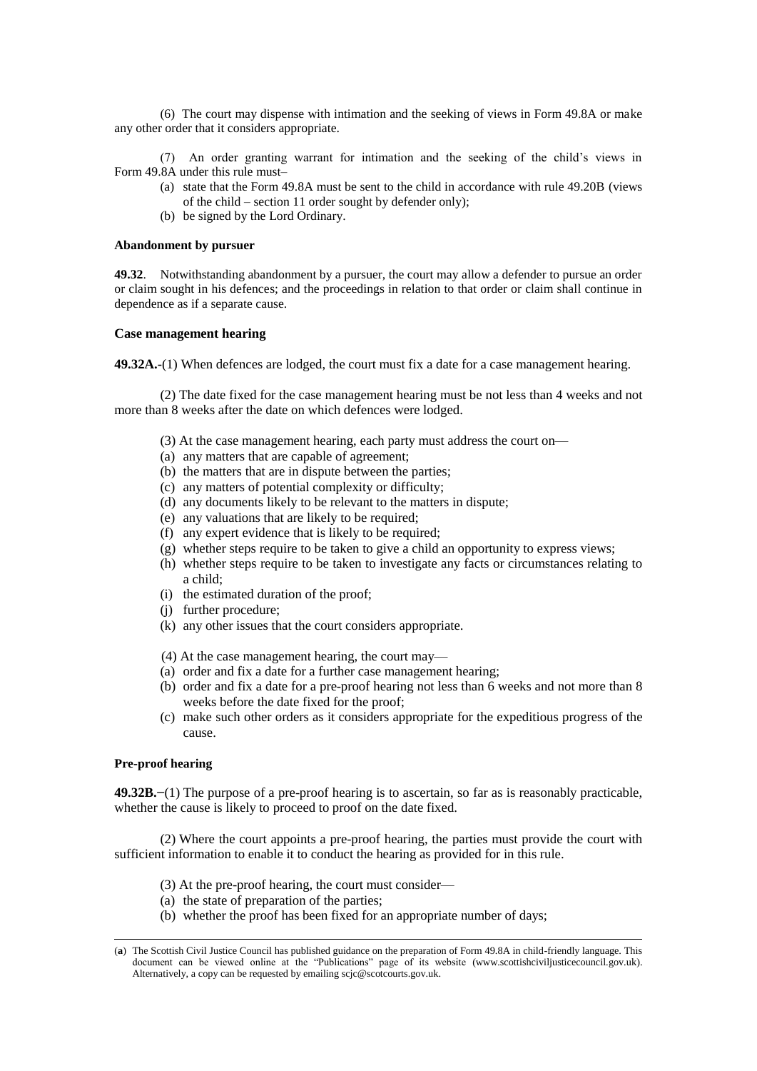(6) The court may dispense with intimation and the seeking of views in Form 49.8A or make any other order that it considers appropriate.

(7) An order granting warrant for intimation and the seeking of the child's views in Form 49.8A under this rule must–

- (a) state that the Form 49.8A must be sent to the child in accordance with rule 49.20B (views of the child – section 11 order sought by defender only);
- (b) be signed by the Lord Ordinary.

**Abandonment by pursuer**

**49.32**. Notwithstanding abandonment by a pursuer, the court may allow a defender to pursue an order or claim sought in his defences; and the proceedings in relation to that order or claim shall continue in dependence as if a separate cause.

**Case management hearing**

**49.32A.-**(1) When defences are lodged, the court must fix a date for a case management hearing.

(2) The date fixed for the case management hearing must be not less than 4 weeks and not more than 8 weeks after the date on which defences were lodged.

(3) At the case management hearing, each party must address the court on—

- (a) any matters that are capable of agreement;
- (b) the matters that are in dispute between the parties;
- (c) any matters of potential complexity or difficulty;
- (d) any documents likely to be relevant to the matters in dispute;
- (e) any valuations that are likely to be required;
- (f) any expert evidence that is likely to be required;
- (g) whether steps require to be taken to give a child an opportunity to express views;
- (h) whether steps require to be taken to investigate any facts or circumstances relating to a child;
- (i) the estimated duration of the proof;
- (j) further procedure;
- (k) any other issues that the court considers appropriate.

(4) At the case management hearing, the court may—

- (a) order and fix a date for a further case management hearing;
- (b) order and fix a date for a pre-proof hearing not less than 6 weeks and not more than 8 weeks before the date fixed for the proof;
- (c) make such other orders as it considers appropriate for the expeditious progress of the cause.

**Pre-proof hearing**

**49.32B.**−(1) The purpose of a pre-proof hearing is to ascertain, so far as is reasonably practicable, whether the cause is likely to proceed to proof on the date fixed.

(2) Where the court appoints a pre-proof hearing, the parties must provide the court with sufficient information to enable it to conduct the hearing as provided for in this rule.

(3) At the pre-proof hearing, the court must consider—

- (a) the state of preparation of the parties;
- (b) whether the proof has been fixed for an appropriate number of days;

---

(**a**) The Scottish Civil Justice Council has published guidance on the preparation of Form 49.8A in child-friendly language. This document can be viewed online at the "Publications" page of its website (www.scottishciviljusticecouncil.gov.uk). Alternatively, a copy can be requested by emailing scjc@scotcourts.gov.uk.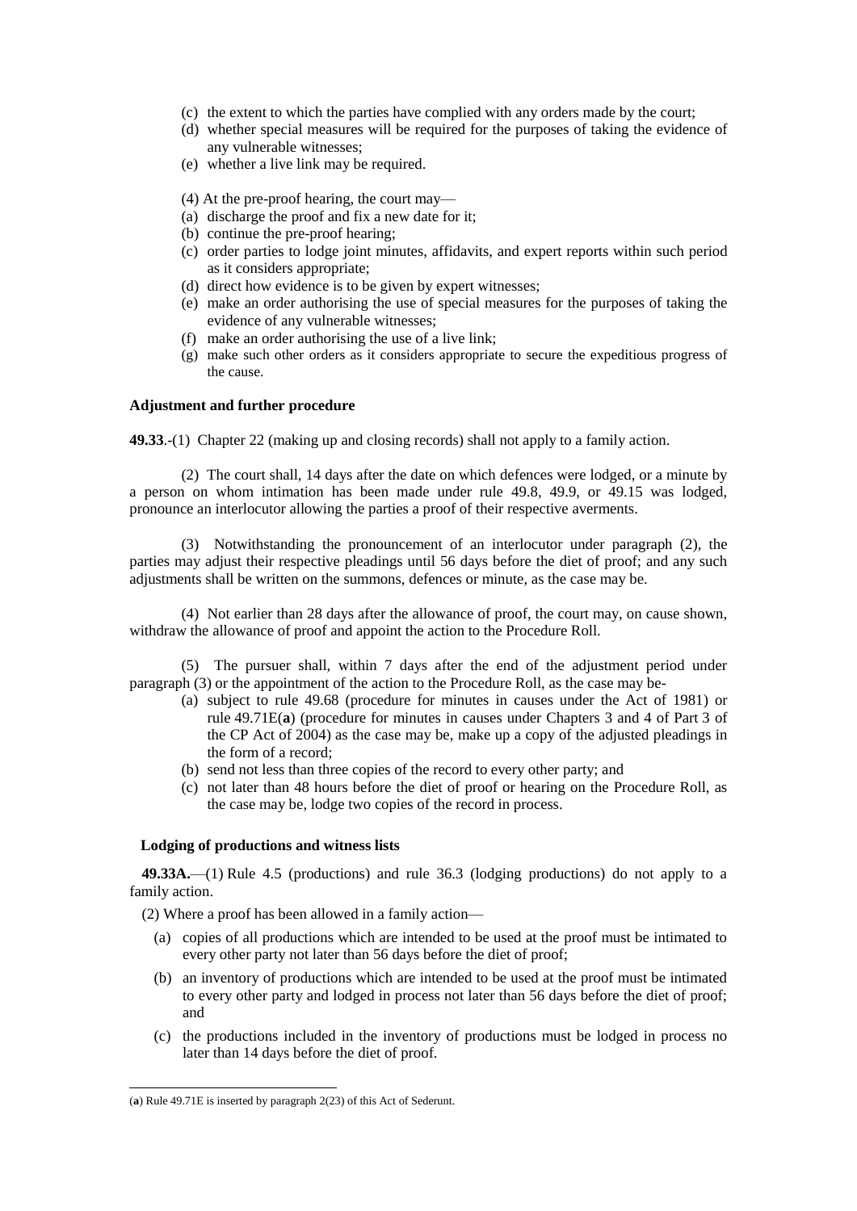(c) the extent to which the parties have complied with any orders made by the court;
(d) whether special measures will be required for the purposes of taking the evidence of any vulnerable witnesses;
(e) whether a live link may be required.

(4) At the pre-proof hearing, the court may—
(a) discharge the proof and fix a new date for it;
(b) continue the pre-proof hearing;
(c) order parties to lodge joint minutes, affidavits, and expert reports within such period as it considers appropriate;
(d) direct how evidence is to be given by expert witnesses;
(e) make an order authorising the use of special measures for the purposes of taking the evidence of any vulnerable witnesses;
(f) make an order authorising the use of a live link;
(g) make such other orders as it considers appropriate to secure the expeditious progress of the cause.

**Adjustment and further procedure**

**49.33**.-(1) Chapter 22 (making up and closing records) shall not apply to a family action.

(2) The court shall, 14 days after the date on which defences were lodged, or a minute by a person on whom intimation has been made under rule 49.8, 49.9, or 49.15 was lodged, pronounce an interlocutor allowing the parties a proof of their respective averments.

(3) Notwithstanding the pronouncement of an interlocutor under paragraph (2), the parties may adjust their respective pleadings until 56 days before the diet of proof; and any such adjustments shall be written on the summons, defences or minute, as the case may be.

(4) Not earlier than 28 days after the allowance of proof, the court may, on cause shown, withdraw the allowance of proof and appoint the action to the Procedure Roll.

(5) The pursuer shall, within 7 days after the end of the adjustment period under paragraph (3) or the appointment of the action to the Procedure Roll, as the case may be-
(a) subject to rule 49.68 (procedure for minutes in causes under the Act of 1981) or rule 49.71E(**a**) (procedure for minutes in causes under Chapters 3 and 4 of Part 3 of the CP Act of 2004) as the case may be, make up a copy of the adjusted pleadings in the form of a record;
(b) send not less than three copies of the record to every other party; and
(c) not later than 48 hours before the diet of proof or hearing on the Procedure Roll, as the case may be, lodge two copies of the record in process.

**Lodging of productions and witness lists**

**49.33A.**—(1) Rule 4.5 (productions) and rule 36.3 (lodging productions) do not apply to a family action.

(2) Where a proof has been allowed in a family action—

(a) copies of all productions which are intended to be used at the proof must be intimated to every other party not later than 56 days before the diet of proof;

(b) an inventory of productions which are intended to be used at the proof must be intimated to every other party and lodged in process not later than 56 days before the diet of proof; and

(c) the productions included in the inventory of productions must be lodged in process no later than 14 days before the diet of proof.

(**a**) Rule 49.71E is inserted by paragraph 2(23) of this Act of Sederunt.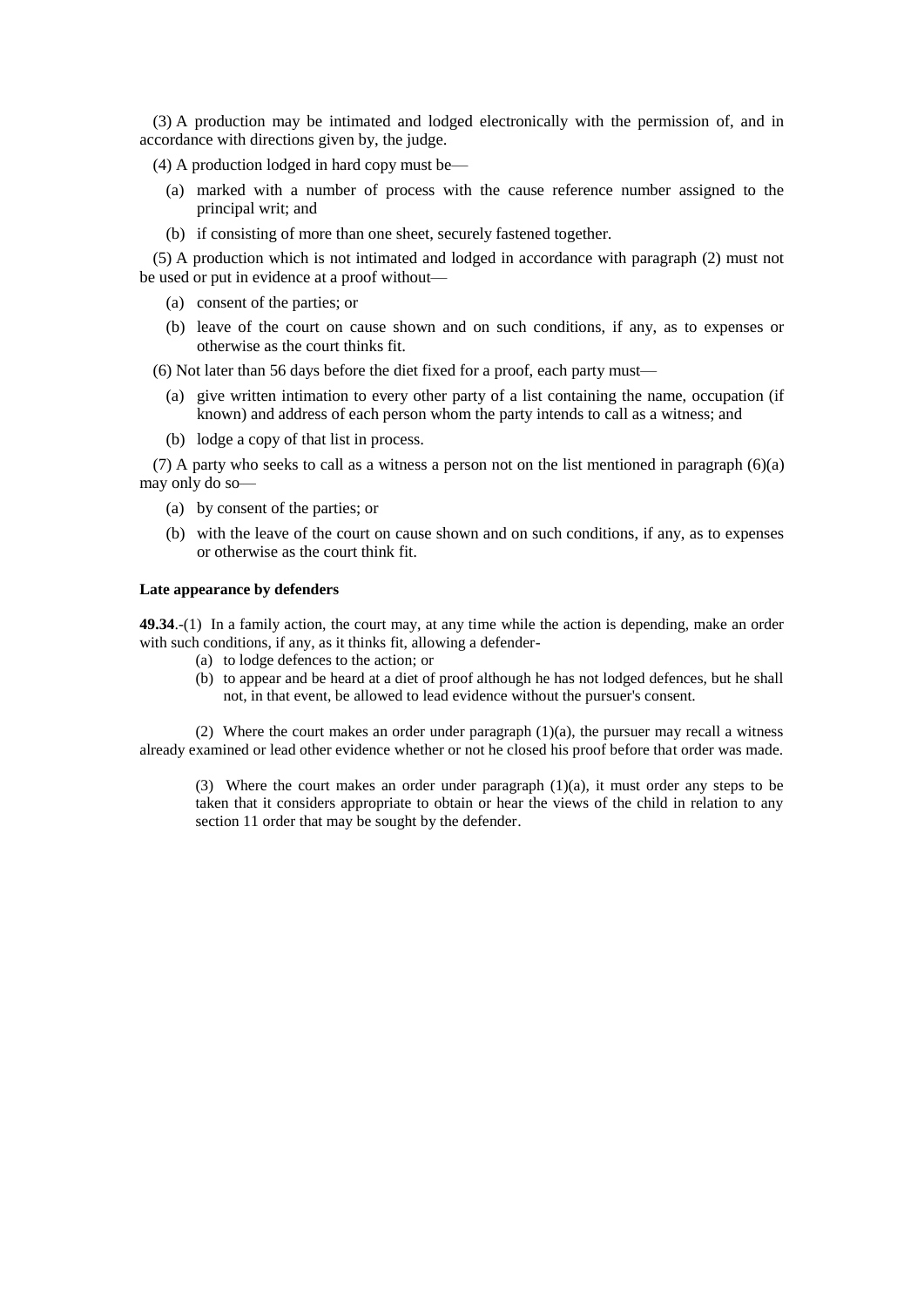(3) A production may be intimated and lodged electronically with the permission of, and in accordance with directions given by, the judge.

(4) A production lodged in hard copy must be—

(a) marked with a number of process with the cause reference number assigned to the principal writ; and

(b) if consisting of more than one sheet, securely fastened together.

(5) A production which is not intimated and lodged in accordance with paragraph (2) must not be used or put in evidence at a proof without—

(a) consent of the parties; or

(b) leave of the court on cause shown and on such conditions, if any, as to expenses or otherwise as the court thinks fit.

(6) Not later than 56 days before the diet fixed for a proof, each party must—

(a) give written intimation to every other party of a list containing the name, occupation (if known) and address of each person whom the party intends to call as a witness; and

(b) lodge a copy of that list in process.

(7) A party who seeks to call as a witness a person not on the list mentioned in paragraph (6)(a) may only do so—

(a) by consent of the parties; or

(b) with the leave of the court on cause shown and on such conditions, if any, as to expenses or otherwise as the court think fit.

**Late appearance by defenders**

**49.34**.-(1) In a family action, the court may, at any time while the action is depending, make an order with such conditions, if any, as it thinks fit, allowing a defender-

(a) to lodge defences to the action; or

(b) to appear and be heard at a diet of proof although he has not lodged defences, but he shall not, in that event, be allowed to lead evidence without the pursuer's consent.

(2) Where the court makes an order under paragraph (1)(a), the pursuer may recall a witness already examined or lead other evidence whether or not he closed his proof before that order was made.

(3) Where the court makes an order under paragraph (1)(a), it must order any steps to be taken that it considers appropriate to obtain or hear the views of the child in relation to any section 11 order that may be sought by the defender.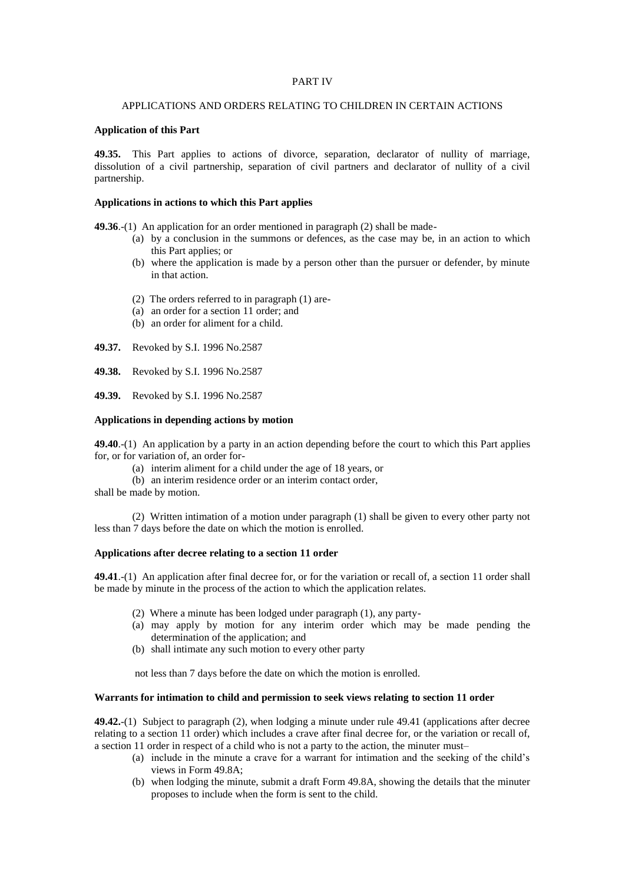PART IV

APPLICATIONS AND ORDERS RELATING TO CHILDREN IN CERTAIN ACTIONS

**Application of this Part**

**49.35.** This Part applies to actions of divorce, separation, declarator of nullity of marriage, dissolution of a civil partnership, separation of civil partners and declarator of nullity of a civil partnership.

**Applications in actions to which this Part applies**

**49.36**.-(1) An application for an order mentioned in paragraph (2) shall be made-

- (a) by a conclusion in the summons or defences, as the case may be, in an action to which this Part applies; or
- (b) where the application is made by a person other than the pursuer or defender, by minute in that action.

(2) The orders referred to in paragraph (1) are-

- (a) an order for a section 11 order; and
- (b) an order for aliment for a child.

**49.37.** Revoked by S.I. 1996 No.2587

**49.38.** Revoked by S.I. 1996 No.2587

**49.39.** Revoked by S.I. 1996 No.2587

**Applications in depending actions by motion**

**49.40**.-(1) An application by a party in an action depending before the court to which this Part applies for, or for variation of, an order for-

- (a) interim aliment for a child under the age of 18 years, or
- (b) an interim residence order or an interim contact order,

shall be made by motion.

(2) Written intimation of a motion under paragraph (1) shall be given to every other party not less than 7 days before the date on which the motion is enrolled.

**Applications after decree relating to a section 11 order**

**49.41**.-(1) An application after final decree for, or for the variation or recall of, a section 11 order shall be made by minute in the process of the action to which the application relates.

(2) Where a minute has been lodged under paragraph (1), any party-

- (a) may apply by motion for any interim order which may be made pending the determination of the application; and
- (b) shall intimate any such motion to every other party

not less than 7 days before the date on which the motion is enrolled.

**Warrants for intimation to child and permission to seek views relating to section 11 order**

**49.42.**-(1) Subject to paragraph (2), when lodging a minute under rule 49.41 (applications after decree relating to a section 11 order) which includes a crave after final decree for, or the variation or recall of, a section 11 order in respect of a child who is not a party to the action, the minuter must–

- (a) include in the minute a crave for a warrant for intimation and the seeking of the child's views in Form 49.8A;
- (b) when lodging the minute, submit a draft Form 49.8A, showing the details that the minuter proposes to include when the form is sent to the child.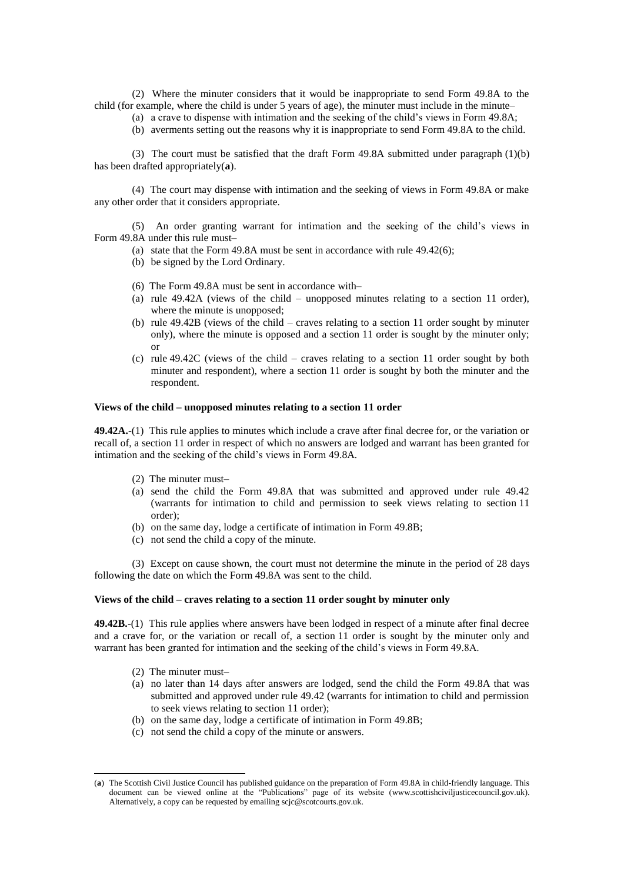(2) Where the minuter considers that it would be inappropriate to send Form 49.8A to the child (for example, where the child is under 5 years of age), the minuter must include in the minute–

(a) a crave to dispense with intimation and the seeking of the child's views in Form 49.8A;

(b) averments setting out the reasons why it is inappropriate to send Form 49.8A to the child.

(3) The court must be satisfied that the draft Form 49.8A submitted under paragraph (1)(b) has been drafted appropriately(**a**).

(4) The court may dispense with intimation and the seeking of views in Form 49.8A or make any other order that it considers appropriate.

(5) An order granting warrant for intimation and the seeking of the child's views in Form 49.8A under this rule must–

(a) state that the Form 49.8A must be sent in accordance with rule 49.42(6);

(b) be signed by the Lord Ordinary.

(6) The Form 49.8A must be sent in accordance with–

(a) rule 49.42A (views of the child – unopposed minutes relating to a section 11 order), where the minute is unopposed;

(b) rule 49.42B (views of the child – craves relating to a section 11 order sought by minuter only), where the minute is opposed and a section 11 order is sought by the minuter only; or

(c) rule 49.42C (views of the child – craves relating to a section 11 order sought by both minuter and respondent), where a section 11 order is sought by both the minuter and the respondent.

**Views of the child – unopposed minutes relating to a section 11 order**

**49.42A.**-(1) This rule applies to minutes which include a crave after final decree for, or the variation or recall of, a section 11 order in respect of which no answers are lodged and warrant has been granted for intimation and the seeking of the child's views in Form 49.8A.

(2) The minuter must–

(a) send the child the Form 49.8A that was submitted and approved under rule 49.42 (warrants for intimation to child and permission to seek views relating to section 11 order);

(b) on the same day, lodge a certificate of intimation in Form 49.8B;

(c) not send the child a copy of the minute.

(3) Except on cause shown, the court must not determine the minute in the period of 28 days following the date on which the Form 49.8A was sent to the child.

**Views of the child – craves relating to a section 11 order sought by minuter only**

**49.42B.**-(1) This rule applies where answers have been lodged in respect of a minute after final decree and a crave for, or the variation or recall of, a section 11 order is sought by the minuter only and warrant has been granted for intimation and the seeking of the child's views in Form 49.8A.

(2) The minuter must–

(a) no later than 14 days after answers are lodged, send the child the Form 49.8A that was submitted and approved under rule 49.42 (warrants for intimation to child and permission to seek views relating to section 11 order);

(b) on the same day, lodge a certificate of intimation in Form 49.8B;

(c) not send the child a copy of the minute or answers.

---

(**a**) The Scottish Civil Justice Council has published guidance on the preparation of Form 49.8A in child-friendly language. This document can be viewed online at the "Publications" page of its website (www.scottishciviljusticecouncil.gov.uk). Alternatively, a copy can be requested by emailing scjc@scotcourts.gov.uk.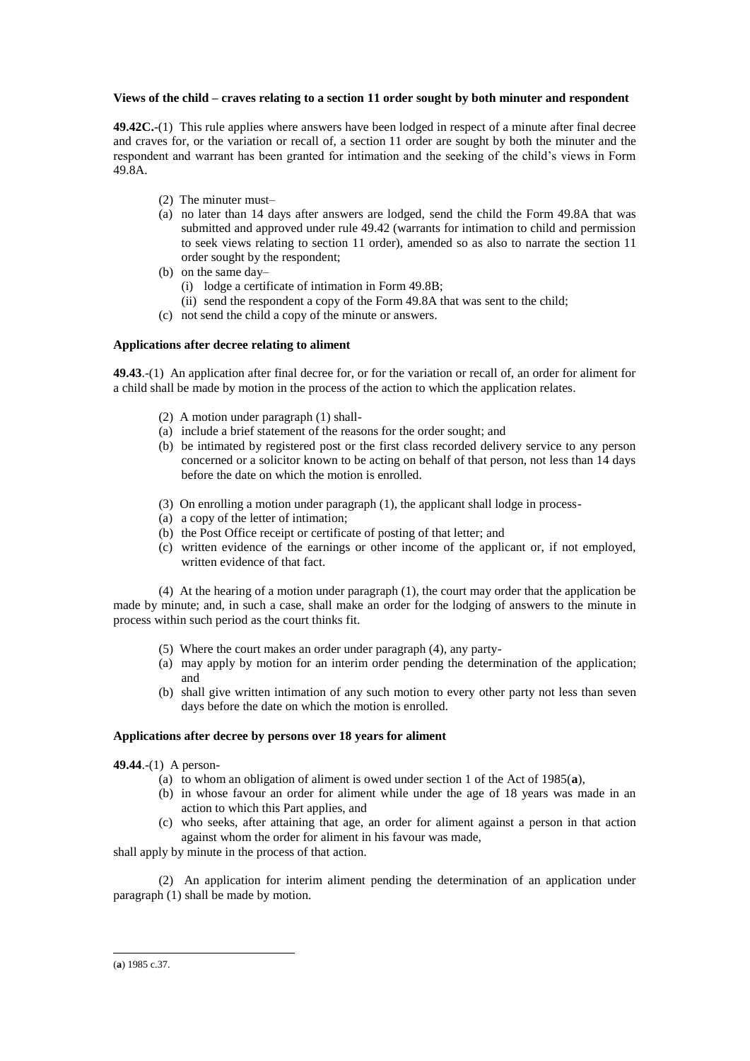**Views of the child – craves relating to a section 11 order sought by both minuter and respondent**

**49.42C.**-(1) This rule applies where answers have been lodged in respect of a minute after final decree and craves for, or the variation or recall of, a section 11 order are sought by both the minuter and the respondent and warrant has been granted for intimation and the seeking of the child's views in Form 49.8A.

(2) The minuter must–

(a) no later than 14 days after answers are lodged, send the child the Form 49.8A that was submitted and approved under rule 49.42 (warrants for intimation to child and permission to seek views relating to section 11 order), amended so as also to narrate the section 11 order sought by the respondent;

(b) on the same day–

(i) lodge a certificate of intimation in Form 49.8B;

(ii) send the respondent a copy of the Form 49.8A that was sent to the child;

(c) not send the child a copy of the minute or answers.

**Applications after decree relating to aliment**

**49.43**.-(1) An application after final decree for, or for the variation or recall of, an order for aliment for a child shall be made by motion in the process of the action to which the application relates.

(2) A motion under paragraph (1) shall-

(a) include a brief statement of the reasons for the order sought; and

(b) be intimated by registered post or the first class recorded delivery service to any person concerned or a solicitor known to be acting on behalf of that person, not less than 14 days before the date on which the motion is enrolled.

(3) On enrolling a motion under paragraph (1), the applicant shall lodge in process-

(a) a copy of the letter of intimation;

(b) the Post Office receipt or certificate of posting of that letter; and

(c) written evidence of the earnings or other income of the applicant or, if not employed, written evidence of that fact.

(4) At the hearing of a motion under paragraph (1), the court may order that the application be made by minute; and, in such a case, shall make an order for the lodging of answers to the minute in process within such period as the court thinks fit.

(5) Where the court makes an order under paragraph (4), any party-

(a) may apply by motion for an interim order pending the determination of the application; and

(b) shall give written intimation of any such motion to every other party not less than seven days before the date on which the motion is enrolled.

**Applications after decree by persons over 18 years for aliment**

**49.44**.-(1) A person-

(a) to whom an obligation of aliment is owed under section 1 of the Act of 1985([a]),

(b) in whose favour an order for aliment while under the age of 18 years was made in an action to which this Part applies, and

(c) who seeks, after attaining that age, an order for aliment against a person in that action against whom the order for aliment in his favour was made,

shall apply by minute in the process of that action.

(2) An application for interim aliment pending the determination of an application under paragraph (1) shall be made by motion.

---

([a]) 1985 c.37.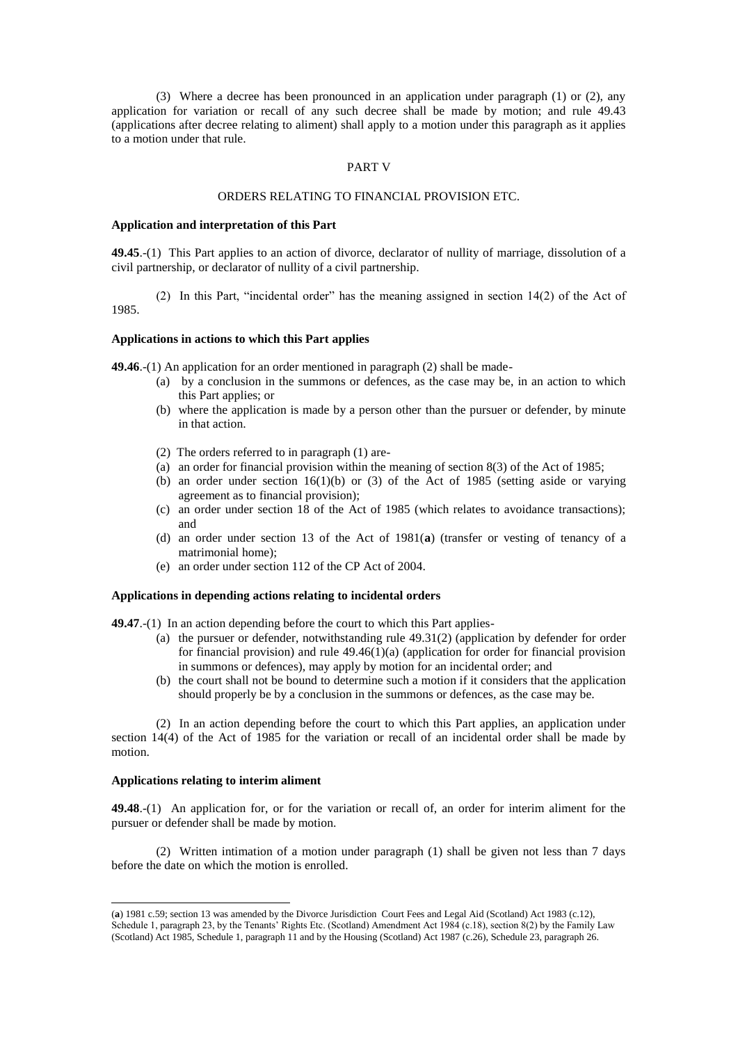(3) Where a decree has been pronounced in an application under paragraph (1) or (2), any application for variation or recall of any such decree shall be made by motion; and rule 49.43 (applications after decree relating to aliment) shall apply to a motion under this paragraph as it applies to a motion under that rule.

## PART V

## ORDERS RELATING TO FINANCIAL PROVISION ETC.

**Application and interpretation of this Part**

**49.45**.-(1) This Part applies to an action of divorce, declarator of nullity of marriage, dissolution of a civil partnership, or declarator of nullity of a civil partnership.

(2) In this Part, "incidental order" has the meaning assigned in section 14(2) of the Act of 1985.

**Applications in actions to which this Part applies**

**49.46**.-(1) An application for an order mentioned in paragraph (2) shall be made-

- (a) by a conclusion in the summons or defences, as the case may be, in an action to which this Part applies; or
- (b) where the application is made by a person other than the pursuer or defender, by minute in that action.

(2) The orders referred to in paragraph (1) are-

- (a) an order for financial provision within the meaning of section 8(3) of the Act of 1985;
- (b) an order under section 16(1)(b) or (3) of the Act of 1985 (setting aside or varying agreement as to financial provision);
- (c) an order under section 18 of the Act of 1985 (which relates to avoidance transactions); and
- (d) an order under section 13 of the Act of 1981(**a**) (transfer or vesting of tenancy of a matrimonial home);
- (e) an order under section 112 of the CP Act of 2004.

**Applications in depending actions relating to incidental orders**

**49.47**.-(1) In an action depending before the court to which this Part applies-

- (a) the pursuer or defender, notwithstanding rule 49.31(2) (application by defender for order for financial provision) and rule 49.46(1)(a) (application for order for financial provision in summons or defences), may apply by motion for an incidental order; and
- (b) the court shall not be bound to determine such a motion if it considers that the application should properly be by a conclusion in the summons or defences, as the case may be.

(2) In an action depending before the court to which this Part applies, an application under section 14(4) of the Act of 1985 for the variation or recall of an incidental order shall be made by motion.

**Applications relating to interim aliment**

**49.48**.-(1) An application for, or for the variation or recall of, an order for interim aliment for the pursuer or defender shall be made by motion.

(2) Written intimation of a motion under paragraph (1) shall be given not less than 7 days before the date on which the motion is enrolled.

---

(**a**) 1981 c.59; section 13 was amended by the Divorce Jurisdiction Court Fees and Legal Aid (Scotland) Act 1983 (c.12), Schedule 1, paragraph 23, by the Tenants' Rights Etc. (Scotland) Amendment Act 1984 (c.18), section 8(2) by the Family Law (Scotland) Act 1985, Schedule 1, paragraph 11 and by the Housing (Scotland) Act 1987 (c.26), Schedule 23, paragraph 26.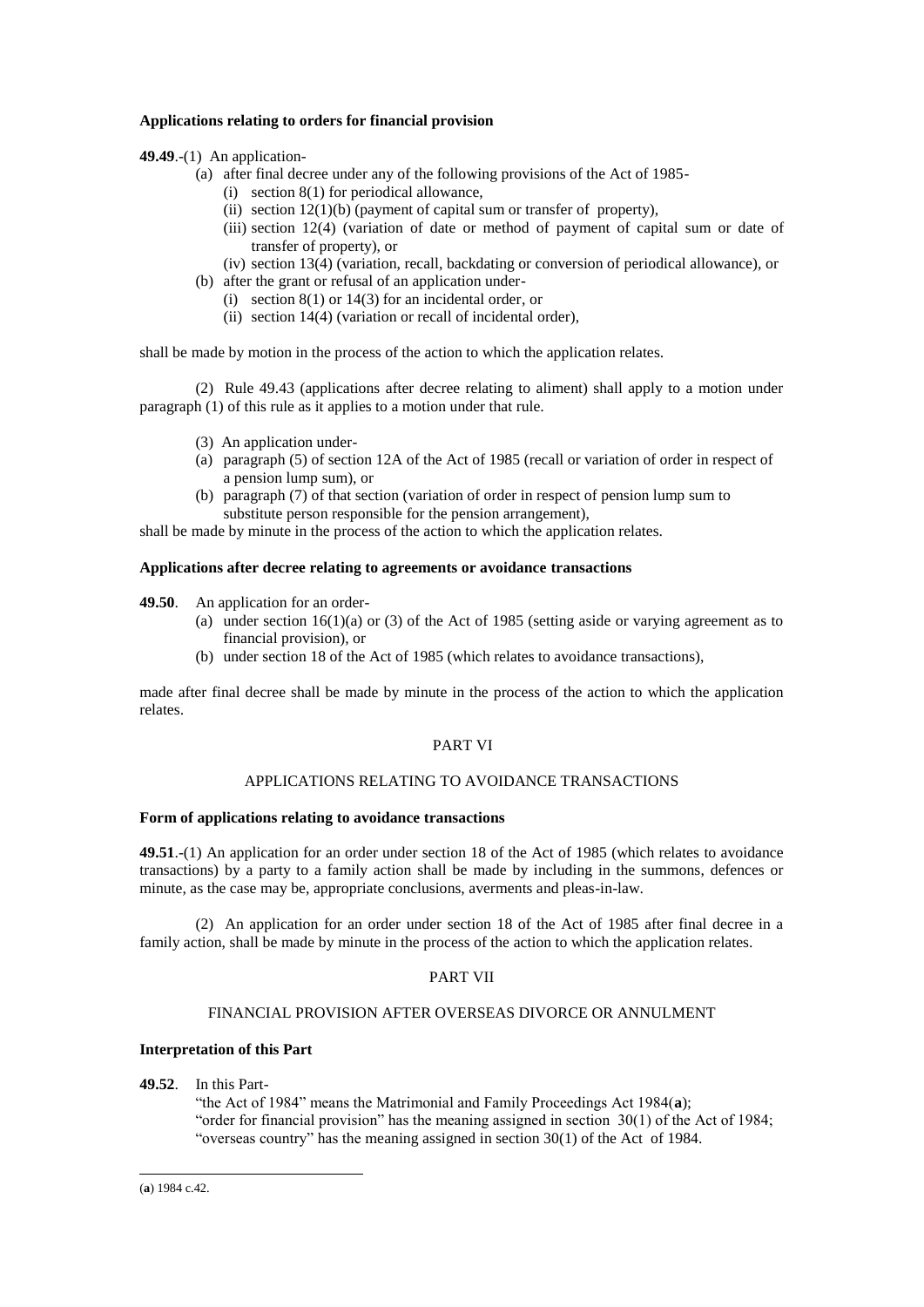**Applications relating to orders for financial provision**

**49.49**.-(1) An application-

- (a) after final decree under any of the following provisions of the Act of 1985-
  - (i) section 8(1) for periodical allowance,
  - (ii) section 12(1)(b) (payment of capital sum or transfer of property),
  - (iii) section 12(4) (variation of date or method of payment of capital sum or date of transfer of property), or
  - (iv) section 13(4) (variation, recall, backdating or conversion of periodical allowance), or
- (b) after the grant or refusal of an application under-
  - (i) section 8(1) or 14(3) for an incidental order, or
  - (ii) section 14(4) (variation or recall of incidental order),

shall be made by motion in the process of the action to which the application relates.

(2) Rule 49.43 (applications after decree relating to aliment) shall apply to a motion under paragraph (1) of this rule as it applies to a motion under that rule.

(3) An application under-

- (a) paragraph (5) of section 12A of the Act of 1985 (recall or variation of order in respect of a pension lump sum), or
- (b) paragraph (7) of that section (variation of order in respect of pension lump sum to substitute person responsible for the pension arrangement),

shall be made by minute in the process of the action to which the application relates.

**Applications after decree relating to agreements or avoidance transactions**

**49.50**. An application for an order-

- (a) under section 16(1)(a) or (3) of the Act of 1985 (setting aside or varying agreement as to financial provision), or
- (b) under section 18 of the Act of 1985 (which relates to avoidance transactions),

made after final decree shall be made by minute in the process of the action to which the application relates.

PART VI

APPLICATIONS RELATING TO AVOIDANCE TRANSACTIONS

**Form of applications relating to avoidance transactions**

**49.51**.-(1) An application for an order under section 18 of the Act of 1985 (which relates to avoidance transactions) by a party to a family action shall be made by including in the summons, defences or minute, as the case may be, appropriate conclusions, averments and pleas-in-law.

(2) An application for an order under section 18 of the Act of 1985 after final decree in a family action, shall be made by minute in the process of the action to which the application relates.

PART VII

FINANCIAL PROVISION AFTER OVERSEAS DIVORCE OR ANNULMENT

**Interpretation of this Part**

**49.52**. In this Part-

"the Act of 1984" means the Matrimonial and Family Proceedings Act 1984(**a**);
"order for financial provision" has the meaning assigned in section 30(1) of the Act of 1984;
"overseas country" has the meaning assigned in section 30(1) of the Act of 1984.

(**a**) 1984 c.42.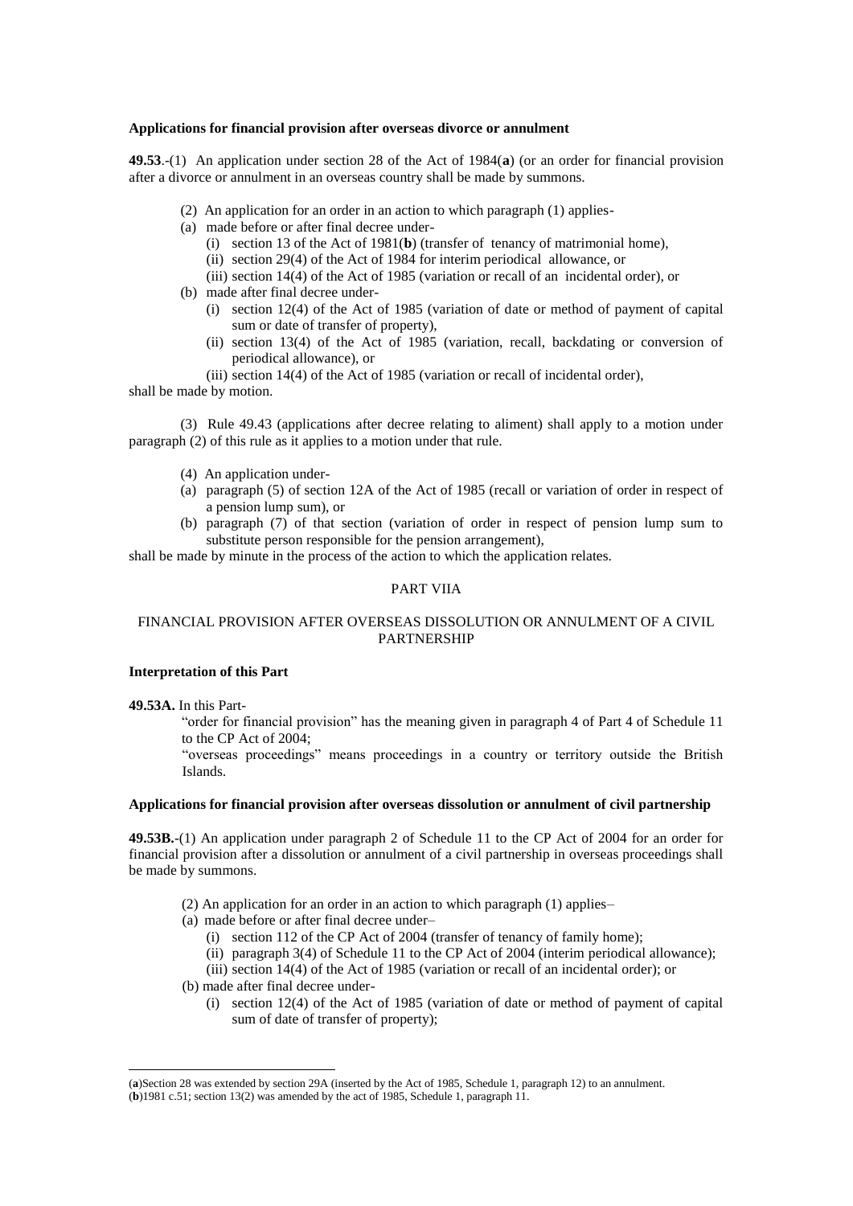**Applications for financial provision after overseas divorce or annulment**

**49.53**.-(1) An application under section 28 of the Act of 1984(**a**) (or an order for financial provision after a divorce or annulment in an overseas country shall be made by summons.

(2) An application for an order in an action to which paragraph (1) applies-

(a) made before or after final decree under-

(i) section 13 of the Act of 1981(**b**) (transfer of tenancy of matrimonial home),

(ii) section 29(4) of the Act of 1984 for interim periodical allowance, or

(iii) section 14(4) of the Act of 1985 (variation or recall of an incidental order), or

(b) made after final decree under-

(i) section 12(4) of the Act of 1985 (variation of date or method of payment of capital sum or date of transfer of property),

(ii) section 13(4) of the Act of 1985 (variation, recall, backdating or conversion of periodical allowance), or

(iii) section 14(4) of the Act of 1985 (variation or recall of incidental order),

shall be made by motion.

(3) Rule 49.43 (applications after decree relating to aliment) shall apply to a motion under paragraph (2) of this rule as it applies to a motion under that rule.

(4) An application under-

(a) paragraph (5) of section 12A of the Act of 1985 (recall or variation of order in respect of a pension lump sum), or

(b) paragraph (7) of that section (variation of order in respect of pension lump sum to substitute person responsible for the pension arrangement),

shall be made by minute in the process of the action to which the application relates.

PART VIIA

FINANCIAL PROVISION AFTER OVERSEAS DISSOLUTION OR ANNULMENT OF A CIVIL PARTNERSHIP

**Interpretation of this Part**

**49.53A.** In this Part-

"order for financial provision" has the meaning given in paragraph 4 of Part 4 of Schedule 11 to the CP Act of 2004;

"overseas proceedings" means proceedings in a country or territory outside the British Islands.

**Applications for financial provision after overseas dissolution or annulment of civil partnership**

**49.53B.**-(1) An application under paragraph 2 of Schedule 11 to the CP Act of 2004 for an order for financial provision after a dissolution or annulment of a civil partnership in overseas proceedings shall be made by summons.

(2) An application for an order in an action to which paragraph (1) applies–

(a) made before or after final decree under–

(i) section 112 of the CP Act of 2004 (transfer of tenancy of family home);

(ii) paragraph 3(4) of Schedule 11 to the CP Act of 2004 (interim periodical allowance);

(iii) section 14(4) of the Act of 1985 (variation or recall of an incidental order); or

(b) made after final decree under-

(i) section 12(4) of the Act of 1985 (variation of date or method of payment of capital sum of date of transfer of property);

---

(**a**)Section 28 was extended by section 29A (inserted by the Act of 1985, Schedule 1, paragraph 12) to an annulment.

(**b**)1981 c.51; section 13(2) was amended by the act of 1985, Schedule 1, paragraph 11.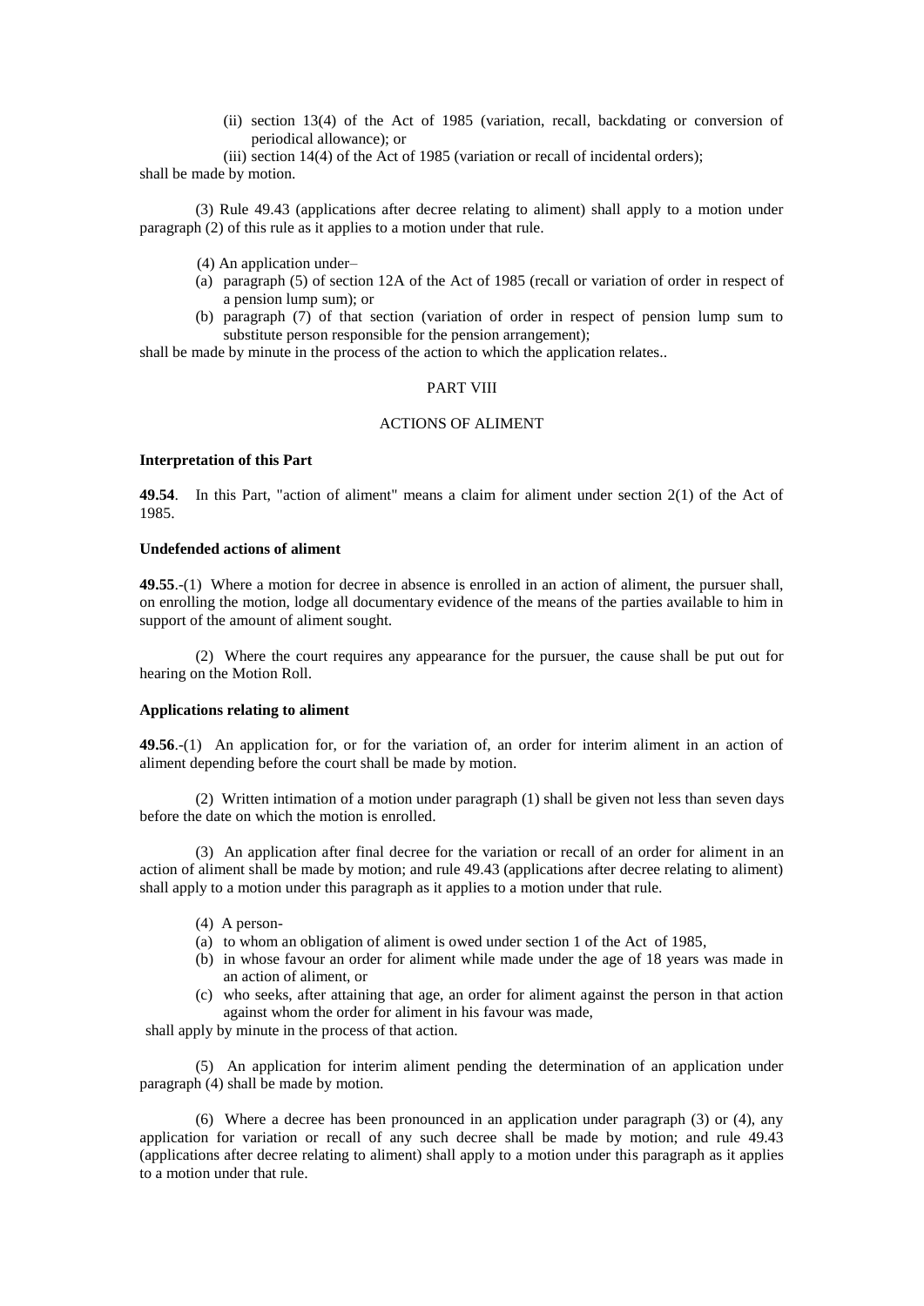(ii) section 13(4) of the Act of 1985 (variation, recall, backdating or conversion of periodical allowance); or

(iii) section 14(4) of the Act of 1985 (variation or recall of incidental orders);

shall be made by motion.

(3) Rule 49.43 (applications after decree relating to aliment) shall apply to a motion under paragraph (2) of this rule as it applies to a motion under that rule.

(4) An application under–

(a) paragraph (5) of section 12A of the Act of 1985 (recall or variation of order in respect of a pension lump sum); or

(b) paragraph (7) of that section (variation of order in respect of pension lump sum to substitute person responsible for the pension arrangement);

shall be made by minute in the process of the action to which the application relates..

PART VIII

ACTIONS OF ALIMENT

**Interpretation of this Part**

**49.54**. In this Part, "action of aliment" means a claim for aliment under section 2(1) of the Act of 1985.

**Undefended actions of aliment**

**49.55**.-(1) Where a motion for decree in absence is enrolled in an action of aliment, the pursuer shall, on enrolling the motion, lodge all documentary evidence of the means of the parties available to him in support of the amount of aliment sought.

(2) Where the court requires any appearance for the pursuer, the cause shall be put out for hearing on the Motion Roll.

**Applications relating to aliment**

**49.56**.-(1) An application for, or for the variation of, an order for interim aliment in an action of aliment depending before the court shall be made by motion.

(2) Written intimation of a motion under paragraph (1) shall be given not less than seven days before the date on which the motion is enrolled.

(3) An application after final decree for the variation or recall of an order for aliment in an action of aliment shall be made by motion; and rule 49.43 (applications after decree relating to aliment) shall apply to a motion under this paragraph as it applies to a motion under that rule.

(4) A person-

(a) to whom an obligation of aliment is owed under section 1 of the Act of 1985,

(b) in whose favour an order for aliment while made under the age of 18 years was made in an action of aliment, or

(c) who seeks, after attaining that age, an order for aliment against the person in that action against whom the order for aliment in his favour was made,

shall apply by minute in the process of that action.

(5) An application for interim aliment pending the determination of an application under paragraph (4) shall be made by motion.

(6) Where a decree has been pronounced in an application under paragraph (3) or (4), any application for variation or recall of any such decree shall be made by motion; and rule 49.43 (applications after decree relating to aliment) shall apply to a motion under this paragraph as it applies to a motion under that rule.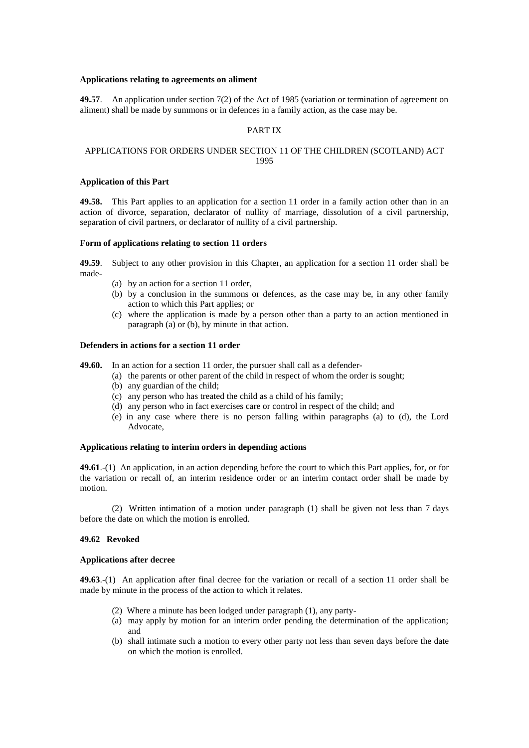**Applications relating to agreements on aliment**

**49.57**. An application under section 7(2) of the Act of 1985 (variation or termination of agreement on aliment) shall be made by summons or in defences in a family action, as the case may be.

PART IX

APPLICATIONS FOR ORDERS UNDER SECTION 11 OF THE CHILDREN (SCOTLAND) ACT 1995

**Application of this Part**

**49.58.** This Part applies to an application for a section 11 order in a family action other than in an action of divorce, separation, declarator of nullity of marriage, dissolution of a civil partnership, separation of civil partners, or declarator of nullity of a civil partnership.

**Form of applications relating to section 11 orders**

**49.59**. Subject to any other provision in this Chapter, an application for a section 11 order shall be made-

(a) by an action for a section 11 order,

(b) by a conclusion in the summons or defences, as the case may be, in any other family action to which this Part applies; or

(c) where the application is made by a person other than a party to an action mentioned in paragraph (a) or (b), by minute in that action.

**Defenders in actions for a section 11 order**

**49.60.** In an action for a section 11 order, the pursuer shall call as a defender-

(a) the parents or other parent of the child in respect of whom the order is sought;

(b) any guardian of the child;

(c) any person who has treated the child as a child of his family;

(d) any person who in fact exercises care or control in respect of the child; and

(e) in any case where there is no person falling within paragraphs (a) to (d), the Lord Advocate,

**Applications relating to interim orders in depending actions**

**49.61**.-(1) An application, in an action depending before the court to which this Part applies, for, or for the variation or recall of, an interim residence order or an interim contact order shall be made by motion.

(2) Written intimation of a motion under paragraph (1) shall be given not less than 7 days before the date on which the motion is enrolled.

**49.62 Revoked**

**Applications after decree**

**49.63**.-(1) An application after final decree for the variation or recall of a section 11 order shall be made by minute in the process of the action to which it relates.

(2) Where a minute has been lodged under paragraph (1), any party-

(a) may apply by motion for an interim order pending the determination of the application; and

(b) shall intimate such a motion to every other party not less than seven days before the date on which the motion is enrolled.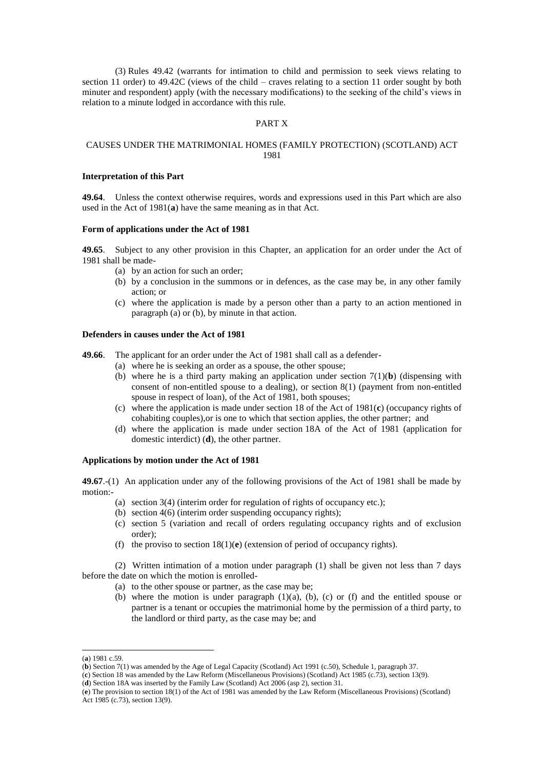(3) Rules 49.42 (warrants for intimation to child and permission to seek views relating to section 11 order) to 49.42C (views of the child – craves relating to a section 11 order sought by both minuter and respondent) apply (with the necessary modifications) to the seeking of the child's views in relation to a minute lodged in accordance with this rule.

## PART X

## CAUSES UNDER THE MATRIMONIAL HOMES (FAMILY PROTECTION) (SCOTLAND) ACT 1981

**Interpretation of this Part**

**49.64**. Unless the context otherwise requires, words and expressions used in this Part which are also used in the Act of 1981(**a**) have the same meaning as in that Act.

**Form of applications under the Act of 1981**

**49.65**. Subject to any other provision in this Chapter, an application for an order under the Act of 1981 shall be made-

- (a) by an action for such an order;
- (b) by a conclusion in the summons or in defences, as the case may be, in any other family action; or
- (c) where the application is made by a person other than a party to an action mentioned in paragraph (a) or (b), by minute in that action.

**Defenders in causes under the Act of 1981**

**49.66**. The applicant for an order under the Act of 1981 shall call as a defender-

- (a) where he is seeking an order as a spouse, the other spouse;
- (b) where he is a third party making an application under section 7(1)(**b**) (dispensing with consent of non-entitled spouse to a dealing), or section 8(1) (payment from non-entitled spouse in respect of loan), of the Act of 1981, both spouses;
- (c) where the application is made under section 18 of the Act of 1981(**c**) (occupancy rights of cohabiting couples),or is one to which that section applies, the other partner; and
- (d) where the application is made under section 18A of the Act of 1981 (application for domestic interdict) (**d**), the other partner.

**Applications by motion under the Act of 1981**

**49.67**.-(1) An application under any of the following provisions of the Act of 1981 shall be made by motion:-

- (a) section 3(4) (interim order for regulation of rights of occupancy etc.);
- (b) section 4(6) (interim order suspending occupancy rights);
- (c) section 5 (variation and recall of orders regulating occupancy rights and of exclusion order);
- (f) the proviso to section 18(1)(**e**) (extension of period of occupancy rights).

(2) Written intimation of a motion under paragraph (1) shall be given not less than 7 days before the date on which the motion is enrolled-

- (a) to the other spouse or partner, as the case may be;
- (b) where the motion is under paragraph (1)(a), (b), (c) or (f) and the entitled spouse or partner is a tenant or occupies the matrimonial home by the permission of a third party, to the landlord or third party, as the case may be; and

---

(**a**) 1981 c.59.
(**b**) Section 7(1) was amended by the Age of Legal Capacity (Scotland) Act 1991 (c.50), Schedule 1, paragraph 37.
(**c**) Section 18 was amended by the Law Reform (Miscellaneous Provisions) (Scotland) Act 1985 (c.73), section 13(9).
(**d**) Section 18A was inserted by the Family Law (Scotland) Act 2006 (asp 2), section 31.
(**e**) The provision to section 18(1) of the Act of 1981 was amended by the Law Reform (Miscellaneous Provisions) (Scotland) Act 1985 (c.73), section 13(9).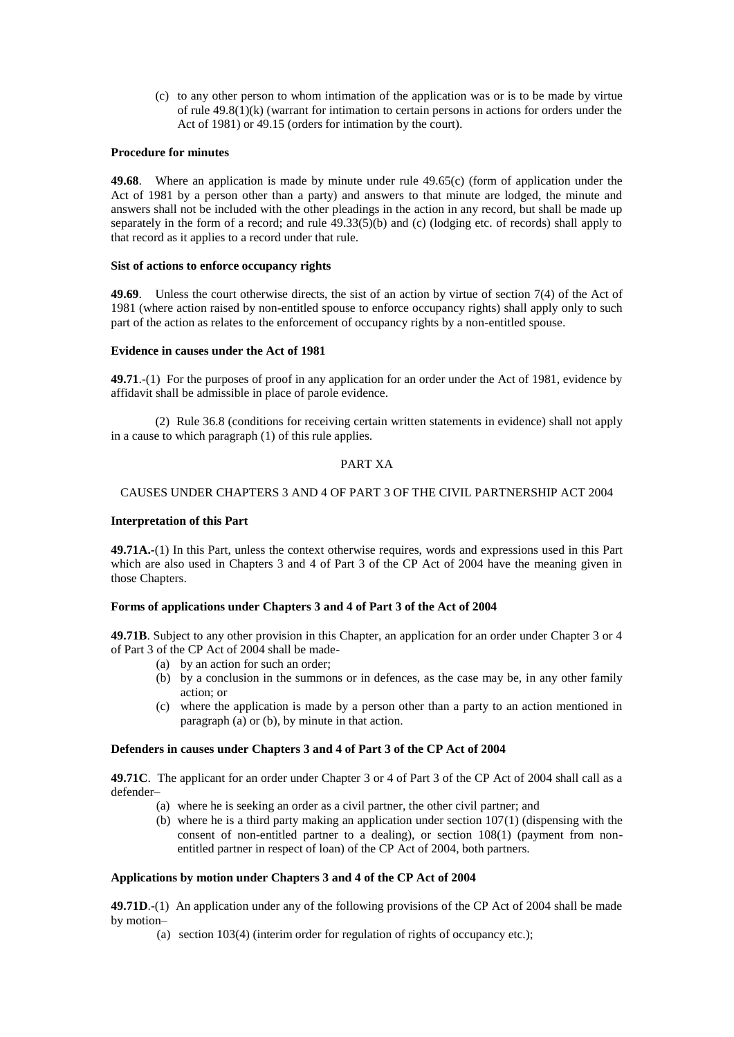(c) to any other person to whom intimation of the application was or is to be made by virtue of rule 49.8(1)(k) (warrant for intimation to certain persons in actions for orders under the Act of 1981) or 49.15 (orders for intimation by the court).

**Procedure for minutes**

**49.68**. Where an application is made by minute under rule 49.65(c) (form of application under the Act of 1981 by a person other than a party) and answers to that minute are lodged, the minute and answers shall not be included with the other pleadings in the action in any record, but shall be made up separately in the form of a record; and rule 49.33(5)(b) and (c) (lodging etc. of records) shall apply to that record as it applies to a record under that rule.

**Sist of actions to enforce occupancy rights**

**49.69**. Unless the court otherwise directs, the sist of an action by virtue of section 7(4) of the Act of 1981 (where action raised by non-entitled spouse to enforce occupancy rights) shall apply only to such part of the action as relates to the enforcement of occupancy rights by a non-entitled spouse.

**Evidence in causes under the Act of 1981**

**49.71**.-(1) For the purposes of proof in any application for an order under the Act of 1981, evidence by affidavit shall be admissible in place of parole evidence.

(2) Rule 36.8 (conditions for receiving certain written statements in evidence) shall not apply in a cause to which paragraph (1) of this rule applies.

PART XA

CAUSES UNDER CHAPTERS 3 AND 4 OF PART 3 OF THE CIVIL PARTNERSHIP ACT 2004

**Interpretation of this Part**

**49.71A.**-(1) In this Part, unless the context otherwise requires, words and expressions used in this Part which are also used in Chapters 3 and 4 of Part 3 of the CP Act of 2004 have the meaning given in those Chapters.

**Forms of applications under Chapters 3 and 4 of Part 3 of the Act of 2004**

**49.71B**. Subject to any other provision in this Chapter, an application for an order under Chapter 3 or 4 of Part 3 of the CP Act of 2004 shall be made-

(a) by an action for such an order;
(b) by a conclusion in the summons or in defences, as the case may be, in any other family action; or
(c) where the application is made by a person other than a party to an action mentioned in paragraph (a) or (b), by minute in that action.

**Defenders in causes under Chapters 3 and 4 of Part 3 of the CP Act of 2004**

**49.71C**. The applicant for an order under Chapter 3 or 4 of Part 3 of the CP Act of 2004 shall call as a defender–

(a) where he is seeking an order as a civil partner, the other civil partner; and
(b) where he is a third party making an application under section 107(1) (dispensing with the consent of non-entitled partner to a dealing), or section 108(1) (payment from non-entitled partner in respect of loan) of the CP Act of 2004, both partners.

**Applications by motion under Chapters 3 and 4 of the CP Act of 2004**

**49.71D**.-(1) An application under any of the following provisions of the CP Act of 2004 shall be made by motion–

(a) section 103(4) (interim order for regulation of rights of occupancy etc.);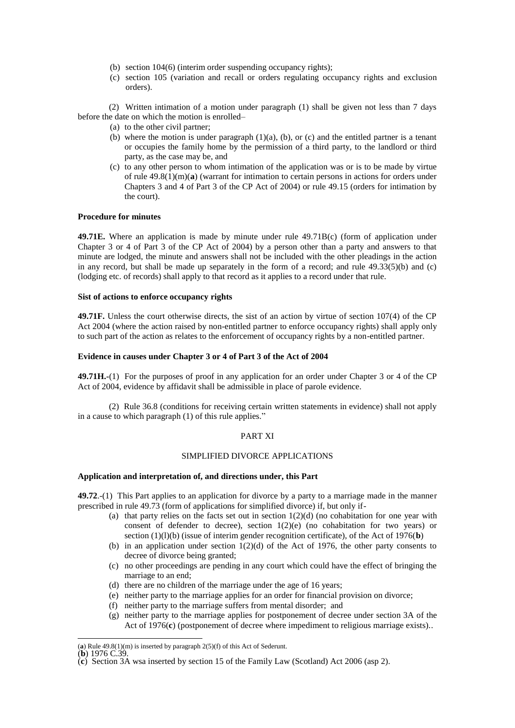(b) section 104(6) (interim order suspending occupancy rights);

(c) section 105 (variation and recall or orders regulating occupancy rights and exclusion orders).

(2) Written intimation of a motion under paragraph (1) shall be given not less than 7 days before the date on which the motion is enrolled–

(a) to the other civil partner;

(b) where the motion is under paragraph (1)(a), (b), or (c) and the entitled partner is a tenant or occupies the family home by the permission of a third party, to the landlord or third party, as the case may be, and

(c) to any other person to whom intimation of the application was or is to be made by virtue of rule 49.8(1)(m)(**a**) (warrant for intimation to certain persons in actions for orders under Chapters 3 and 4 of Part 3 of the CP Act of 2004) or rule 49.15 (orders for intimation by the court).

**Procedure for minutes**

**49.71E.** Where an application is made by minute under rule 49.71B(c) (form of application under Chapter 3 or 4 of Part 3 of the CP Act of 2004) by a person other than a party and answers to that minute are lodged, the minute and answers shall not be included with the other pleadings in the action in any record, but shall be made up separately in the form of a record; and rule 49.33(5)(b) and (c) (lodging etc. of records) shall apply to that record as it applies to a record under that rule.

**Sist of actions to enforce occupancy rights**

**49.71F.** Unless the court otherwise directs, the sist of an action by virtue of section 107(4) of the CP Act 2004 (where the action raised by non-entitled partner to enforce occupancy rights) shall apply only to such part of the action as relates to the enforcement of occupancy rights by a non-entitled partner.

**Evidence in causes under Chapter 3 or 4 of Part 3 of the Act of 2004**

**49.71H.**-(1) For the purposes of proof in any application for an order under Chapter 3 or 4 of the CP Act of 2004, evidence by affidavit shall be admissible in place of parole evidence.

(2) Rule 36.8 (conditions for receiving certain written statements in evidence) shall not apply in a cause to which paragraph (1) of this rule applies."

PART XI

SIMPLIFIED DIVORCE APPLICATIONS

**Application and interpretation of, and directions under, this Part**

**49.72**.-(1) This Part applies to an application for divorce by a party to a marriage made in the manner prescribed in rule 49.73 (form of applications for simplified divorce) if, but only if-

(a) that party relies on the facts set out in section 1(2)(d) (no cohabitation for one year with consent of defender to decree), section 1(2)(e) (no cohabitation for two years) or section (1)(l)(b) (issue of interim gender recognition certificate), of the Act of 1976(**b**)

(b) in an application under section 1(2)(d) of the Act of 1976, the other party consents to decree of divorce being granted;

(c) no other proceedings are pending in any court which could have the effect of bringing the marriage to an end;

(d) there are no children of the marriage under the age of 16 years;

(e) neither party to the marriage applies for an order for financial provision on divorce;

(f) neither party to the marriage suffers from mental disorder; and

(g) neither party to the marriage applies for postponement of decree under section 3A of the Act of 1976(**c**) (postponement of decree where impediment to religious marriage exists)..

---

(**a**) Rule 49.8(1)(m) is inserted by paragraph 2(5)(f) of this Act of Sederunt.

(**b**) 1976 C.39.

(**c**) Section 3A wsa inserted by section 15 of the Family Law (Scotland) Act 2006 (asp 2).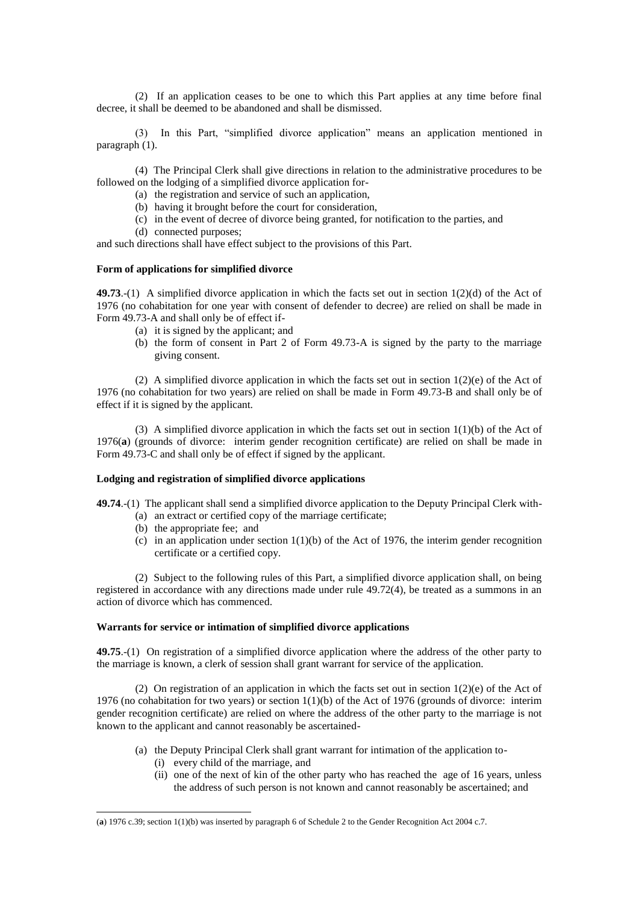(2) If an application ceases to be one to which this Part applies at any time before final decree, it shall be deemed to be abandoned and shall be dismissed.

(3) In this Part, "simplified divorce application" means an application mentioned in paragraph (1).

(4) The Principal Clerk shall give directions in relation to the administrative procedures to be followed on the lodging of a simplified divorce application for-

- (a) the registration and service of such an application,
- (b) having it brought before the court for consideration,
- (c) in the event of decree of divorce being granted, for notification to the parties, and
- (d) connected purposes;

and such directions shall have effect subject to the provisions of this Part.

**Form of applications for simplified divorce**

**49.73**.-(1) A simplified divorce application in which the facts set out in section 1(2)(d) of the Act of 1976 (no cohabitation for one year with consent of defender to decree) are relied on shall be made in Form 49.73-A and shall only be of effect if-

- (a) it is signed by the applicant; and
- (b) the form of consent in Part 2 of Form 49.73-A is signed by the party to the marriage giving consent.

(2) A simplified divorce application in which the facts set out in section 1(2)(e) of the Act of 1976 (no cohabitation for two years) are relied on shall be made in Form 49.73-B and shall only be of effect if it is signed by the applicant.

(3) A simplified divorce application in which the facts set out in section 1(1)(b) of the Act of 1976[**a**] (grounds of divorce: interim gender recognition certificate) are relied on shall be made in Form 49.73-C and shall only be of effect if signed by the applicant.

**Lodging and registration of simplified divorce applications**

**49.74**.-(1) The applicant shall send a simplified divorce application to the Deputy Principal Clerk with-

- (a) an extract or certified copy of the marriage certificate;
- (b) the appropriate fee; and
- (c) in an application under section 1(1)(b) of the Act of 1976, the interim gender recognition certificate or a certified copy.

(2) Subject to the following rules of this Part, a simplified divorce application shall, on being registered in accordance with any directions made under rule 49.72(4), be treated as a summons in an action of divorce which has commenced.

**Warrants for service or intimation of simplified divorce applications**

**49.75**.-(1) On registration of a simplified divorce application where the address of the other party to the marriage is known, a clerk of session shall grant warrant for service of the application.

(2) On registration of an application in which the facts set out in section 1(2)(e) of the Act of 1976 (no cohabitation for two years) or section 1(1)(b) of the Act of 1976 (grounds of divorce: interim gender recognition certificate) are relied on where the address of the other party to the marriage is not known to the applicant and cannot reasonably be ascertained-

- (a) the Deputy Principal Clerk shall grant warrant for intimation of the application to-
  - (i) every child of the marriage, and
  - (ii) one of the next of kin of the other party who has reached the age of 16 years, unless the address of such person is not known and cannot reasonably be ascertained; and

---

(**a**) 1976 c.39; section 1(1)(b) was inserted by paragraph 6 of Schedule 2 to the Gender Recognition Act 2004 c.7.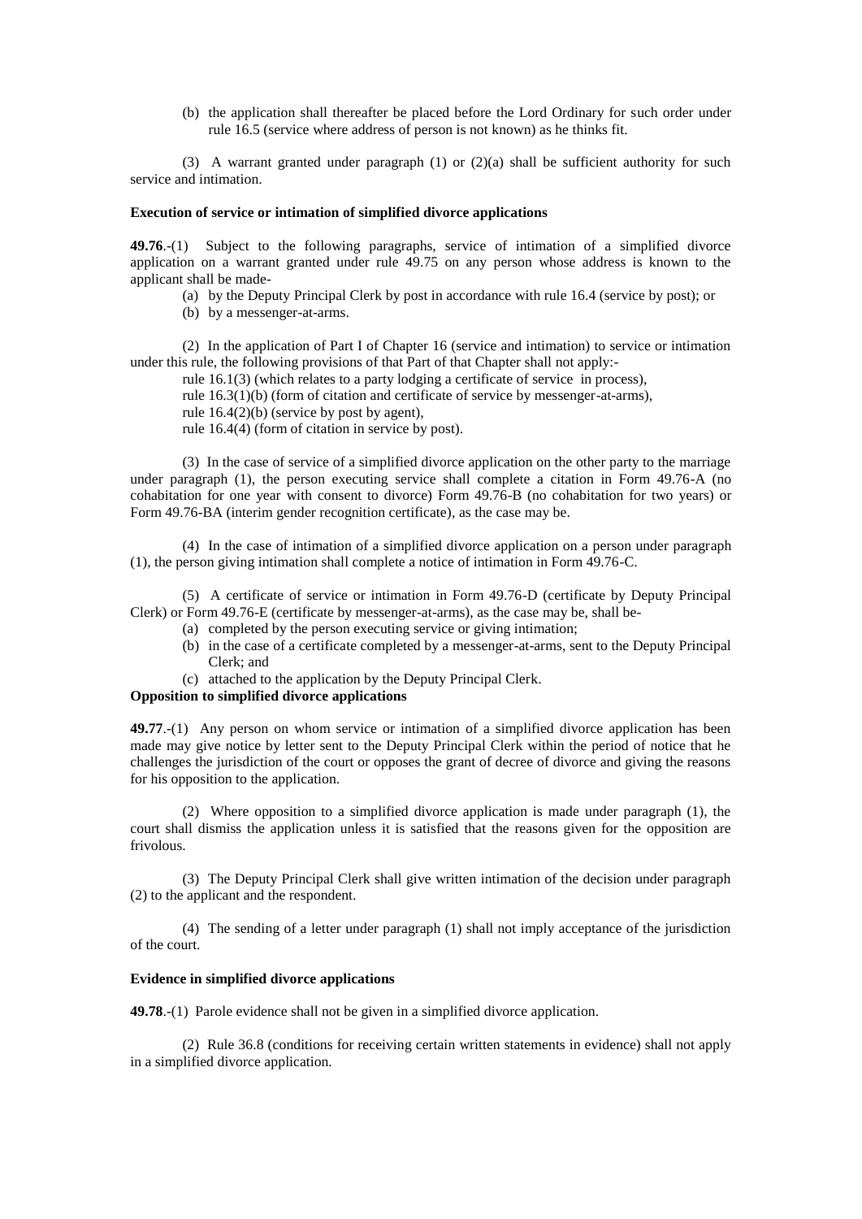(b) the application shall thereafter be placed before the Lord Ordinary for such order under rule 16.5 (service where address of person is not known) as he thinks fit.

(3) A warrant granted under paragraph (1) or (2)(a) shall be sufficient authority for such service and intimation.

**Execution of service or intimation of simplified divorce applications**

**49.76**.-(1) Subject to the following paragraphs, service of intimation of a simplified divorce application on a warrant granted under rule 49.75 on any person whose address is known to the applicant shall be made-

(a) by the Deputy Principal Clerk by post in accordance with rule 16.4 (service by post); or
(b) by a messenger-at-arms.

(2) In the application of Part I of Chapter 16 (service and intimation) to service or intimation under this rule, the following provisions of that Part of that Chapter shall not apply:-

rule 16.1(3) (which relates to a party lodging a certificate of service in process),
rule 16.3(1)(b) (form of citation and certificate of service by messenger-at-arms),
rule 16.4(2)(b) (service by post by agent),
rule 16.4(4) (form of citation in service by post).

(3) In the case of service of a simplified divorce application on the other party to the marriage under paragraph (1), the person executing service shall complete a citation in Form 49.76-A (no cohabitation for one year with consent to divorce) Form 49.76-B (no cohabitation for two years) or Form 49.76-BA (interim gender recognition certificate), as the case may be.

(4) In the case of intimation of a simplified divorce application on a person under paragraph (1), the person giving intimation shall complete a notice of intimation in Form 49.76-C.

(5) A certificate of service or intimation in Form 49.76-D (certificate by Deputy Principal Clerk) or Form 49.76-E (certificate by messenger-at-arms), as the case may be, shall be-

(a) completed by the person executing service or giving intimation;
(b) in the case of a certificate completed by a messenger-at-arms, sent to the Deputy Principal Clerk; and
(c) attached to the application by the Deputy Principal Clerk.

**Opposition to simplified divorce applications**

**49.77**.-(1) Any person on whom service or intimation of a simplified divorce application has been made may give notice by letter sent to the Deputy Principal Clerk within the period of notice that he challenges the jurisdiction of the court or opposes the grant of decree of divorce and giving the reasons for his opposition to the application.

(2) Where opposition to a simplified divorce application is made under paragraph (1), the court shall dismiss the application unless it is satisfied that the reasons given for the opposition are frivolous.

(3) The Deputy Principal Clerk shall give written intimation of the decision under paragraph (2) to the applicant and the respondent.

(4) The sending of a letter under paragraph (1) shall not imply acceptance of the jurisdiction of the court.

**Evidence in simplified divorce applications**

**49.78**.-(1) Parole evidence shall not be given in a simplified divorce application.

(2) Rule 36.8 (conditions for receiving certain written statements in evidence) shall not apply in a simplified divorce application.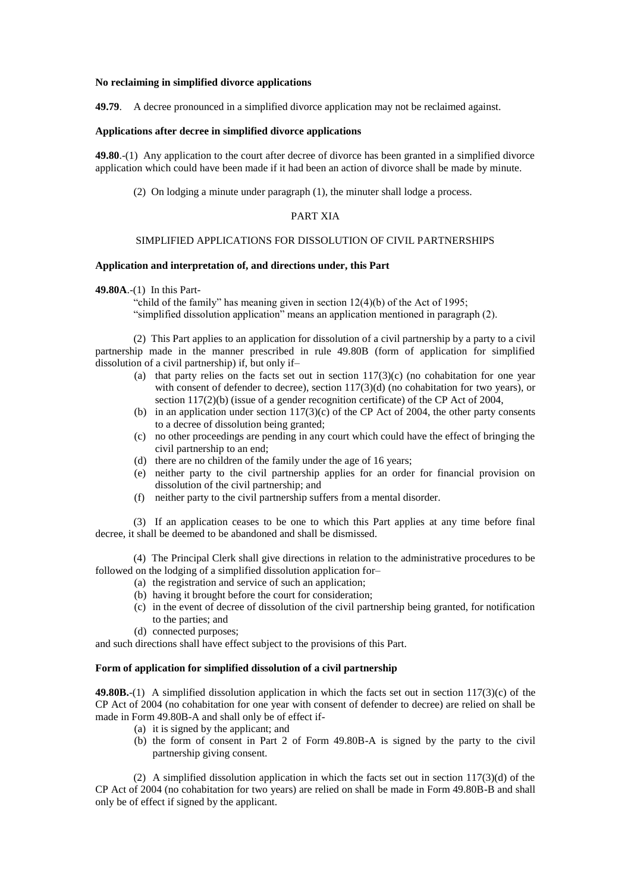**No reclaiming in simplified divorce applications**

**49.79**. A decree pronounced in a simplified divorce application may not be reclaimed against.

**Applications after decree in simplified divorce applications**

**49.80**.-(1) Any application to the court after decree of divorce has been granted in a simplified divorce application which could have been made if it had been an action of divorce shall be made by minute.

(2) On lodging a minute under paragraph (1), the minuter shall lodge a process.

PART XIA

SIMPLIFIED APPLICATIONS FOR DISSOLUTION OF CIVIL PARTNERSHIPS

**Application and interpretation of, and directions under, this Part**

**49.80A**.-(1) In this Part-

"child of the family" has meaning given in section 12(4)(b) of the Act of 1995;
"simplified dissolution application" means an application mentioned in paragraph (2).

(2) This Part applies to an application for dissolution of a civil partnership by a party to a civil partnership made in the manner prescribed in rule 49.80B (form of application for simplified dissolution of a civil partnership) if, but only if–

(a) that party relies on the facts set out in section 117(3)(c) (no cohabitation for one year with consent of defender to decree), section 117(3)(d) (no cohabitation for two years), or section 117(2)(b) (issue of a gender recognition certificate) of the CP Act of 2004,
(b) in an application under section 117(3)(c) of the CP Act of 2004, the other party consents to a decree of dissolution being granted;
(c) no other proceedings are pending in any court which could have the effect of bringing the civil partnership to an end;
(d) there are no children of the family under the age of 16 years;
(e) neither party to the civil partnership applies for an order for financial provision on dissolution of the civil partnership; and
(f) neither party to the civil partnership suffers from a mental disorder.

(3) If an application ceases to be one to which this Part applies at any time before final decree, it shall be deemed to be abandoned and shall be dismissed.

(4) The Principal Clerk shall give directions in relation to the administrative procedures to be followed on the lodging of a simplified dissolution application for–

(a) the registration and service of such an application;
(b) having it brought before the court for consideration;
(c) in the event of decree of dissolution of the civil partnership being granted, for notification to the parties; and
(d) connected purposes;

and such directions shall have effect subject to the provisions of this Part.

**Form of application for simplified dissolution of a civil partnership**

**49.80B.**-(1) A simplified dissolution application in which the facts set out in section 117(3)(c) of the CP Act of 2004 (no cohabitation for one year with consent of defender to decree) are relied on shall be made in Form 49.80B-A and shall only be of effect if-

(a) it is signed by the applicant; and
(b) the form of consent in Part 2 of Form 49.80B-A is signed by the party to the civil partnership giving consent.

(2) A simplified dissolution application in which the facts set out in section 117(3)(d) of the CP Act of 2004 (no cohabitation for two years) are relied on shall be made in Form 49.80B-B and shall only be of effect if signed by the applicant.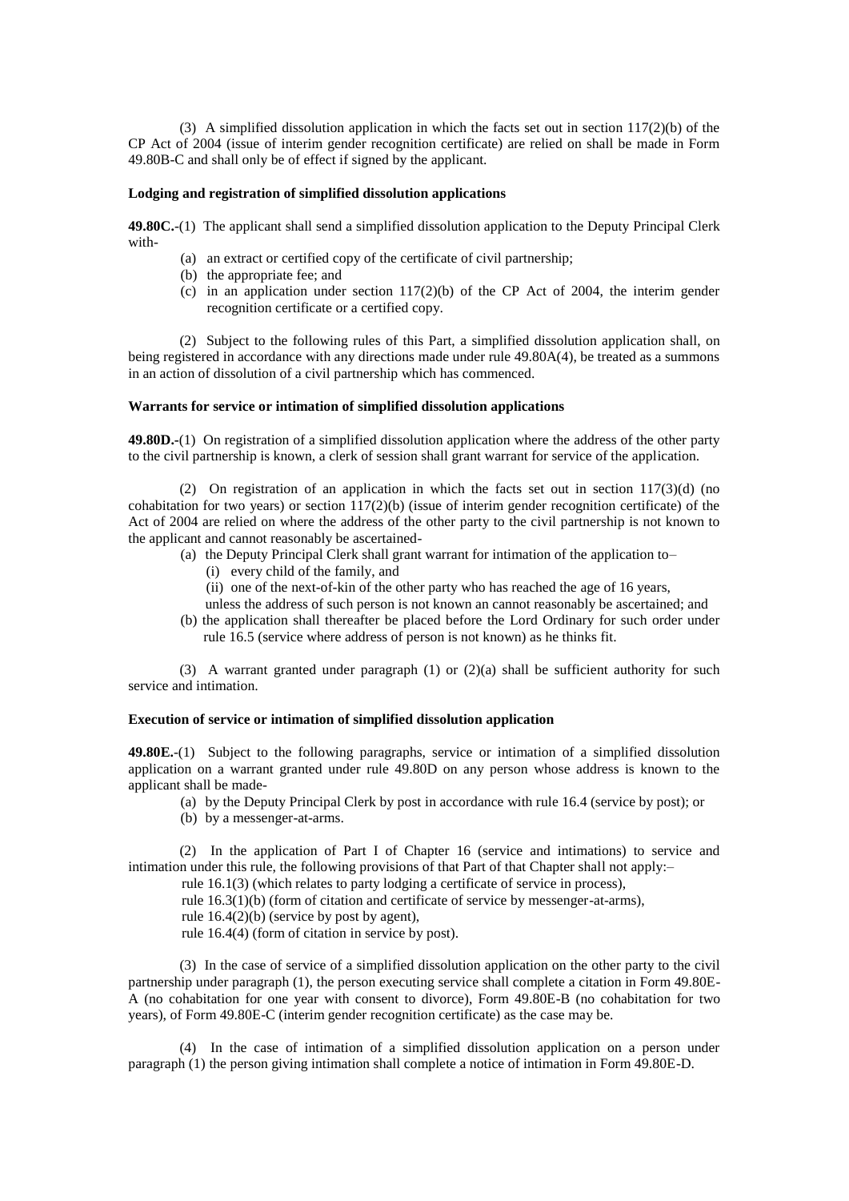(3) A simplified dissolution application in which the facts set out in section 117(2)(b) of the CP Act of 2004 (issue of interim gender recognition certificate) are relied on shall be made in Form 49.80B-C and shall only be of effect if signed by the applicant.

**Lodging and registration of simplified dissolution applications**

**49.80C.**-(1) The applicant shall send a simplified dissolution application to the Deputy Principal Clerk with-

- (a) an extract or certified copy of the certificate of civil partnership;
- (b) the appropriate fee; and
- (c) in an application under section 117(2)(b) of the CP Act of 2004, the interim gender recognition certificate or a certified copy.

(2) Subject to the following rules of this Part, a simplified dissolution application shall, on being registered in accordance with any directions made under rule 49.80A(4), be treated as a summons in an action of dissolution of a civil partnership which has commenced.

**Warrants for service or intimation of simplified dissolution applications**

**49.80D.**-(1) On registration of a simplified dissolution application where the address of the other party to the civil partnership is known, a clerk of session shall grant warrant for service of the application.

(2) On registration of an application in which the facts set out in section 117(3)(d) (no cohabitation for two years) or section 117(2)(b) (issue of interim gender recognition certificate) of the Act of 2004 are relied on where the address of the other party to the civil partnership is not known to the applicant and cannot reasonably be ascertained-

- (a) the Deputy Principal Clerk shall grant warrant for intimation of the application to–
  - (i) every child of the family, and
  - (ii) one of the next-of-kin of the other party who has reached the age of 16 years,

  unless the address of such person is not known an cannot reasonably be ascertained; and
- (b) the application shall thereafter be placed before the Lord Ordinary for such order under rule 16.5 (service where address of person is not known) as he thinks fit.

(3) A warrant granted under paragraph (1) or (2)(a) shall be sufficient authority for such service and intimation.

**Execution of service or intimation of simplified dissolution application**

**49.80E.**-(1) Subject to the following paragraphs, service or intimation of a simplified dissolution application on a warrant granted under rule 49.80D on any person whose address is known to the applicant shall be made-

- (a) by the Deputy Principal Clerk by post in accordance with rule 16.4 (service by post); or
- (b) by a messenger-at-arms.

(2) In the application of Part I of Chapter 16 (service and intimations) to service and intimation under this rule, the following provisions of that Part of that Chapter shall not apply:–

rule 16.1(3) (which relates to party lodging a certificate of service in process),
rule 16.3(1)(b) (form of citation and certificate of service by messenger-at-arms),
rule 16.4(2)(b) (service by post by agent),
rule 16.4(4) (form of citation in service by post).

(3) In the case of service of a simplified dissolution application on the other party to the civil partnership under paragraph (1), the person executing service shall complete a citation in Form 49.80E-A (no cohabitation for one year with consent to divorce), Form 49.80E-B (no cohabitation for two years), of Form 49.80E-C (interim gender recognition certificate) as the case may be.

(4) In the case of intimation of a simplified dissolution application on a person under paragraph (1) the person giving intimation shall complete a notice of intimation in Form 49.80E-D.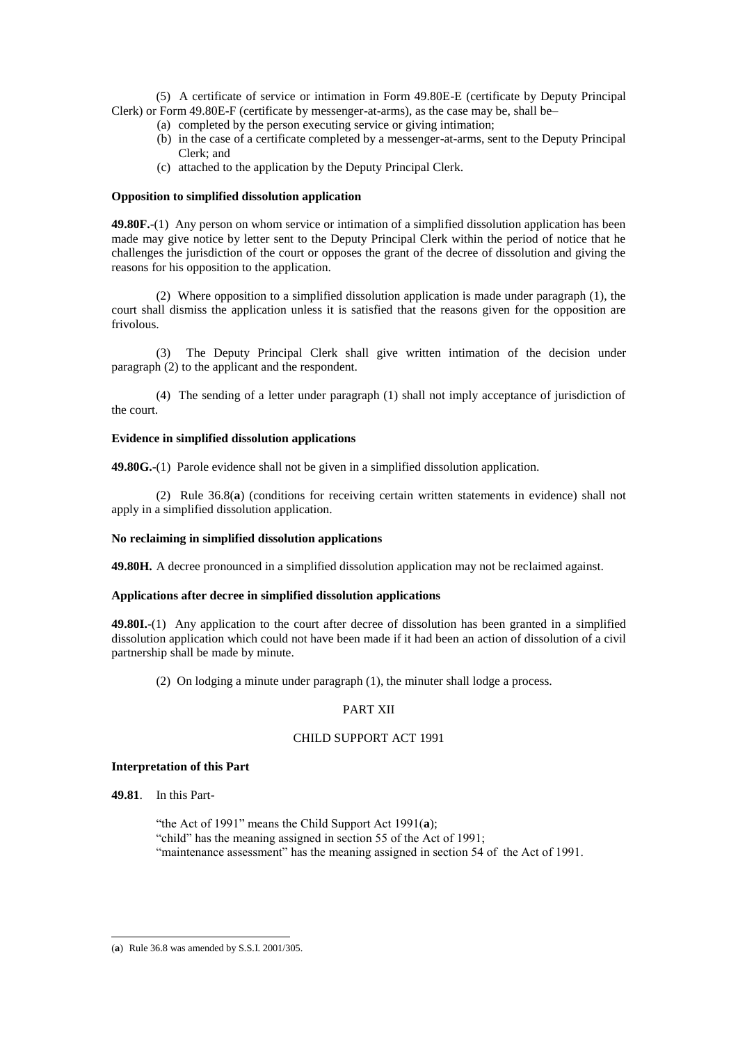(5) A certificate of service or intimation in Form 49.80E-E (certificate by Deputy Principal Clerk) or Form 49.80E-F (certificate by messenger-at-arms), as the case may be, shall be–

- (a) completed by the person executing service or giving intimation;
- (b) in the case of a certificate completed by a messenger-at-arms, sent to the Deputy Principal Clerk; and
- (c) attached to the application by the Deputy Principal Clerk.

**Opposition to simplified dissolution application**

**49.80F.**-(1) Any person on whom service or intimation of a simplified dissolution application has been made may give notice by letter sent to the Deputy Principal Clerk within the period of notice that he challenges the jurisdiction of the court or opposes the grant of the decree of dissolution and giving the reasons for his opposition to the application.

(2) Where opposition to a simplified dissolution application is made under paragraph (1), the court shall dismiss the application unless it is satisfied that the reasons given for the opposition are frivolous.

(3) The Deputy Principal Clerk shall give written intimation of the decision under paragraph (2) to the applicant and the respondent.

(4) The sending of a letter under paragraph (1) shall not imply acceptance of jurisdiction of the court.

**Evidence in simplified dissolution applications**

**49.80G.**-(1) Parole evidence shall not be given in a simplified dissolution application.

(2) Rule 36.8(**a**) (conditions for receiving certain written statements in evidence) shall not apply in a simplified dissolution application.

**No reclaiming in simplified dissolution applications**

**49.80H.** A decree pronounced in a simplified dissolution application may not be reclaimed against.

**Applications after decree in simplified dissolution applications**

**49.80I.**-(1) Any application to the court after decree of dissolution has been granted in a simplified dissolution application which could not have been made if it had been an action of dissolution of a civil partnership shall be made by minute.

(2) On lodging a minute under paragraph (1), the minuter shall lodge a process.

PART XII

CHILD SUPPORT ACT 1991

**Interpretation of this Part**

**49.81**. In this Part-

"the Act of 1991" means the Child Support Act 1991(**a**);
"child" has the meaning assigned in section 55 of the Act of 1991;
"maintenance assessment" has the meaning assigned in section 54 of the Act of 1991.

(**a**) Rule 36.8 was amended by S.S.I. 2001/305.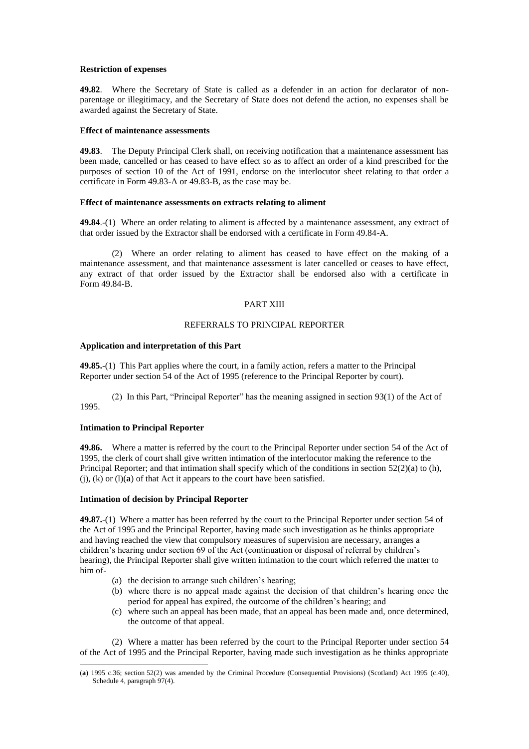**Restriction of expenses**

**49.82**. Where the Secretary of State is called as a defender in an action for declarator of non-parentage or illegitimacy, and the Secretary of State does not defend the action, no expenses shall be awarded against the Secretary of State.

**Effect of maintenance assessments**

**49.83**. The Deputy Principal Clerk shall, on receiving notification that a maintenance assessment has been made, cancelled or has ceased to have effect so as to affect an order of a kind prescribed for the purposes of section 10 of the Act of 1991, endorse on the interlocutor sheet relating to that order a certificate in Form 49.83-A or 49.83-B, as the case may be.

**Effect of maintenance assessments on extracts relating to aliment**

**49.84**.-(1) Where an order relating to aliment is affected by a maintenance assessment, any extract of that order issued by the Extractor shall be endorsed with a certificate in Form 49.84-A.

(2) Where an order relating to aliment has ceased to have effect on the making of a maintenance assessment, and that maintenance assessment is later cancelled or ceases to have effect, any extract of that order issued by the Extractor shall be endorsed also with a certificate in Form 49.84-B.

PART XIII

REFERRALS TO PRINCIPAL REPORTER

**Application and interpretation of this Part**

**49.85.**-(1) This Part applies where the court, in a family action, refers a matter to the Principal Reporter under section 54 of the Act of 1995 (reference to the Principal Reporter by court).

(2) In this Part, "Principal Reporter" has the meaning assigned in section 93(1) of the Act of 1995.

**Intimation to Principal Reporter**

**49.86.** Where a matter is referred by the court to the Principal Reporter under section 54 of the Act of 1995, the clerk of court shall give written intimation of the interlocutor making the reference to the Principal Reporter; and that intimation shall specify which of the conditions in section 52(2)(a) to (h), (j), (k) or (l)(**a**) of that Act it appears to the court have been satisfied.

**Intimation of decision by Principal Reporter**

**49.87.**-(1) Where a matter has been referred by the court to the Principal Reporter under section 54 of the Act of 1995 and the Principal Reporter, having made such investigation as he thinks appropriate and having reached the view that compulsory measures of supervision are necessary, arranges a children's hearing under section 69 of the Act (continuation or disposal of referral by children's hearing), the Principal Reporter shall give written intimation to the court which referred the matter to him of-

(a) the decision to arrange such children's hearing;
(b) where there is no appeal made against the decision of that children's hearing once the period for appeal has expired, the outcome of the children's hearing; and
(c) where such an appeal has been made, that an appeal has been made and, once determined, the outcome of that appeal.

(2) Where a matter has been referred by the court to the Principal Reporter under section 54 of the Act of 1995 and the Principal Reporter, having made such investigation as he thinks appropriate

---

(**a**) 1995 c.36; section 52(2) was amended by the Criminal Procedure (Consequential Provisions) (Scotland) Act 1995 (c.40), Schedule 4, paragraph 97(4).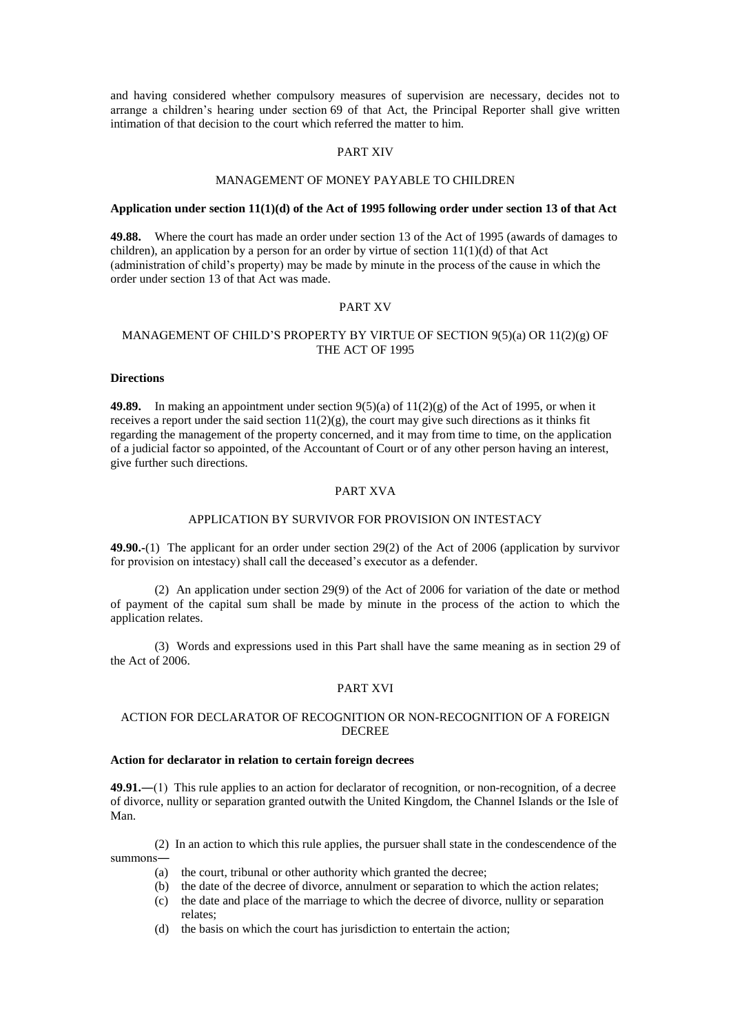and having considered whether compulsory measures of supervision are necessary, decides not to arrange a children's hearing under section 69 of that Act, the Principal Reporter shall give written intimation of that decision to the court which referred the matter to him.

## PART XIV

## MANAGEMENT OF MONEY PAYABLE TO CHILDREN

**Application under section 11(1)(d) of the Act of 1995 following order under section 13 of that Act**

**49.88.** Where the court has made an order under section 13 of the Act of 1995 (awards of damages to children), an application by a person for an order by virtue of section 11(1)(d) of that Act (administration of child's property) may be made by minute in the process of the cause in which the order under section 13 of that Act was made.

## PART XV

## MANAGEMENT OF CHILD'S PROPERTY BY VIRTUE OF SECTION 9(5)(a) OR 11(2)(g) OF THE ACT OF 1995

**Directions**

**49.89.** In making an appointment under section 9(5)(a) of 11(2)(g) of the Act of 1995, or when it receives a report under the said section 11(2)(g), the court may give such directions as it thinks fit regarding the management of the property concerned, and it may from time to time, on the application of a judicial factor so appointed, of the Accountant of Court or of any other person having an interest, give further such directions.

## PART XVA

## APPLICATION BY SURVIVOR FOR PROVISION ON INTESTACY

**49.90.**-(1) The applicant for an order under section 29(2) of the Act of 2006 (application by survivor for provision on intestacy) shall call the deceased's executor as a defender.

(2) An application under section 29(9) of the Act of 2006 for variation of the date or method of payment of the capital sum shall be made by minute in the process of the action to which the application relates.

(3) Words and expressions used in this Part shall have the same meaning as in section 29 of the Act of 2006.

## PART XVI

## ACTION FOR DECLARATOR OF RECOGNITION OR NON-RECOGNITION OF A FOREIGN DECREE

**Action for declarator in relation to certain foreign decrees**

**49.91.**—(1) This rule applies to an action for declarator of recognition, or non-recognition, of a decree of divorce, nullity or separation granted outwith the United Kingdom, the Channel Islands or the Isle of Man.

(2) In an action to which this rule applies, the pursuer shall state in the condescendence of the summons—

(a) the court, tribunal or other authority which granted the decree;
(b) the date of the decree of divorce, annulment or separation to which the action relates;
(c) the date and place of the marriage to which the decree of divorce, nullity or separation relates;
(d) the basis on which the court has jurisdiction to entertain the action;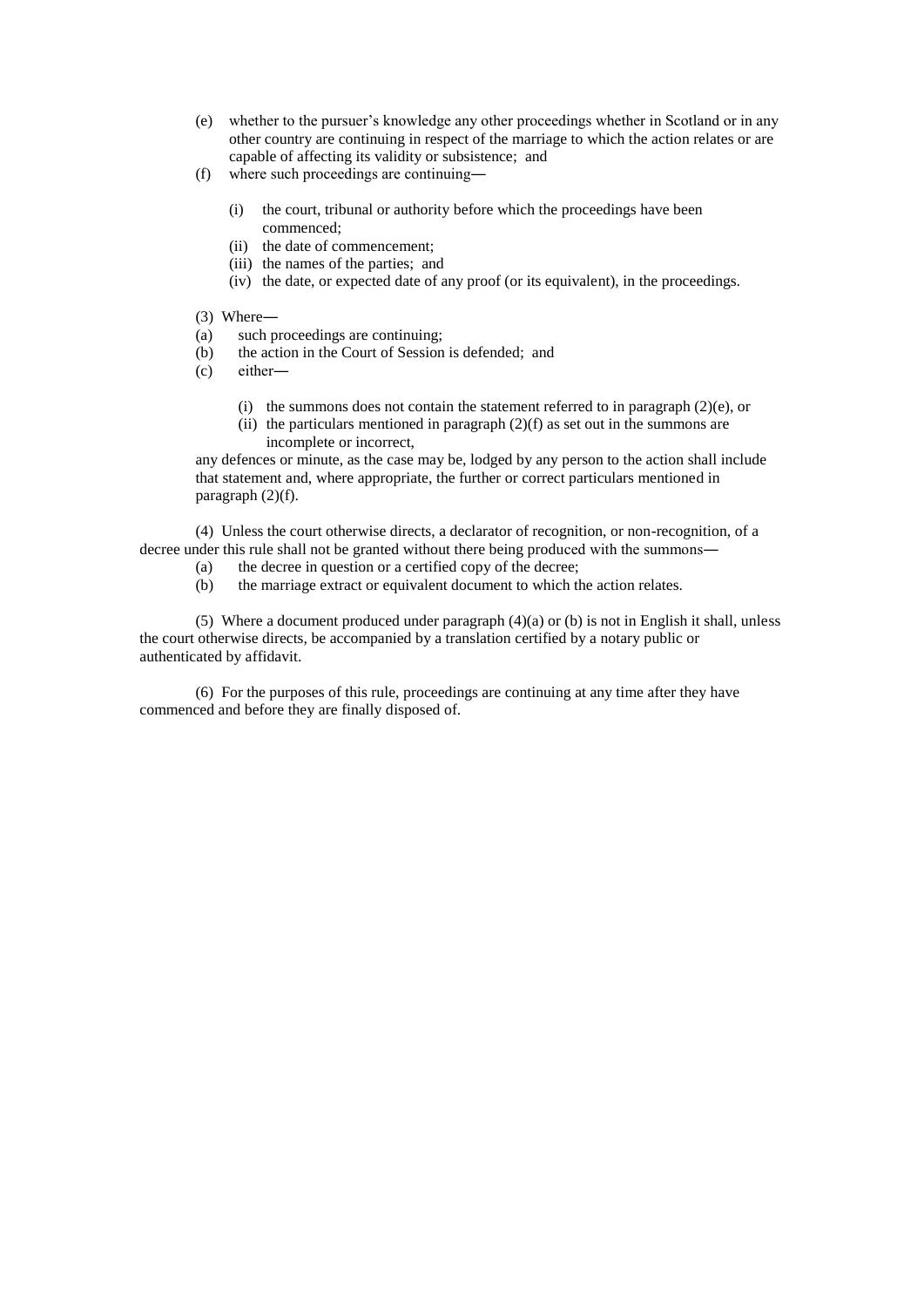(e) whether to the pursuer's knowledge any other proceedings whether in Scotland or in any other country are continuing in respect of the marriage to which the action relates or are capable of affecting its validity or subsistence; and

(f) where such proceedings are continuing—

   (i) the court, tribunal or authority before which the proceedings have been commenced;

   (ii) the date of commencement;

   (iii) the names of the parties; and

   (iv) the date, or expected date of any proof (or its equivalent), in the proceedings.

(3) Where—

(a) such proceedings are continuing;

(b) the action in the Court of Session is defended; and

(c) either—

   (i) the summons does not contain the statement referred to in paragraph (2)(e), or

   (ii) the particulars mentioned in paragraph (2)(f) as set out in the summons are incomplete or incorrect,

any defences or minute, as the case may be, lodged by any person to the action shall include that statement and, where appropriate, the further or correct particulars mentioned in paragraph (2)(f).

(4) Unless the court otherwise directs, a declarator of recognition, or non-recognition, of a decree under this rule shall not be granted without there being produced with the summons—

(a) the decree in question or a certified copy of the decree;

(b) the marriage extract or equivalent document to which the action relates.

(5) Where a document produced under paragraph (4)(a) or (b) is not in English it shall, unless the court otherwise directs, be accompanied by a translation certified by a notary public or authenticated by affidavit.

(6) For the purposes of this rule, proceedings are continuing at any time after they have commenced and before they are finally disposed of.